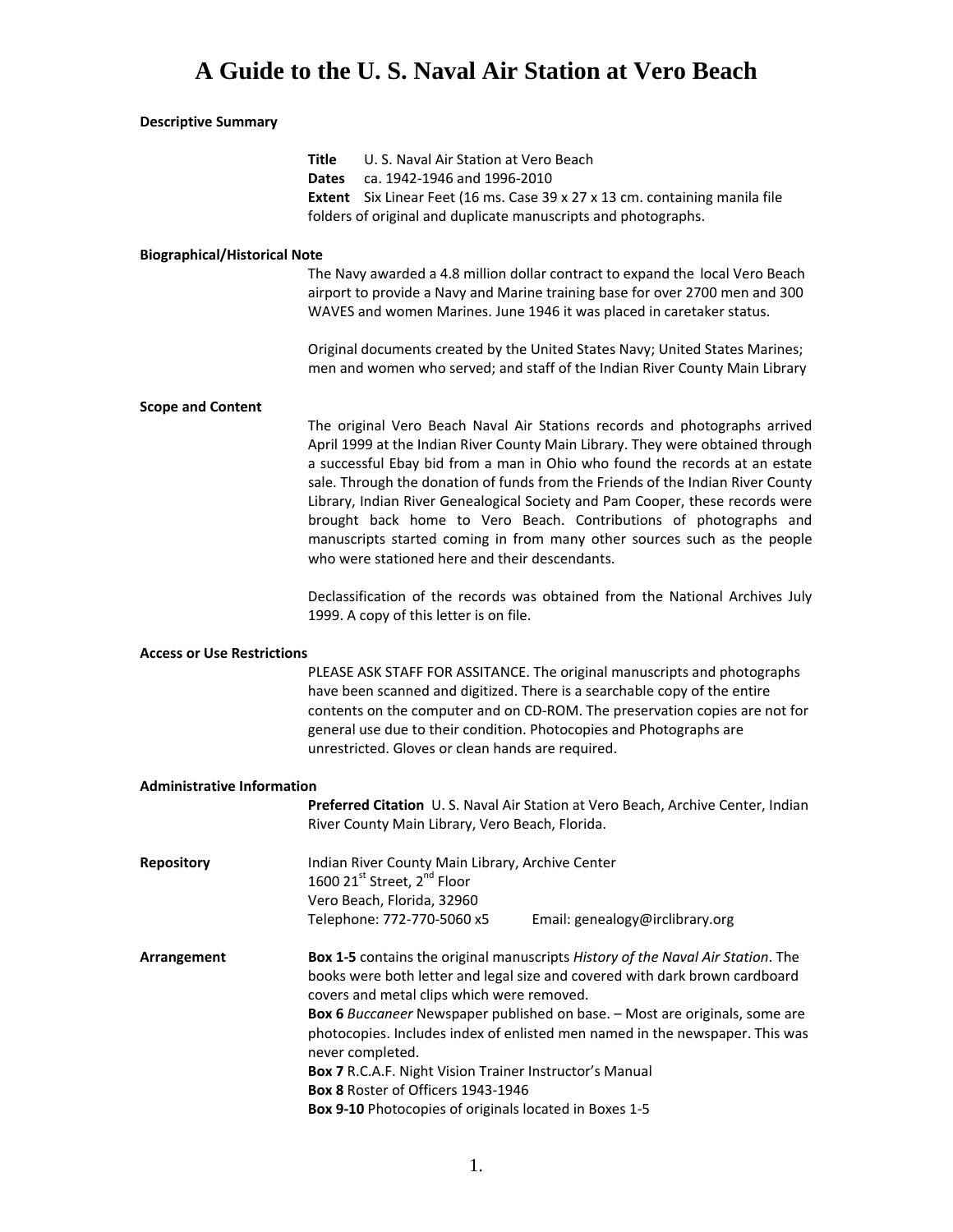# A Guide to the U. S. Naval Air Station at Vero Beach

**Descriptive Summary**

**Title** U. S. Naval Air Station at Vero Beach
**Dates** ca. 1942-1946 and 1996-2010
**Extent** Six Linear Feet (16 ms. Case 39 x 27 x 13 cm. containing manila file folders of original and duplicate manuscripts and photographs.

**Biographical/Historical Note**

The Navy awarded a 4.8 million dollar contract to expand the local Vero Beach airport to provide a Navy and Marine training base for over 2700 men and 300 WAVES and women Marines. June 1946 it was placed in caretaker status.

Original documents created by the United States Navy; United States Marines; men and women who served; and staff of the Indian River County Main Library

**Scope and Content**

The original Vero Beach Naval Air Stations records and photographs arrived April 1999 at the Indian River County Main Library. They were obtained through a successful Ebay bid from a man in Ohio who found the records at an estate sale. Through the donation of funds from the Friends of the Indian River County Library, Indian River Genealogical Society and Pam Cooper, these records were brought back home to Vero Beach. Contributions of photographs and manuscripts started coming in from many other sources such as the people who were stationed here and their descendants.

Declassification of the records was obtained from the National Archives July 1999. A copy of this letter is on file.

**Access or Use Restrictions**

PLEASE ASK STAFF FOR ASSITANCE. The original manuscripts and photographs have been scanned and digitized. There is a searchable copy of the entire contents on the computer and on CD-ROM. The preservation copies are not for general use due to their condition. Photocopies and Photographs are unrestricted. Gloves or clean hands are required.

**Administrative Information**

**Preferred Citation** U. S. Naval Air Station at Vero Beach, Archive Center, Indian River County Main Library, Vero Beach, Florida.

**Repository**

Indian River County Main Library, Archive Center
1600 21st Street, 2nd Floor
Vero Beach, Florida, 32960
Telephone: 772-770-5060 x5 Email: genealogy@irclibrary.org

**Arrangement**

**Box 1-5** contains the original manuscripts *History of the Naval Air Station*. The books were both letter and legal size and covered with dark brown cardboard covers and metal clips which were removed.
**Box 6** *Buccaneer* Newspaper published on base. – Most are originals, some are photocopies. Includes index of enlisted men named in the newspaper. This was never completed.
**Box 7** R.C.A.F. Night Vision Trainer Instructor's Manual
**Box 8** Roster of Officers 1943-1946
**Box 9-10** Photocopies of originals located in Boxes 1-5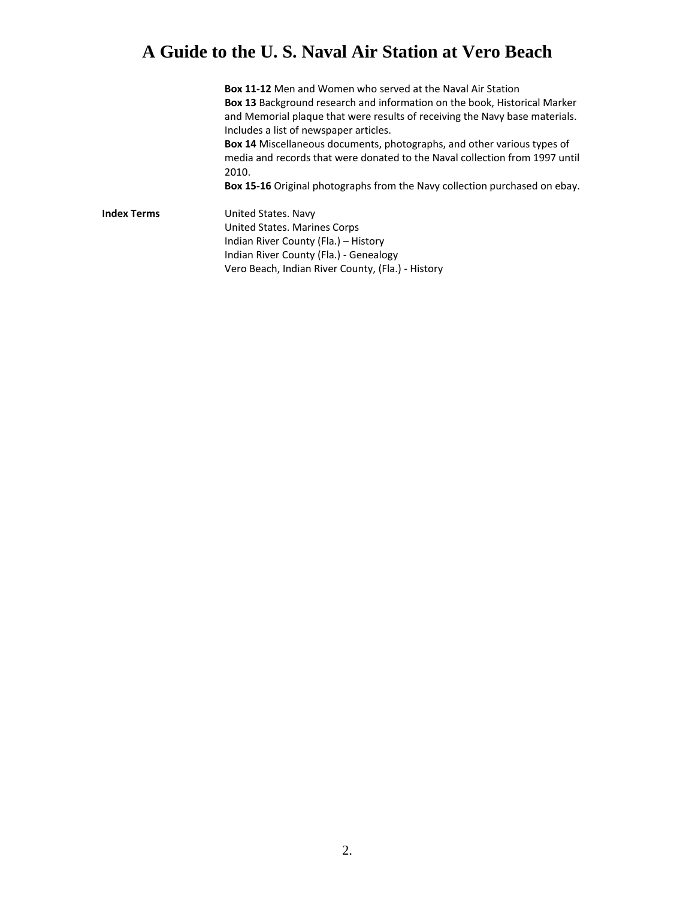**Box 11-12** Men and Women who served at the Naval Air Station
**Box 13** Background research and information on the book, Historical Marker and Memorial plaque that were results of receiving the Navy base materials. Includes a list of newspaper articles.
**Box 14** Miscellaneous documents, photographs, and other various types of media and records that were donated to the Naval collection from 1997 until 2010.
**Box 15-16** Original photographs from the Navy collection purchased on ebay.

**Index Terms**

United States. Navy
United States. Marines Corps
Indian River County (Fla.) – History
Indian River County (Fla.) - Genealogy
Vero Beach, Indian River County, (Fla.) - History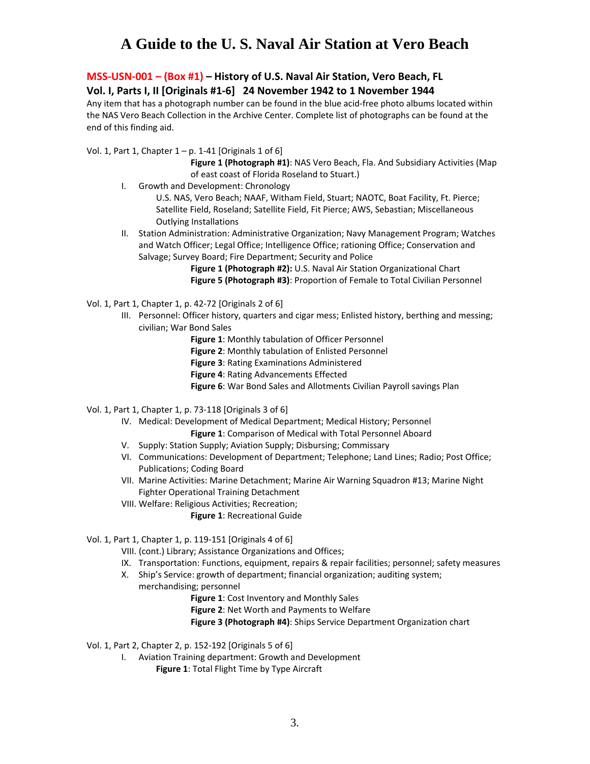# A Guide to the U. S. Naval Air Station at Vero Beach

## MSS-USN-001 – (Box #1) – History of U.S. Naval Air Station, Vero Beach, FL

### Vol. I, Parts I, II [Originals #1-6] 24 November 1942 to 1 November 1944

Any item that has a photograph number can be found in the blue acid-free photo albums located within the NAS Vero Beach Collection in the Archive Center. Complete list of photographs can be found at the end of this finding aid.

Vol. 1, Part 1, Chapter 1 – p. 1-41 [Originals 1 of 6]

**Figure 1 (Photograph #1)**: NAS Vero Beach, Fla. And Subsidiary Activities (Map of east coast of Florida Roseland to Stuart.)

I. Growth and Development: Chronology
   U.S. NAS, Vero Beach; NAAF, Witham Field, Stuart; NAOTC, Boat Facility, Ft. Pierce; Satellite Field, Roseland; Satellite Field, Fit Pierce; AWS, Sebastian; Miscellaneous Outlying Installations

II. Station Administration: Administrative Organization; Navy Management Program; Watches and Watch Officer; Legal Office; Intelligence Office; rationing Office; Conservation and Salvage; Survey Board; Fire Department; Security and Police

   **Figure 1 (Photograph #2):** U.S. Naval Air Station Organizational Chart
   **Figure 5 (Photograph #3)**: Proportion of Female to Total Civilian Personnel

Vol. 1, Part 1, Chapter 1, p. 42-72 [Originals 2 of 6]

III. Personnel: Officer history, quarters and cigar mess; Enlisted history, berthing and messing; civilian; War Bond Sales

   **Figure 1**: Monthly tabulation of Officer Personnel
   **Figure 2**: Monthly tabulation of Enlisted Personnel
   **Figure 3**: Rating Examinations Administered
   **Figure 4**: Rating Advancements Effected
   **Figure 6**: War Bond Sales and Allotments Civilian Payroll savings Plan

Vol. 1, Part 1, Chapter 1, p. 73-118 [Originals 3 of 6]

IV. Medical: Development of Medical Department; Medical History; Personnel

   **Figure 1**: Comparison of Medical with Total Personnel Aboard

V. Supply: Station Supply; Aviation Supply; Disbursing; Commissary

VI. Communications: Development of Department; Telephone; Land Lines; Radio; Post Office; Publications; Coding Board

VII. Marine Activities: Marine Detachment; Marine Air Warning Squadron #13; Marine Night Fighter Operational Training Detachment

VIII. Welfare: Religious Activities; Recreation;

   **Figure 1**: Recreational Guide

Vol. 1, Part 1, Chapter 1, p. 119-151 [Originals 4 of 6]

VIII. (cont.) Library; Assistance Organizations and Offices;

IX. Transportation: Functions, equipment, repairs & repair facilities; personnel; safety measures

X. Ship's Service: growth of department; financial organization; auditing system; merchandising; personnel

   **Figure 1**: Cost Inventory and Monthly Sales
   **Figure 2**: Net Worth and Payments to Welfare
   **Figure 3 (Photograph #4)**: Ships Service Department Organization chart

Vol. 1, Part 2, Chapter 2, p. 152-192 [Originals 5 of 6]

I. Aviation Training department: Growth and Development

   **Figure 1**: Total Flight Time by Type Aircraft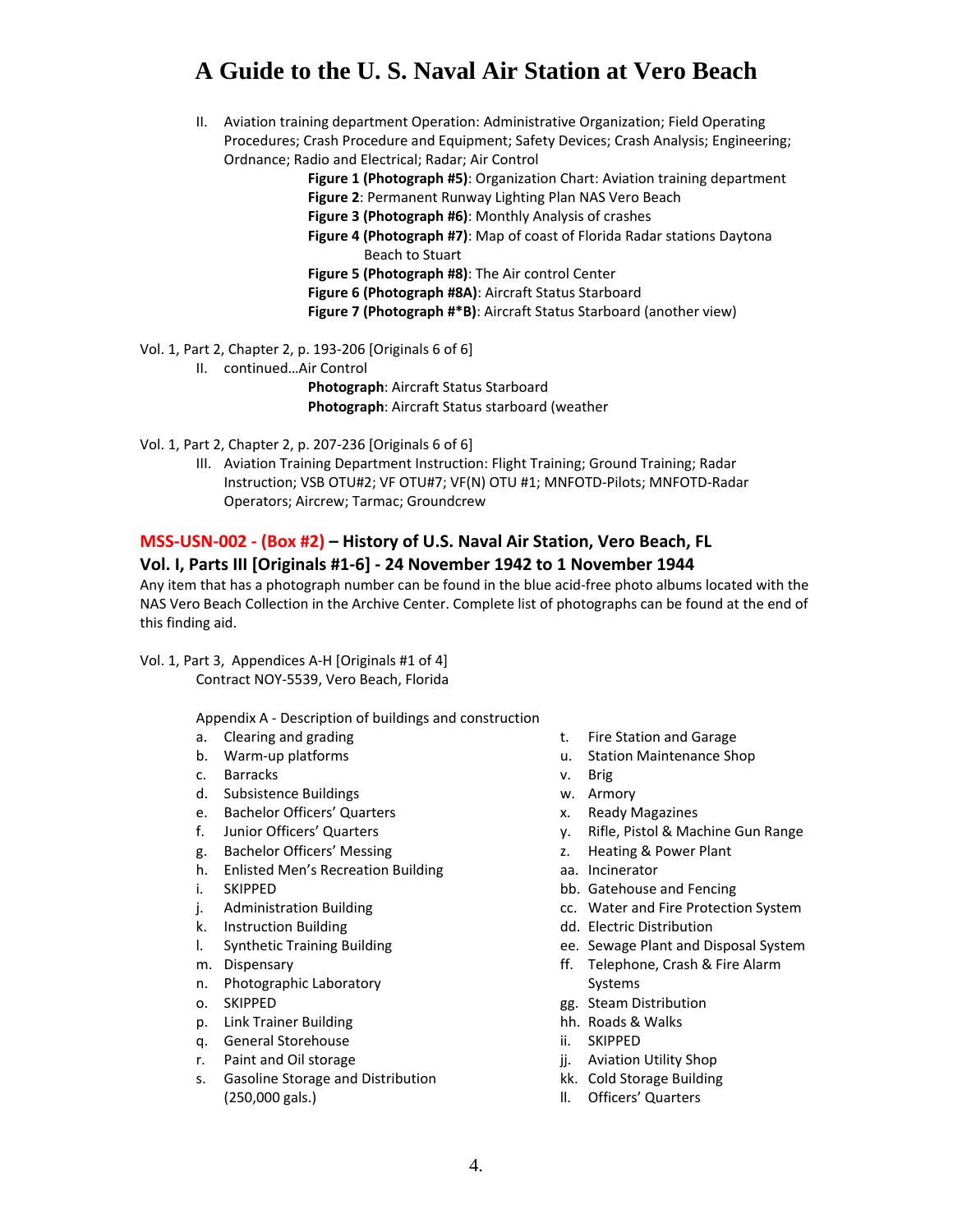II. Aviation training department Operation: Administrative Organization; Field Operating Procedures; Crash Procedure and Equipment; Safety Devices; Crash Analysis; Engineering; Ordnance; Radio and Electrical; Radar; Air Control

**Figure 1 (Photograph #5)**: Organization Chart: Aviation training department
**Figure 2**: Permanent Runway Lighting Plan NAS Vero Beach
**Figure 3 (Photograph #6)**: Monthly Analysis of crashes
**Figure 4 (Photograph #7)**: Map of coast of Florida Radar stations Daytona Beach to Stuart
**Figure 5 (Photograph #8)**: The Air control Center
**Figure 6 (Photograph #8A)**: Aircraft Status Starboard
**Figure 7 (Photograph #*B)**: Aircraft Status Starboard (another view)

Vol. 1, Part 2, Chapter 2, p. 193-206 [Originals 6 of 6]

II. continued…Air Control

**Photograph**: Aircraft Status Starboard
**Photograph**: Aircraft Status starboard (weather

Vol. 1, Part 2, Chapter 2, p. 207-236 [Originals 6 of 6]

III. Aviation Training Department Instruction: Flight Training; Ground Training; Radar Instruction; VSB OTU#2; VF OTU#7; VF(N) OTU #1; MNFOTD-Pilots; MNFOTD-Radar Operators; Aircrew; Tarmac; Groundcrew

## MSS-USN-002 - (Box #2) – History of U.S. Naval Air Station, Vero Beach, FL

### Vol. I, Parts III [Originals #1-6] - 24 November 1942 to 1 November 1944

Any item that has a photograph number can be found in the blue acid-free photo albums located with the NAS Vero Beach Collection in the Archive Center. Complete list of photographs can be found at the end of this finding aid.

Vol. 1, Part 3, Appendices A-H [Originals #1 of 4]

Contract NOY-5539, Vero Beach, Florida

Appendix A - Description of buildings and construction

a. Clearing and grading
b. Warm-up platforms
c. Barracks
d. Subsistence Buildings
e. Bachelor Officers' Quarters
f. Junior Officers' Quarters
g. Bachelor Officers' Messing
h. Enlisted Men's Recreation Building
i. SKIPPED
j. Administration Building
k. Instruction Building
l. Synthetic Training Building
m. Dispensary
n. Photographic Laboratory
o. SKIPPED
p. Link Trainer Building
q. General Storehouse
r. Paint and Oil storage
s. Gasoline Storage and Distribution (250,000 gals.)
t. Fire Station and Garage
u. Station Maintenance Shop
v. Brig
w. Armory
x. Ready Magazines
y. Rifle, Pistol & Machine Gun Range
z. Heating & Power Plant
aa. Incinerator
bb. Gatehouse and Fencing
cc. Water and Fire Protection System
dd. Electric Distribution
ee. Sewage Plant and Disposal System
ff. Telephone, Crash & Fire Alarm Systems
gg. Steam Distribution
hh. Roads & Walks
ii. SKIPPED
jj. Aviation Utility Shop
kk. Cold Storage Building
ll. Officers' Quarters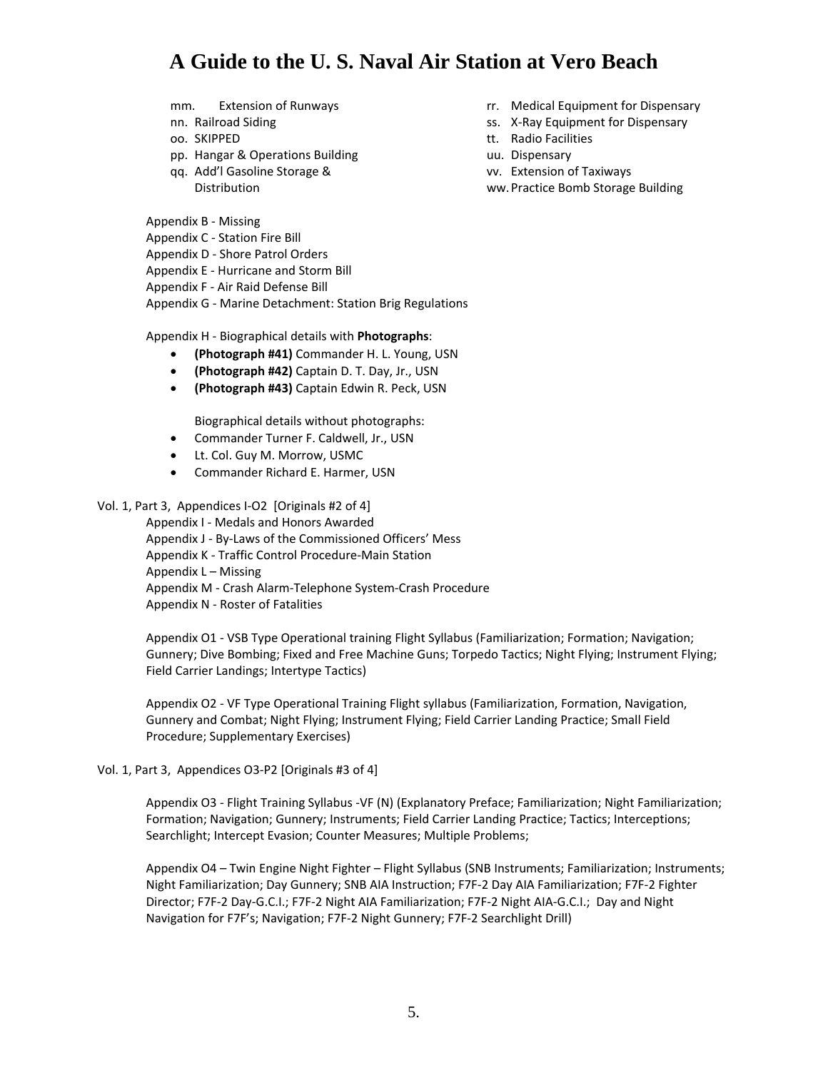mm. Extension of Runways
nn. Railroad Siding
oo. SKIPPED
pp. Hangar & Operations Building
qq. Add'l Gasoline Storage & Distribution
rr. Medical Equipment for Dispensary
ss. X-Ray Equipment for Dispensary
tt. Radio Facilities
uu. Dispensary
vv. Extension of Taxiways
ww. Practice Bomb Storage Building

Appendix B - Missing
Appendix C - Station Fire Bill
Appendix D - Shore Patrol Orders
Appendix E - Hurricane and Storm Bill
Appendix F - Air Raid Defense Bill
Appendix G - Marine Detachment: Station Brig Regulations

Appendix H - Biographical details with **Photographs**:

- **(Photograph #41)** Commander H. L. Young, USN
- **(Photograph #42)** Captain D. T. Day, Jr., USN
- **(Photograph #43)** Captain Edwin R. Peck, USN

Biographical details without photographs:

- Commander Turner F. Caldwell, Jr., USN
- Lt. Col. Guy M. Morrow, USMC
- Commander Richard E. Harmer, USN

Vol. 1, Part 3, Appendices I-O2 [Originals #2 of 4]

Appendix I - Medals and Honors Awarded
Appendix J - By-Laws of the Commissioned Officers' Mess
Appendix K - Traffic Control Procedure-Main Station
Appendix L – Missing
Appendix M - Crash Alarm-Telephone System-Crash Procedure
Appendix N - Roster of Fatalities

Appendix O1 - VSB Type Operational training Flight Syllabus (Familiarization; Formation; Navigation; Gunnery; Dive Bombing; Fixed and Free Machine Guns; Torpedo Tactics; Night Flying; Instrument Flying; Field Carrier Landings; Intertype Tactics)

Appendix O2 - VF Type Operational Training Flight syllabus (Familiarization, Formation, Navigation, Gunnery and Combat; Night Flying; Instrument Flying; Field Carrier Landing Practice; Small Field Procedure; Supplementary Exercises)

Vol. 1, Part 3, Appendices O3-P2 [Originals #3 of 4]

Appendix O3 - Flight Training Syllabus -VF (N) (Explanatory Preface; Familiarization; Night Familiarization; Formation; Navigation; Gunnery; Instruments; Field Carrier Landing Practice; Tactics; Interceptions; Searchlight; Intercept Evasion; Counter Measures; Multiple Problems;

Appendix O4 – Twin Engine Night Fighter – Flight Syllabus (SNB Instruments; Familiarization; Instruments; Night Familiarization; Day Gunnery; SNB AIA Instruction; F7F-2 Day AIA Familiarization; F7F-2 Fighter Director; F7F-2 Day-G.C.I.; F7F-2 Night AIA Familiarization; F7F-2 Night AIA-G.C.I.; Day and Night Navigation for F7F's; Navigation; F7F-2 Night Gunnery; F7F-2 Searchlight Drill)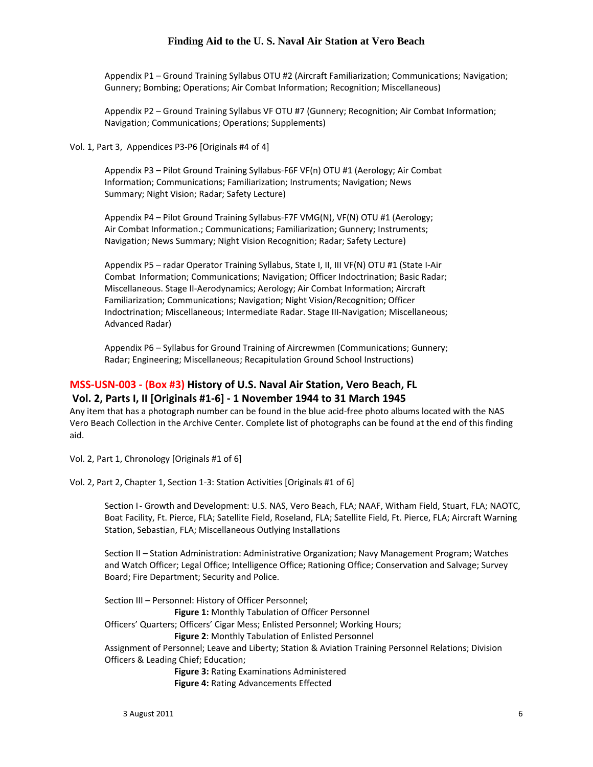Appendix P1 – Ground Training Syllabus OTU #2 (Aircraft Familiarization; Communications; Navigation; Gunnery; Bombing; Operations; Air Combat Information; Recognition; Miscellaneous)

Appendix P2 – Ground Training Syllabus VF OTU #7 (Gunnery; Recognition; Air Combat Information; Navigation; Communications; Operations; Supplements)

Vol. 1, Part 3, Appendices P3-P6 [Originals #4 of 4]

Appendix P3 – Pilot Ground Training Syllabus-F6F VF(n) OTU #1 (Aerology; Air Combat Information; Communications; Familiarization; Instruments; Navigation; News Summary; Night Vision; Radar; Safety Lecture)

Appendix P4 – Pilot Ground Training Syllabus-F7F VMG(N), VF(N) OTU #1 (Aerology; Air Combat Information.; Communications; Familiarization; Gunnery; Instruments; Navigation; News Summary; Night Vision Recognition; Radar; Safety Lecture)

Appendix P5 – radar Operator Training Syllabus, State I, II, III VF(N) OTU #1 (State I-Air Combat Information; Communications; Navigation; Officer Indoctrination; Basic Radar; Miscellaneous. Stage II-Aerodynamics; Aerology; Air Combat Information; Aircraft Familiarization; Communications; Navigation; Night Vision/Recognition; Officer Indoctrination; Miscellaneous; Intermediate Radar. Stage III-Navigation; Miscellaneous; Advanced Radar)

Appendix P6 – Syllabus for Ground Training of Aircrewmen (Communications; Gunnery; Radar; Engineering; Miscellaneous; Recapitulation Ground School Instructions)

## MSS-USN-003 - (Box #3) History of U.S. Naval Air Station, Vero Beach, FL Vol. 2, Parts I, II [Originals #1-6] - 1 November 1944 to 31 March 1945

Any item that has a photograph number can be found in the blue acid-free photo albums located with the NAS Vero Beach Collection in the Archive Center. Complete list of photographs can be found at the end of this finding aid.

Vol. 2, Part 1, Chronology [Originals #1 of 6]

Vol. 2, Part 2, Chapter 1, Section 1-3: Station Activities [Originals #1 of 6]

Section I - Growth and Development: U.S. NAS, Vero Beach, FLA; NAAF, Witham Field, Stuart, FLA; NAOTC, Boat Facility, Ft. Pierce, FLA; Satellite Field, Roseland, FLA; Satellite Field, Ft. Pierce, FLA; Aircraft Warning Station, Sebastian, FLA; Miscellaneous Outlying Installations

Section II – Station Administration: Administrative Organization; Navy Management Program; Watches and Watch Officer; Legal Office; Intelligence Office; Rationing Office; Conservation and Salvage; Survey Board; Fire Department; Security and Police.

Section III – Personnel: History of Officer Personnel;

**Figure 1:** Monthly Tabulation of Officer Personnel

Officers' Quarters; Officers' Cigar Mess; Enlisted Personnel; Working Hours;

**Figure 2**: Monthly Tabulation of Enlisted Personnel

Assignment of Personnel; Leave and Liberty; Station & Aviation Training Personnel Relations; Division Officers & Leading Chief; Education;

**Figure 3:** Rating Examinations Administered

**Figure 4:** Rating Advancements Effected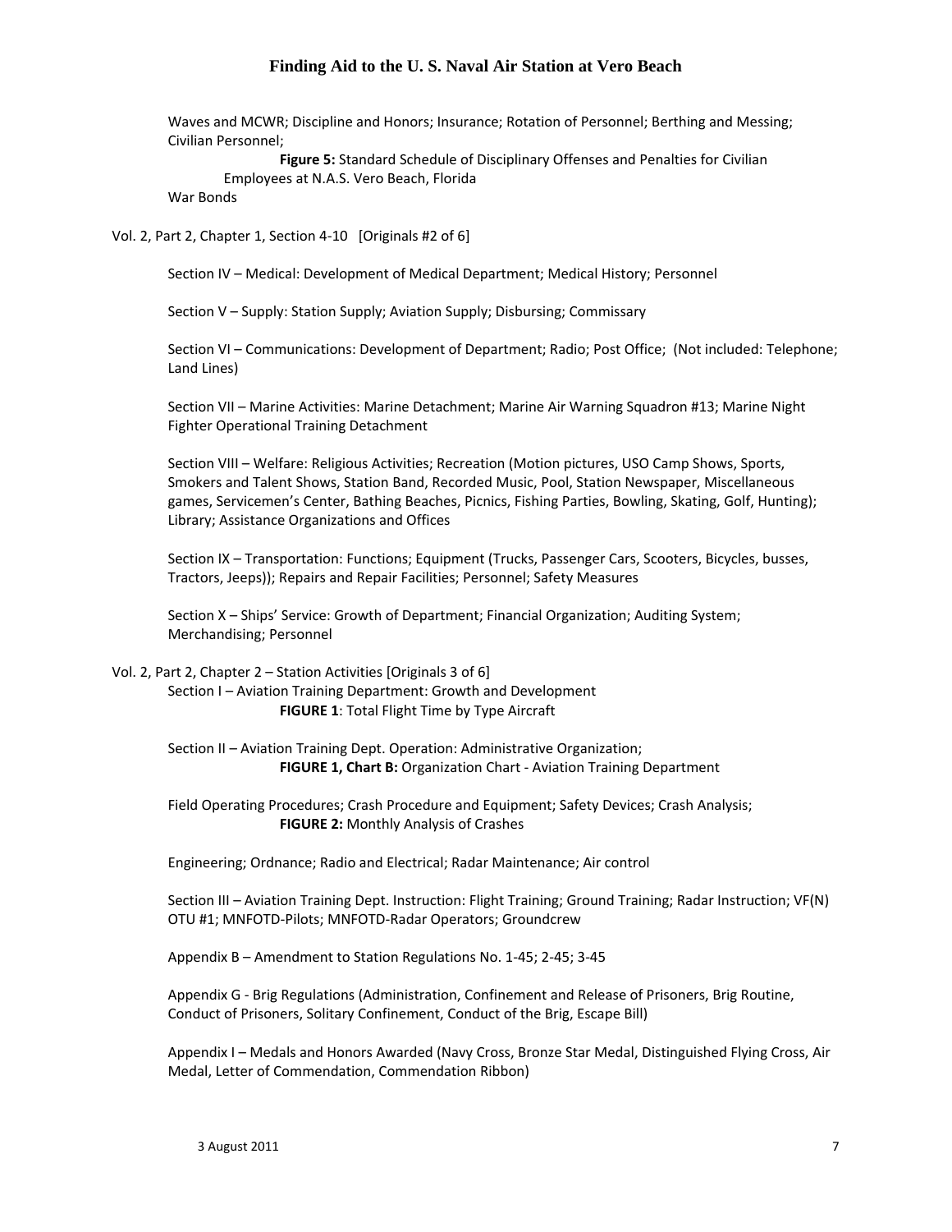Waves and MCWR; Discipline and Honors; Insurance; Rotation of Personnel; Berthing and Messing; Civilian Personnel;

**Figure 5:** Standard Schedule of Disciplinary Offenses and Penalties for Civilian Employees at N.A.S. Vero Beach, Florida

War Bonds

Vol. 2, Part 2, Chapter 1, Section 4-10 [Originals #2 of 6]

Section IV – Medical: Development of Medical Department; Medical History; Personnel

Section V – Supply: Station Supply; Aviation Supply; Disbursing; Commissary

Section VI – Communications: Development of Department; Radio; Post Office; (Not included: Telephone; Land Lines)

Section VII – Marine Activities: Marine Detachment; Marine Air Warning Squadron #13; Marine Night Fighter Operational Training Detachment

Section VIII – Welfare: Religious Activities; Recreation (Motion pictures, USO Camp Shows, Sports, Smokers and Talent Shows, Station Band, Recorded Music, Pool, Station Newspaper, Miscellaneous games, Servicemen's Center, Bathing Beaches, Picnics, Fishing Parties, Bowling, Skating, Golf, Hunting); Library; Assistance Organizations and Offices

Section IX – Transportation: Functions; Equipment (Trucks, Passenger Cars, Scooters, Bicycles, busses, Tractors, Jeeps)); Repairs and Repair Facilities; Personnel; Safety Measures

Section X – Ships' Service: Growth of Department; Financial Organization; Auditing System; Merchandising; Personnel

Vol. 2, Part 2, Chapter 2 – Station Activities [Originals 3 of 6]

Section I – Aviation Training Department: Growth and Development

**FIGURE 1**: Total Flight Time by Type Aircraft

Section II – Aviation Training Dept. Operation: Administrative Organization;

**FIGURE 1, Chart B:** Organization Chart - Aviation Training Department

Field Operating Procedures; Crash Procedure and Equipment; Safety Devices; Crash Analysis;

**FIGURE 2:** Monthly Analysis of Crashes

Engineering; Ordnance; Radio and Electrical; Radar Maintenance; Air control

Section III – Aviation Training Dept. Instruction: Flight Training; Ground Training; Radar Instruction; VF(N) OTU #1; MNFOTD-Pilots; MNFOTD-Radar Operators; Groundcrew

Appendix B – Amendment to Station Regulations No. 1-45; 2-45; 3-45

Appendix G - Brig Regulations (Administration, Confinement and Release of Prisoners, Brig Routine, Conduct of Prisoners, Solitary Confinement, Conduct of the Brig, Escape Bill)

Appendix I – Medals and Honors Awarded (Navy Cross, Bronze Star Medal, Distinguished Flying Cross, Air Medal, Letter of Commendation, Commendation Ribbon)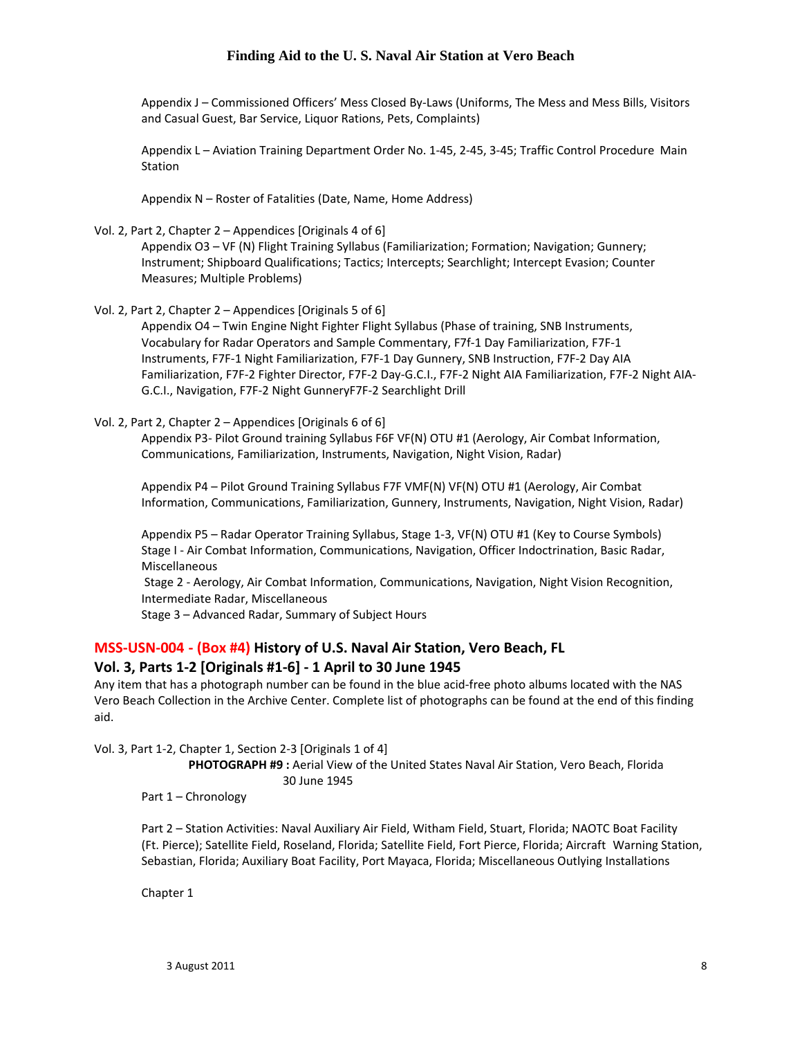Appendix J – Commissioned Officers' Mess Closed By-Laws (Uniforms, The Mess and Mess Bills, Visitors and Casual Guest, Bar Service, Liquor Rations, Pets, Complaints)

Appendix L – Aviation Training Department Order No. 1-45, 2-45, 3-45; Traffic Control Procedure Main Station

Appendix N – Roster of Fatalities (Date, Name, Home Address)

Vol. 2, Part 2, Chapter 2 – Appendices [Originals 4 of 6]

Appendix O3 – VF (N) Flight Training Syllabus (Familiarization; Formation; Navigation; Gunnery; Instrument; Shipboard Qualifications; Tactics; Intercepts; Searchlight; Intercept Evasion; Counter Measures; Multiple Problems)

Vol. 2, Part 2, Chapter 2 – Appendices [Originals 5 of 6]

Appendix O4 – Twin Engine Night Fighter Flight Syllabus (Phase of training, SNB Instruments, Vocabulary for Radar Operators and Sample Commentary, F7f-1 Day Familiarization, F7F-1 Instruments, F7F-1 Night Familiarization, F7F-1 Day Gunnery, SNB Instruction, F7F-2 Day AIA Familiarization, F7F-2 Fighter Director, F7F-2 Day-G.C.I., F7F-2 Night AIA Familiarization, F7F-2 Night AIA-G.C.I., Navigation, F7F-2 Night GunneryF7F-2 Searchlight Drill

Vol. 2, Part 2, Chapter 2 – Appendices [Originals 6 of 6]

Appendix P3- Pilot Ground training Syllabus F6F VF(N) OTU #1 (Aerology, Air Combat Information, Communications, Familiarization, Instruments, Navigation, Night Vision, Radar)

Appendix P4 – Pilot Ground Training Syllabus F7F VMF(N) VF(N) OTU #1 (Aerology, Air Combat Information, Communications, Familiarization, Gunnery, Instruments, Navigation, Night Vision, Radar)

Appendix P5 – Radar Operator Training Syllabus, Stage 1-3, VF(N) OTU #1 (Key to Course Symbols)
Stage I - Air Combat Information, Communications, Navigation, Officer Indoctrination, Basic Radar, Miscellaneous
Stage 2 - Aerology, Air Combat Information, Communications, Navigation, Night Vision Recognition, Intermediate Radar, Miscellaneous
Stage 3 – Advanced Radar, Summary of Subject Hours

## MSS-USN-004 - (Box #4) History of U.S. Naval Air Station, Vero Beach, FL
## Vol. 3, Parts 1-2 [Originals #1-6] - 1 April to 30 June 1945

Any item that has a photograph number can be found in the blue acid-free photo albums located with the NAS Vero Beach Collection in the Archive Center. Complete list of photographs can be found at the end of this finding aid.

Vol. 3, Part 1-2, Chapter 1, Section 2-3 [Originals 1 of 4]

**PHOTOGRAPH #9 :** Aerial View of the United States Naval Air Station, Vero Beach, Florida 30 June 1945

Part 1 – Chronology

Part 2 – Station Activities: Naval Auxiliary Air Field, Witham Field, Stuart, Florida; NAOTC Boat Facility (Ft. Pierce); Satellite Field, Roseland, Florida; Satellite Field, Fort Pierce, Florida; Aircraft Warning Station, Sebastian, Florida; Auxiliary Boat Facility, Port Mayaca, Florida; Miscellaneous Outlying Installations

Chapter 1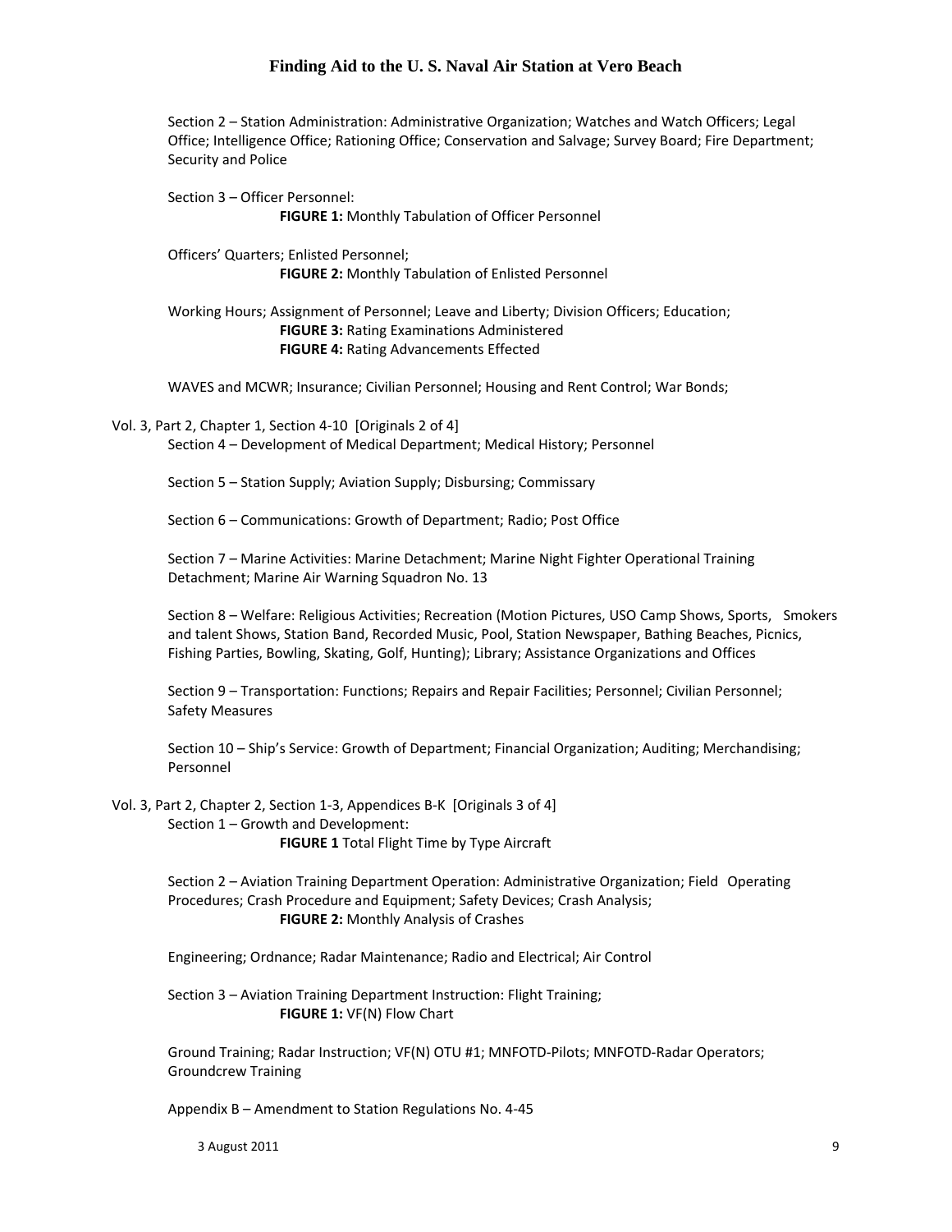Section 2 – Station Administration: Administrative Organization; Watches and Watch Officers; Legal Office; Intelligence Office; Rationing Office; Conservation and Salvage; Survey Board; Fire Department; Security and Police

Section 3 – Officer Personnel:

**FIGURE 1:** Monthly Tabulation of Officer Personnel

Officers' Quarters; Enlisted Personnel;

**FIGURE 2:** Monthly Tabulation of Enlisted Personnel

Working Hours; Assignment of Personnel; Leave and Liberty; Division Officers; Education;

**FIGURE 3:** Rating Examinations Administered

**FIGURE 4:** Rating Advancements Effected

WAVES and MCWR; Insurance; Civilian Personnel; Housing and Rent Control; War Bonds;

Vol. 3, Part 2, Chapter 1, Section 4-10 [Originals 2 of 4]

Section 4 – Development of Medical Department; Medical History; Personnel

Section 5 – Station Supply; Aviation Supply; Disbursing; Commissary

Section 6 – Communications: Growth of Department; Radio; Post Office

Section 7 – Marine Activities: Marine Detachment; Marine Night Fighter Operational Training Detachment; Marine Air Warning Squadron No. 13

Section 8 – Welfare: Religious Activities; Recreation (Motion Pictures, USO Camp Shows, Sports, Smokers and talent Shows, Station Band, Recorded Music, Pool, Station Newspaper, Bathing Beaches, Picnics, Fishing Parties, Bowling, Skating, Golf, Hunting); Library; Assistance Organizations and Offices

Section 9 – Transportation: Functions; Repairs and Repair Facilities; Personnel; Civilian Personnel; Safety Measures

Section 10 – Ship's Service: Growth of Department; Financial Organization; Auditing; Merchandising; Personnel

Vol. 3, Part 2, Chapter 2, Section 1-3, Appendices B-K [Originals 3 of 4]

Section 1 – Growth and Development:

**FIGURE 1** Total Flight Time by Type Aircraft

Section 2 – Aviation Training Department Operation: Administrative Organization; Field Operating Procedures; Crash Procedure and Equipment; Safety Devices; Crash Analysis;

**FIGURE 2:** Monthly Analysis of Crashes

Engineering; Ordnance; Radar Maintenance; Radio and Electrical; Air Control

Section 3 – Aviation Training Department Instruction: Flight Training;

**FIGURE 1:** VF(N) Flow Chart

Ground Training; Radar Instruction; VF(N) OTU #1; MNFOTD-Pilots; MNFOTD-Radar Operators; Groundcrew Training

Appendix B – Amendment to Station Regulations No. 4-45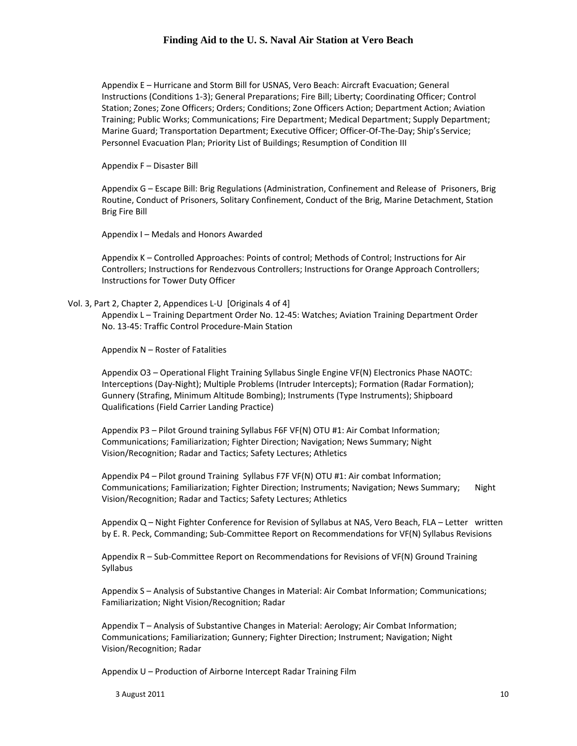Appendix E – Hurricane and Storm Bill for USNAS, Vero Beach: Aircraft Evacuation; General Instructions (Conditions 1-3); General Preparations; Fire Bill; Liberty; Coordinating Officer; Control Station; Zones; Zone Officers; Orders; Conditions; Zone Officers Action; Department Action; Aviation Training; Public Works; Communications; Fire Department; Medical Department; Supply Department; Marine Guard; Transportation Department; Executive Officer; Officer-Of-The-Day; Ship's Service; Personnel Evacuation Plan; Priority List of Buildings; Resumption of Condition III

Appendix F – Disaster Bill

Appendix G – Escape Bill: Brig Regulations (Administration, Confinement and Release of Prisoners, Brig Routine, Conduct of Prisoners, Solitary Confinement, Conduct of the Brig, Marine Detachment, Station Brig Fire Bill

Appendix I – Medals and Honors Awarded

Appendix K – Controlled Approaches: Points of control; Methods of Control; Instructions for Air Controllers; Instructions for Rendezvous Controllers; Instructions for Orange Approach Controllers; Instructions for Tower Duty Officer

Vol. 3, Part 2, Chapter 2, Appendices L-U [Originals 4 of 4]

Appendix L – Training Department Order No. 12-45: Watches; Aviation Training Department Order No. 13-45: Traffic Control Procedure-Main Station

Appendix N – Roster of Fatalities

Appendix O3 – Operational Flight Training Syllabus Single Engine VF(N) Electronics Phase NAOTC: Interceptions (Day-Night); Multiple Problems (Intruder Intercepts); Formation (Radar Formation); Gunnery (Strafing, Minimum Altitude Bombing); Instruments (Type Instruments); Shipboard Qualifications (Field Carrier Landing Practice)

Appendix P3 – Pilot Ground training Syllabus F6F VF(N) OTU #1: Air Combat Information; Communications; Familiarization; Fighter Direction; Navigation; News Summary; Night Vision/Recognition; Radar and Tactics; Safety Lectures; Athletics

Appendix P4 – Pilot ground Training Syllabus F7F VF(N) OTU #1: Air combat Information; Communications; Familiarization; Fighter Direction; Instruments; Navigation; News Summary; Night Vision/Recognition; Radar and Tactics; Safety Lectures; Athletics

Appendix Q – Night Fighter Conference for Revision of Syllabus at NAS, Vero Beach, FLA – Letter written by E. R. Peck, Commanding; Sub-Committee Report on Recommendations for VF(N) Syllabus Revisions

Appendix R – Sub-Committee Report on Recommendations for Revisions of VF(N) Ground Training Syllabus

Appendix S – Analysis of Substantive Changes in Material: Air Combat Information; Communications; Familiarization; Night Vision/Recognition; Radar

Appendix T – Analysis of Substantive Changes in Material: Aerology; Air Combat Information; Communications; Familiarization; Gunnery; Fighter Direction; Instrument; Navigation; Night Vision/Recognition; Radar

Appendix U – Production of Airborne Intercept Radar Training Film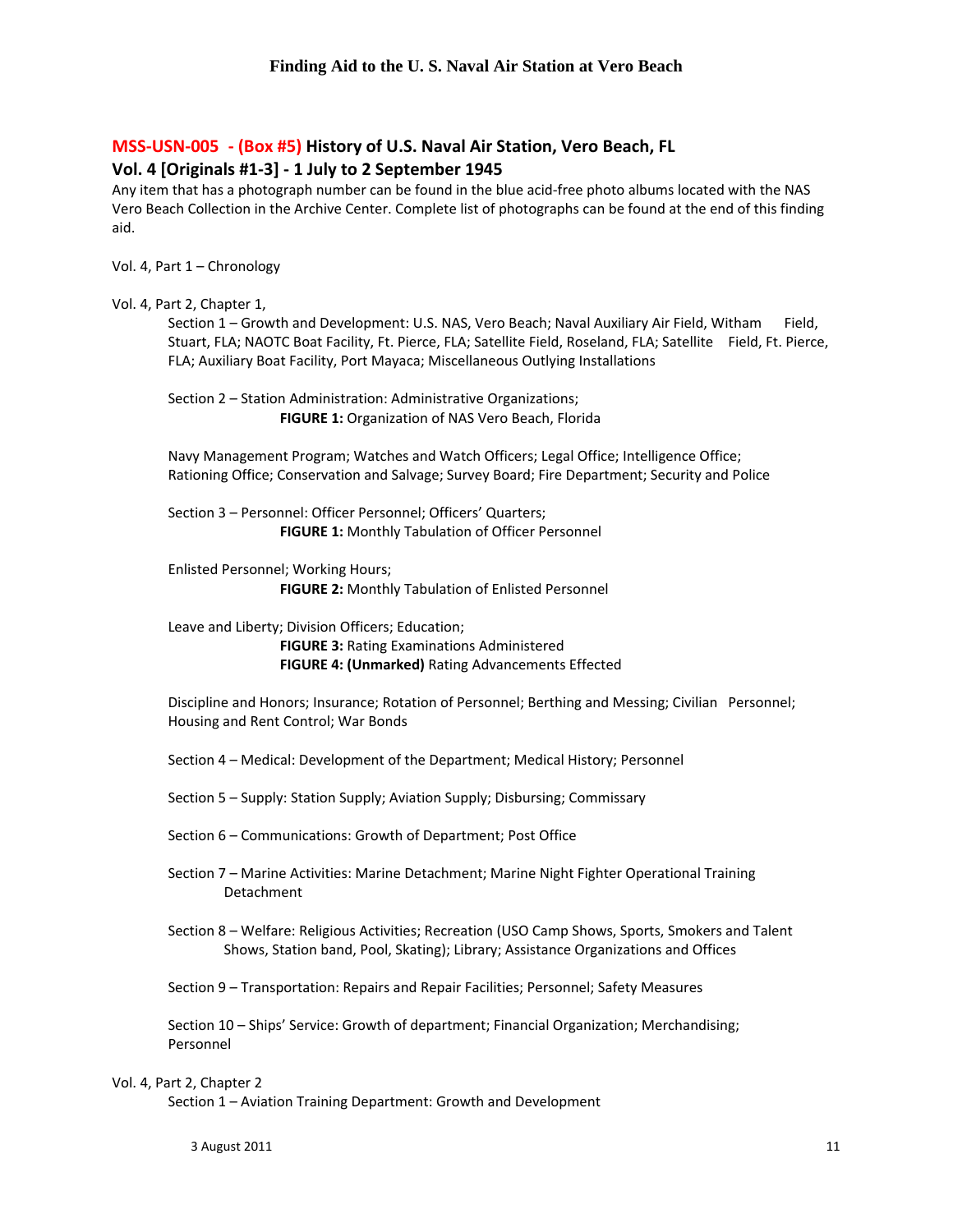## MSS-USN-005 - (Box #5) History of U.S. Naval Air Station, Vero Beach, FL

## Vol. 4 [Originals #1-3] - 1 July to 2 September 1945

Any item that has a photograph number can be found in the blue acid-free photo albums located with the NAS Vero Beach Collection in the Archive Center. Complete list of photographs can be found at the end of this finding aid.

Vol. 4, Part 1 – Chronology

Vol. 4, Part 2, Chapter 1,

Section 1 – Growth and Development: U.S. NAS, Vero Beach; Naval Auxiliary Air Field, Witham Field, Stuart, FLA; NAOTC Boat Facility, Ft. Pierce, FLA; Satellite Field, Roseland, FLA; Satellite Field, Ft. Pierce, FLA; Auxiliary Boat Facility, Port Mayaca; Miscellaneous Outlying Installations

Section 2 – Station Administration: Administrative Organizations;

**FIGURE 1:** Organization of NAS Vero Beach, Florida

Navy Management Program; Watches and Watch Officers; Legal Office; Intelligence Office; Rationing Office; Conservation and Salvage; Survey Board; Fire Department; Security and Police

Section 3 – Personnel: Officer Personnel; Officers' Quarters;

**FIGURE 1:** Monthly Tabulation of Officer Personnel

Enlisted Personnel; Working Hours;

**FIGURE 2:** Monthly Tabulation of Enlisted Personnel

Leave and Liberty; Division Officers; Education;

**FIGURE 3:** Rating Examinations Administered

**FIGURE 4: (Unmarked)** Rating Advancements Effected

Discipline and Honors; Insurance; Rotation of Personnel; Berthing and Messing; Civilian Personnel; Housing and Rent Control; War Bonds

Section 4 – Medical: Development of the Department; Medical History; Personnel

Section 5 – Supply: Station Supply; Aviation Supply; Disbursing; Commissary

Section 6 – Communications: Growth of Department; Post Office

Section 7 – Marine Activities: Marine Detachment; Marine Night Fighter Operational Training Detachment

Section 8 – Welfare: Religious Activities; Recreation (USO Camp Shows, Sports, Smokers and Talent Shows, Station band, Pool, Skating); Library; Assistance Organizations and Offices

Section 9 – Transportation: Repairs and Repair Facilities; Personnel; Safety Measures

Section 10 – Ships' Service: Growth of department; Financial Organization; Merchandising; Personnel

Vol. 4, Part 2, Chapter 2

Section 1 – Aviation Training Department: Growth and Development

3 August 2011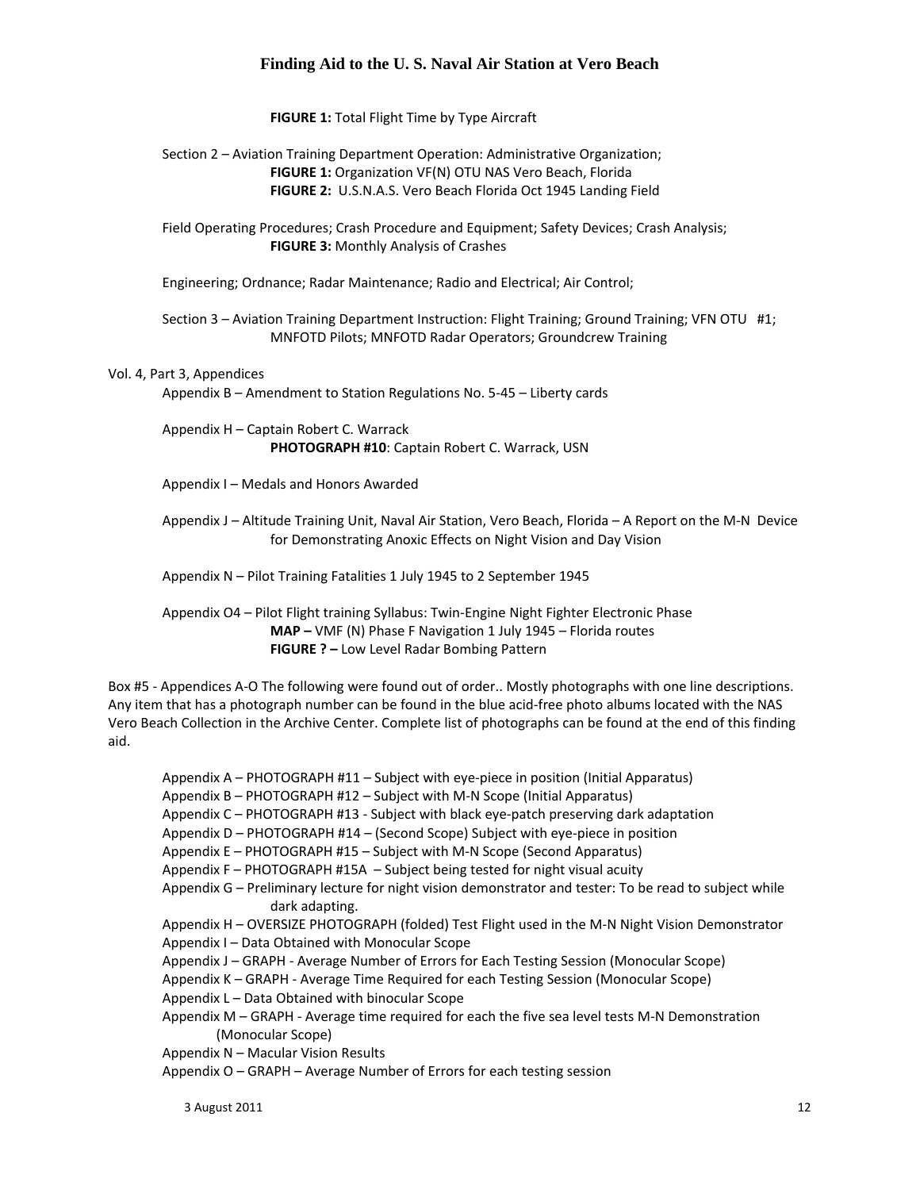**FIGURE 1:** Total Flight Time by Type Aircraft

Section 2 – Aviation Training Department Operation: Administrative Organization;
**FIGURE 1:** Organization VF(N) OTU NAS Vero Beach, Florida
**FIGURE 2:** U.S.N.A.S. Vero Beach Florida Oct 1945 Landing Field

Field Operating Procedures; Crash Procedure and Equipment; Safety Devices; Crash Analysis;
**FIGURE 3:** Monthly Analysis of Crashes

Engineering; Ordnance; Radar Maintenance; Radio and Electrical; Air Control;

Section 3 – Aviation Training Department Instruction: Flight Training; Ground Training; VFN OTU #1; MNFOTD Pilots; MNFOTD Radar Operators; Groundcrew Training

Vol. 4, Part 3, Appendices

Appendix B – Amendment to Station Regulations No. 5-45 – Liberty cards

Appendix H – Captain Robert C. Warrack
**PHOTOGRAPH #10**: Captain Robert C. Warrack, USN

Appendix I – Medals and Honors Awarded

Appendix J – Altitude Training Unit, Naval Air Station, Vero Beach, Florida – A Report on the M-N Device for Demonstrating Anoxic Effects on Night Vision and Day Vision

Appendix N – Pilot Training Fatalities 1 July 1945 to 2 September 1945

Appendix O4 – Pilot Flight training Syllabus: Twin-Engine Night Fighter Electronic Phase
**MAP –** VMF (N) Phase F Navigation 1 July 1945 – Florida routes
**FIGURE ? –** Low Level Radar Bombing Pattern

Box #5 - Appendices A-O The following were found out of order.. Mostly photographs with one line descriptions. Any item that has a photograph number can be found in the blue acid-free photo albums located with the NAS Vero Beach Collection in the Archive Center. Complete list of photographs can be found at the end of this finding aid.

Appendix A – PHOTOGRAPH #11 – Subject with eye-piece in position (Initial Apparatus)
Appendix B – PHOTOGRAPH #12 – Subject with M-N Scope (Initial Apparatus)
Appendix C – PHOTOGRAPH #13 - Subject with black eye-patch preserving dark adaptation
Appendix D – PHOTOGRAPH #14 – (Second Scope) Subject with eye-piece in position
Appendix E – PHOTOGRAPH #15 – Subject with M-N Scope (Second Apparatus)
Appendix F – PHOTOGRAPH #15A – Subject being tested for night visual acuity
Appendix G – Preliminary lecture for night vision demonstrator and tester: To be read to subject while dark adapting.
Appendix H – OVERSIZE PHOTOGRAPH (folded) Test Flight used in the M-N Night Vision Demonstrator
Appendix I – Data Obtained with Monocular Scope
Appendix J – GRAPH - Average Number of Errors for Each Testing Session (Monocular Scope)
Appendix K – GRAPH - Average Time Required for each Testing Session (Monocular Scope)
Appendix L – Data Obtained with binocular Scope
Appendix M – GRAPH - Average time required for each the five sea level tests M-N Demonstration (Monocular Scope)
Appendix N – Macular Vision Results
Appendix O – GRAPH – Average Number of Errors for each testing session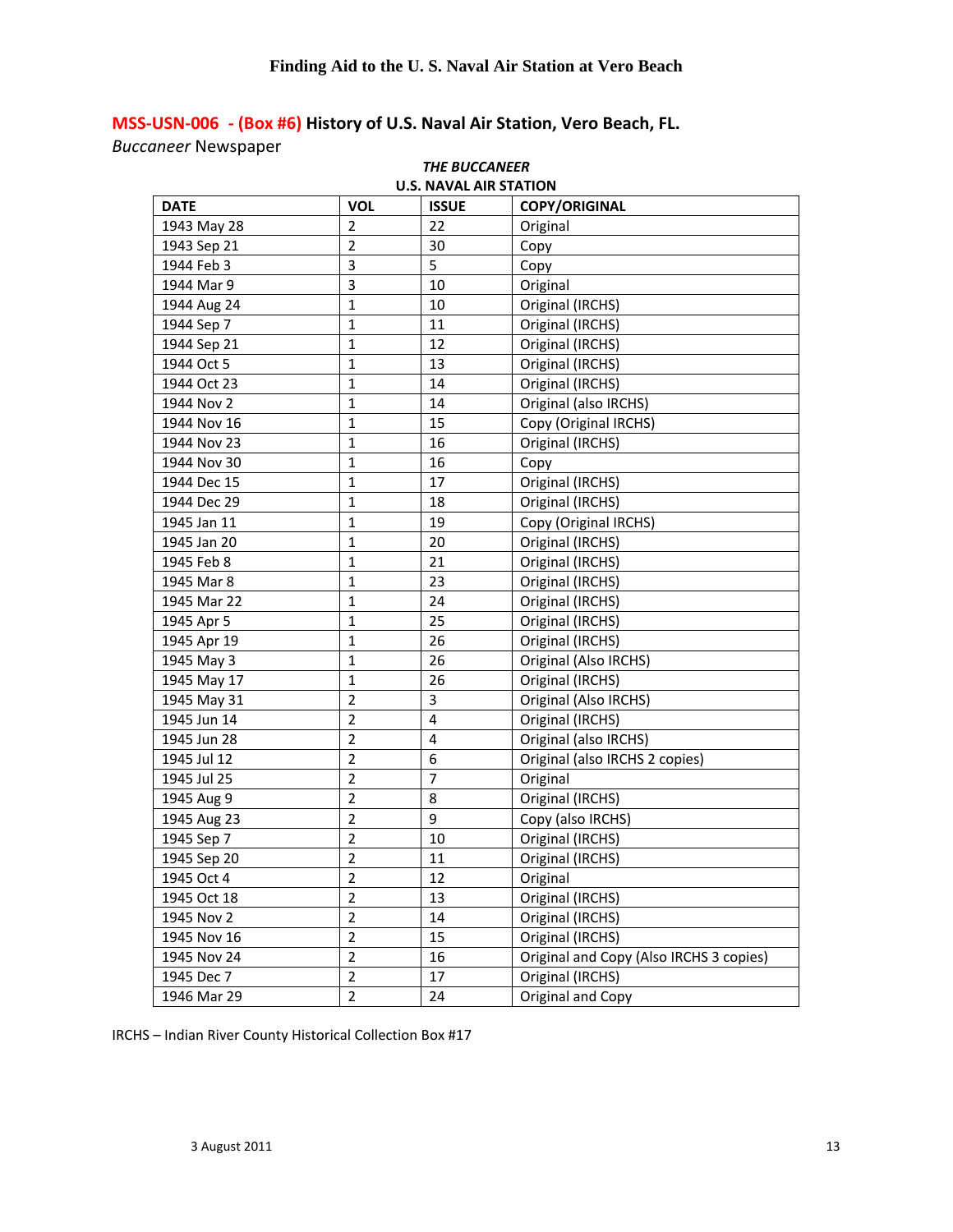## MSS-USN-006 - (Box #6) History of U.S. Naval Air Station, Vero Beach, FL.

*Buccaneer* Newspaper

***THE BUCCANEER***
**U.S. NAVAL AIR STATION**

| DATE | VOL | ISSUE | COPY/ORIGINAL |
|---|---|---|---|
| 1943 May 28 | 2 | 22 | Original |
| 1943 Sep 21 | 2 | 30 | Copy |
| 1944 Feb 3 | 3 | 5 | Copy |
| 1944 Mar 9 | 3 | 10 | Original |
| 1944 Aug 24 | 1 | 10 | Original (IRCHS) |
| 1944 Sep 7 | 1 | 11 | Original (IRCHS) |
| 1944 Sep 21 | 1 | 12 | Original (IRCHS) |
| 1944 Oct 5 | 1 | 13 | Original (IRCHS) |
| 1944 Oct 23 | 1 | 14 | Original (IRCHS) |
| 1944 Nov 2 | 1 | 14 | Original (also IRCHS) |
| 1944 Nov 16 | 1 | 15 | Copy (Original IRCHS) |
| 1944 Nov 23 | 1 | 16 | Original (IRCHS) |
| 1944 Nov 30 | 1 | 16 | Copy |
| 1944 Dec 15 | 1 | 17 | Original (IRCHS) |
| 1944 Dec 29 | 1 | 18 | Original (IRCHS) |
| 1945 Jan 11 | 1 | 19 | Copy (Original IRCHS) |
| 1945 Jan 20 | 1 | 20 | Original (IRCHS) |
| 1945 Feb 8 | 1 | 21 | Original (IRCHS) |
| 1945 Mar 8 | 1 | 23 | Original (IRCHS) |
| 1945 Mar 22 | 1 | 24 | Original (IRCHS) |
| 1945 Apr 5 | 1 | 25 | Original (IRCHS) |
| 1945 Apr 19 | 1 | 26 | Original (IRCHS) |
| 1945 May 3 | 1 | 26 | Original (Also IRCHS) |
| 1945 May 17 | 1 | 26 | Original (IRCHS) |
| 1945 May 31 | 2 | 3 | Original (Also IRCHS) |
| 1945 Jun 14 | 2 | 4 | Original (IRCHS) |
| 1945 Jun 28 | 2 | 4 | Original (also IRCHS) |
| 1945 Jul 12 | 2 | 6 | Original (also IRCHS 2 copies) |
| 1945 Jul 25 | 2 | 7 | Original |
| 1945 Aug 9 | 2 | 8 | Original (IRCHS) |
| 1945 Aug 23 | 2 | 9 | Copy (also IRCHS) |
| 1945 Sep 7 | 2 | 10 | Original (IRCHS) |
| 1945 Sep 20 | 2 | 11 | Original (IRCHS) |
| 1945 Oct 4 | 2 | 12 | Original |
| 1945 Oct 18 | 2 | 13 | Original (IRCHS) |
| 1945 Nov 2 | 2 | 14 | Original (IRCHS) |
| 1945 Nov 16 | 2 | 15 | Original (IRCHS) |
| 1945 Nov 24 | 2 | 16 | Original and Copy (Also IRCHS 3 copies) |
| 1945 Dec 7 | 2 | 17 | Original (IRCHS) |
| 1946 Mar 29 | 2 | 24 | Original and Copy |

IRCHS – Indian River County Historical Collection Box #17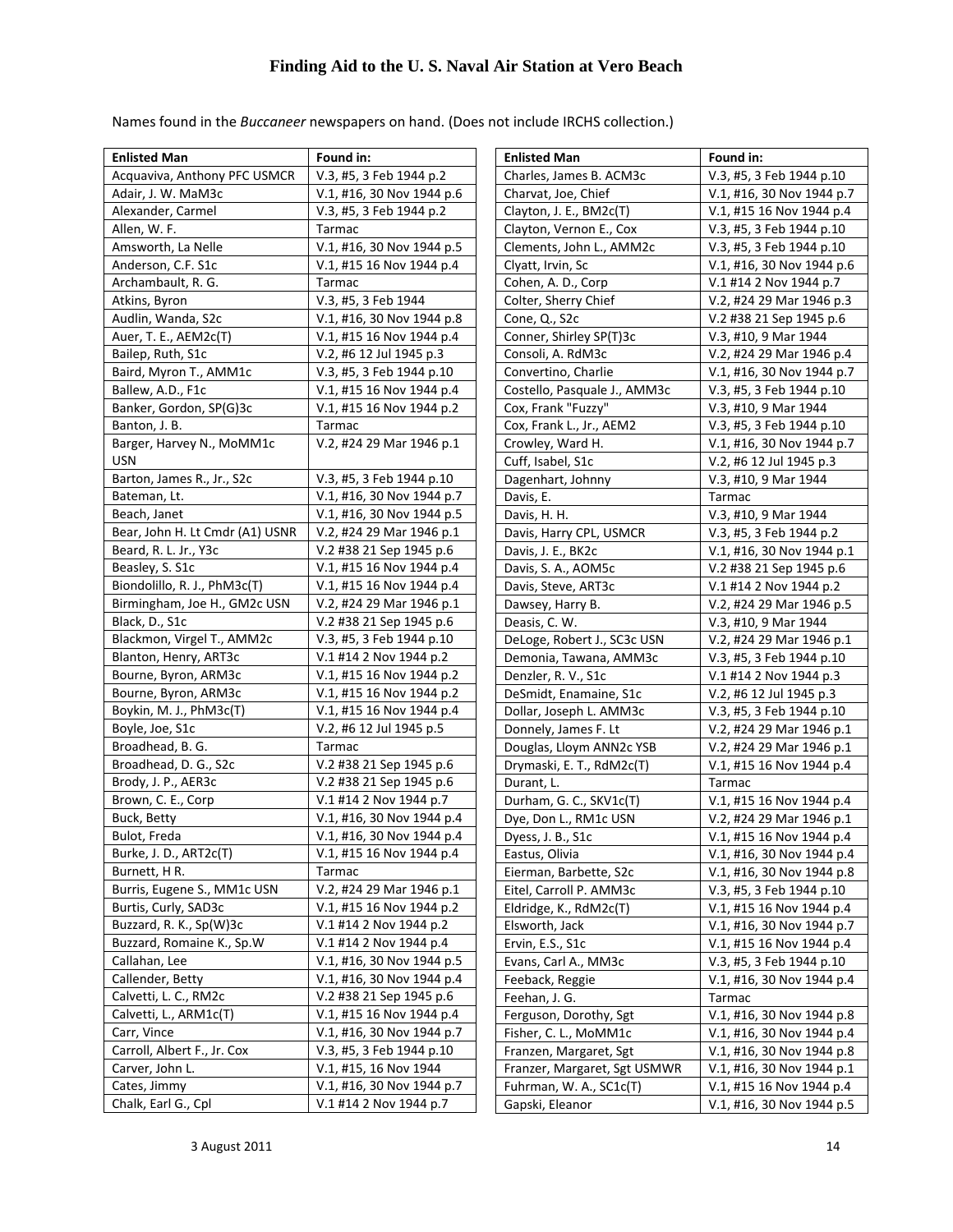# Finding Aid to the U. S. Naval Air Station at Vero Beach

Names found in the *Buccaneer* newspapers on hand. (Does not include IRCHS collection.)

| Enlisted Man | Found in: |
|---|---|
| Acquaviva, Anthony PFC USMCR | V.3, #5, 3 Feb 1944 p.2 |
| Adair, J. W. MaM3c | V.1, #16, 30 Nov 1944 p.6 |
| Alexander, Carmel | V.3, #5, 3 Feb 1944 p.2 |
| Allen, W. F. | Tarmac |
| Amsworth, La Nelle | V.1, #16, 30 Nov 1944 p.5 |
| Anderson, C.F. S1c | V.1, #15 16 Nov 1944 p.4 |
| Archambault, R. G. | Tarmac |
| Atkins, Byron | V.3, #5, 3 Feb 1944 |
| Audlin, Wanda, S2c | V.1, #16, 30 Nov 1944 p.8 |
| Auer, T. E., AEM2c(T) | V.1, #15 16 Nov 1944 p.4 |
| Bailep, Ruth, S1c | V.2, #6 12 Jul 1945 p.3 |
| Baird, Myron T., AMM1c | V.3, #5, 3 Feb 1944 p.10 |
| Ballew, A.D., F1c | V.1, #15 16 Nov 1944 p.4 |
| Banker, Gordon, SP(G)3c | V.1, #15 16 Nov 1944 p.2 |
| Banton, J. B. | Tarmac |
| Barger, Harvey N., MoMM1c USN | V.2, #24 29 Mar 1946 p.1 |
| Barton, James R., Jr., S2c | V.3, #5, 3 Feb 1944 p.10 |
| Bateman, Lt. | V.1, #16, 30 Nov 1944 p.7 |
| Beach, Janet | V.1, #16, 30 Nov 1944 p.5 |
| Bear, John H. Lt Cmdr (A1) USNR | V.2, #24 29 Mar 1946 p.1 |
| Beard, R. L. Jr., Y3c | V.2 #38 21 Sep 1945 p.6 |
| Beasley, S. S1c | V.1, #15 16 Nov 1944 p.4 |
| Biondolillo, R. J., PhM3c(T) | V.1, #15 16 Nov 1944 p.4 |
| Birmingham, Joe H., GM2c USN | V.2, #24 29 Mar 1946 p.1 |
| Black, D., S1c | V.2 #38 21 Sep 1945 p.6 |
| Blackmon, Virgel T., AMM2c | V.3, #5, 3 Feb 1944 p.10 |
| Blanton, Henry, ART3c | V.1 #14 2 Nov 1944 p.2 |
| Bourne, Byron, ARM3c | V.1, #15 16 Nov 1944 p.2 |
| Bourne, Byron, ARM3c | V.1, #15 16 Nov 1944 p.2 |
| Boykin, M. J., PhM3c(T) | V.1, #15 16 Nov 1944 p.4 |
| Boyle, Joe, S1c | V.2, #6 12 Jul 1945 p.5 |
| Broadhead, B. G. | Tarmac |
| Broadhead, D. G., S2c | V.2 #38 21 Sep 1945 p.6 |
| Brody, J. P., AER3c | V.2 #38 21 Sep 1945 p.6 |
| Brown, C. E., Corp | V.1 #14 2 Nov 1944 p.7 |
| Buck, Betty | V.1, #16, 30 Nov 1944 p.4 |
| Bulot, Freda | V.1, #16, 30 Nov 1944 p.4 |
| Burke, J. D., ART2c(T) | V.1, #15 16 Nov 1944 p.4 |
| Burnett, H R. | Tarmac |
| Burris, Eugene S., MM1c USN | V.2, #24 29 Mar 1946 p.1 |
| Burtis, Curly, SAD3c | V.1, #15 16 Nov 1944 p.2 |
| Buzzard, R. K., Sp(W)3c | V.1 #14 2 Nov 1944 p.2 |
| Buzzard, Romaine K., Sp.W | V.1 #14 2 Nov 1944 p.4 |
| Callahan, Lee | V.1, #16, 30 Nov 1944 p.5 |
| Callender, Betty | V.1, #16, 30 Nov 1944 p.4 |
| Calvetti, L. C., RM2c | V.2 #38 21 Sep 1945 p.6 |
| Calvetti, L., ARM1c(T) | V.1, #15 16 Nov 1944 p.4 |
| Carr, Vince | V.1, #16, 30 Nov 1944 p.7 |
| Carroll, Albert F., Jr. Cox | V.3, #5, 3 Feb 1944 p.10 |
| Carver, John L. | V.1, #15, 16 Nov 1944 |
| Cates, Jimmy | V.1, #16, 30 Nov 1944 p.7 |
| Chalk, Earl G., Cpl | V.1 #14 2 Nov 1944 p.7 |
| Charles, James B. ACM3c | V.3, #5, 3 Feb 1944 p.10 |
| Charvat, Joe, Chief | V.1, #16, 30 Nov 1944 p.7 |
| Clayton, J. E., BM2c(T) | V.1, #15 16 Nov 1944 p.4 |
| Clayton, Vernon E., Cox | V.3, #5, 3 Feb 1944 p.10 |
| Clements, John L., AMM2c | V.3, #5, 3 Feb 1944 p.10 |
| Clyatt, Irvin, Sc | V.1, #16, 30 Nov 1944 p.6 |
| Cohen, A. D., Corp | V.1 #14 2 Nov 1944 p.7 |
| Colter, Sherry Chief | V.2, #24 29 Mar 1946 p.3 |
| Cone, Q., S2c | V.2 #38 21 Sep 1945 p.6 |
| Conner, Shirley SP(T)3c | V.3, #10, 9 Mar 1944 |
| Consoli, A. RdM3c | V.2, #24 29 Mar 1946 p.4 |
| Convertino, Charlie | V.1, #16, 30 Nov 1944 p.7 |
| Costello, Pasquale J., AMM3c | V.3, #5, 3 Feb 1944 p.10 |
| Cox, Frank "Fuzzy" | V.3, #10, 9 Mar 1944 |
| Cox, Frank L., Jr., AEM2 | V.3, #5, 3 Feb 1944 p.10 |
| Crowley, Ward H. | V.1, #16, 30 Nov 1944 p.7 |
| Cuff, Isabel, S1c | V.2, #6 12 Jul 1945 p.3 |
| Dagenhart, Johnny | V.3, #10, 9 Mar 1944 |
| Davis, E. | Tarmac |
| Davis, H. H. | V.3, #10, 9 Mar 1944 |
| Davis, Harry CPL, USMCR | V.3, #5, 3 Feb 1944 p.2 |
| Davis, J. E., BK2c | V.1, #16, 30 Nov 1944 p.1 |
| Davis, S. A., AOM5c | V.2 #38 21 Sep 1945 p.6 |
| Davis, Steve, ART3c | V.1 #14 2 Nov 1944 p.2 |
| Dawsey, Harry B. | V.2, #24 29 Mar 1946 p.5 |
| Deasis, C. W. | V.3, #10, 9 Mar 1944 |
| DeLoge, Robert J., SC3c USN | V.2, #24 29 Mar 1946 p.1 |
| Demonia, Tawana, AMM3c | V.3, #5, 3 Feb 1944 p.10 |
| Denzler, R. V., S1c | V.1 #14 2 Nov 1944 p.3 |
| DeSmidt, Enamaine, S1c | V.2, #6 12 Jul 1945 p.3 |
| Dollar, Joseph L. AMM3c | V.3, #5, 3 Feb 1944 p.10 |
| Donnely, James F. Lt | V.2, #24 29 Mar 1946 p.1 |
| Douglas, Lloym ANN2c YSB | V.2, #24 29 Mar 1946 p.1 |
| Drymaski, E. T., RdM2c(T) | V.1, #15 16 Nov 1944 p.4 |
| Durant, L. | Tarmac |
| Durham, G. C., SKV1c(T) | V.1, #15 16 Nov 1944 p.4 |
| Dye, Don L., RM1c USN | V.2, #24 29 Mar 1946 p.1 |
| Dyess, J. B., S1c | V.1, #15 16 Nov 1944 p.4 |
| Eastus, Olivia | V.1, #16, 30 Nov 1944 p.4 |
| Eierman, Barbette, S2c | V.1, #16, 30 Nov 1944 p.8 |
| Eitel, Carroll P. AMM3c | V.3, #5, 3 Feb 1944 p.10 |
| Eldridge, K., RdM2c(T) | V.1, #15 16 Nov 1944 p.4 |
| Elsworth, Jack | V.1, #16, 30 Nov 1944 p.7 |
| Ervin, E.S., S1c | V.1, #15 16 Nov 1944 p.4 |
| Evans, Carl A., MM3c | V.3, #5, 3 Feb 1944 p.10 |
| Feeback, Reggie | V.1, #16, 30 Nov 1944 p.4 |
| Feehan, J. G. | Tarmac |
| Ferguson, Dorothy, Sgt | V.1, #16, 30 Nov 1944 p.8 |
| Fisher, C. L., MoMM1c | V.1, #16, 30 Nov 1944 p.4 |
| Franzen, Margaret, Sgt | V.1, #16, 30 Nov 1944 p.8 |
| Franzer, Margaret, Sgt USMWR | V.1, #16, 30 Nov 1944 p.1 |
| Fuhrman, W. A., SC1c(T) | V.1, #15 16 Nov 1944 p.4 |
| Gapski, Eleanor | V.1, #16, 30 Nov 1944 p.5 |

3 August 2011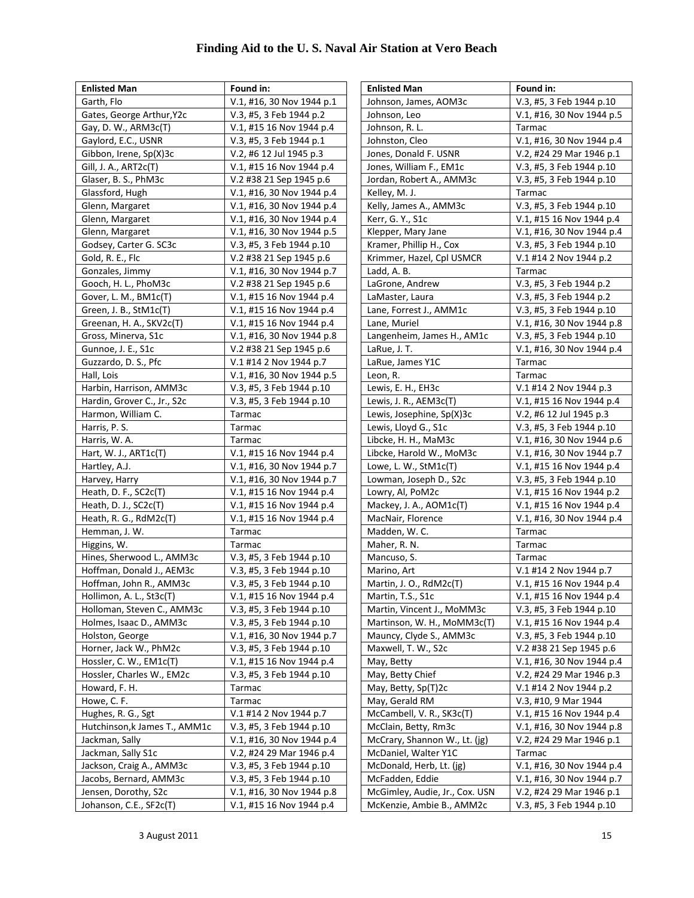# Finding Aid to the U. S. Naval Air Station at Vero Beach

| Enlisted Man | Found in: |
|---|---|
| Garth, Flo | V.1, #16, 30 Nov 1944 p.1 |
| Gates, George Arthur,Y2c | V.3, #5, 3 Feb 1944 p.2 |
| Gay, D. W., ARM3c(T) | V.1, #15 16 Nov 1944 p.4 |
| Gaylord, E.C., USNR | V.3, #5, 3 Feb 1944 p.1 |
| Gibbon, Irene, Sp(X)3c | V.2, #6 12 Jul 1945 p.3 |
| Gill, J. A., ART2c(T) | V.1, #15 16 Nov 1944 p.4 |
| Glaser, B. S., PhM3c | V.2 #38 21 Sep 1945 p.6 |
| Glassford, Hugh | V.1, #16, 30 Nov 1944 p.4 |
| Glenn, Margaret | V.1, #16, 30 Nov 1944 p.4 |
| Glenn, Margaret | V.1, #16, 30 Nov 1944 p.4 |
| Glenn, Margaret | V.1, #16, 30 Nov 1944 p.5 |
| Godsey, Carter G. SC3c | V.3, #5, 3 Feb 1944 p.10 |
| Gold, R. E., Flc | V.2 #38 21 Sep 1945 p.6 |
| Gonzales, Jimmy | V.1, #16, 30 Nov 1944 p.7 |
| Gooch, H. L., PhoM3c | V.2 #38 21 Sep 1945 p.6 |
| Gover, L. M., BM1c(T) | V.1, #15 16 Nov 1944 p.4 |
| Green, J. B., StM1c(T) | V.1, #15 16 Nov 1944 p.4 |
| Greenan, H. A., SKV2c(T) | V.1, #15 16 Nov 1944 p.4 |
| Gross, Minerva, S1c | V.1, #16, 30 Nov 1944 p.8 |
| Gunnoe, J. E., S1c | V.2 #38 21 Sep 1945 p.6 |
| Guzzardo, D. S., Pfc | V.1 #14 2 Nov 1944 p.7 |
| Hall, Lois | V.1, #16, 30 Nov 1944 p.5 |
| Harbin, Harrison, AMM3c | V.3, #5, 3 Feb 1944 p.10 |
| Hardin, Grover C., Jr., S2c | V.3, #5, 3 Feb 1944 p.10 |
| Harmon, William C. | Tarmac |
| Harris, P. S. | Tarmac |
| Harris, W. A. | Tarmac |
| Hart, W. J., ART1c(T) | V.1, #15 16 Nov 1944 p.4 |
| Hartley, A.J. | V.1, #16, 30 Nov 1944 p.7 |
| Harvey, Harry | V.1, #16, 30 Nov 1944 p.7 |
| Heath, D. F., SC2c(T) | V.1, #15 16 Nov 1944 p.4 |
| Heath, D. J., SC2c(T) | V.1, #15 16 Nov 1944 p.4 |
| Heath, R. G., RdM2c(T) | V.1, #15 16 Nov 1944 p.4 |
| Hemman, J. W. | Tarmac |
| Higgins, W. | Tarmac |
| Hines, Sherwood L., AMM3c | V.3, #5, 3 Feb 1944 p.10 |
| Hoffman, Donald J., AEM3c | V.3, #5, 3 Feb 1944 p.10 |
| Hoffman, John R., AMM3c | V.3, #5, 3 Feb 1944 p.10 |
| Hollimon, A. L., St3c(T) | V.1, #15 16 Nov 1944 p.4 |
| Holloman, Steven C., AMM3c | V.3, #5, 3 Feb 1944 p.10 |
| Holmes, Isaac D., AMM3c | V.3, #5, 3 Feb 1944 p.10 |
| Holston, George | V.1, #16, 30 Nov 1944 p.7 |
| Horner, Jack W., PhM2c | V.3, #5, 3 Feb 1944 p.10 |
| Hossler, C. W., EM1c(T) | V.1, #15 16 Nov 1944 p.4 |
| Hossler, Charles W., EM2c | V.3, #5, 3 Feb 1944 p.10 |
| Howard, F. H. | Tarmac |
| Howe, C. F. | Tarmac |
| Hughes, R. G., Sgt | V.1 #14 2 Nov 1944 p.7 |
| Hutchinson,k James T., AMM1c | V.3, #5, 3 Feb 1944 p.10 |
| Jackman, Sally | V.1, #16, 30 Nov 1944 p.4 |
| Jackman, Sally S1c | V.2, #24 29 Mar 1946 p.4 |
| Jackson, Craig A., AMM3c | V.3, #5, 3 Feb 1944 p.10 |
| Jacobs, Bernard, AMM3c | V.3, #5, 3 Feb 1944 p.10 |
| Jensen, Dorothy, S2c | V.1, #16, 30 Nov 1944 p.8 |
| Johanson, C.E., SF2c(T) | V.1, #15 16 Nov 1944 p.4 |

| Enlisted Man | Found in: |
|---|---|
| Johnson, James, AOM3c | V.3, #5, 3 Feb 1944 p.10 |
| Johnson, Leo | V.1, #16, 30 Nov 1944 p.5 |
| Johnson, R. L. | Tarmac |
| Johnston, Cleo | V.1, #16, 30 Nov 1944 p.4 |
| Jones, Donald F. USNR | V.2, #24 29 Mar 1946 p.1 |
| Jones, William F., EM1c | V.3, #5, 3 Feb 1944 p.10 |
| Jordan, Robert A., AMM3c | V.3, #5, 3 Feb 1944 p.10 |
| Kelley, M. J. | Tarmac |
| Kelly, James A., AMM3c | V.3, #5, 3 Feb 1944 p.10 |
| Kerr, G. Y., S1c | V.1, #15 16 Nov 1944 p.4 |
| Klepper, Mary Jane | V.1, #16, 30 Nov 1944 p.4 |
| Kramer, Phillip H., Cox | V.3, #5, 3 Feb 1944 p.10 |
| Krimmer, Hazel, Cpl USMCR | V.1 #14 2 Nov 1944 p.2 |
| Ladd, A. B. | Tarmac |
| LaGrone, Andrew | V.3, #5, 3 Feb 1944 p.2 |
| LaMaster, Laura | V.3, #5, 3 Feb 1944 p.2 |
| Lane, Forrest J., AMM1c | V.3, #5, 3 Feb 1944 p.10 |
| Lane, Muriel | V.1, #16, 30 Nov 1944 p.8 |
| Langenheim, James H., AM1c | V.3, #5, 3 Feb 1944 p.10 |
| LaRue, J. T. | V.1, #16, 30 Nov 1944 p.4 |
| LaRue, James Y1C | Tarmac |
| Leon, R. | Tarmac |
| Lewis, E. H., EH3c | V.1 #14 2 Nov 1944 p.3 |
| Lewis, J. R., AEM3c(T) | V.1, #15 16 Nov 1944 p.4 |
| Lewis, Josephine, Sp(X)3c | V.2, #6 12 Jul 1945 p.3 |
| Lewis, Lloyd G., S1c | V.3, #5, 3 Feb 1944 p.10 |
| Libcke, H. H., MaM3c | V.1, #16, 30 Nov 1944 p.6 |
| Libcke, Harold W., MoM3c | V.1, #16, 30 Nov 1944 p.7 |
| Lowe, L. W., StM1c(T) | V.1, #15 16 Nov 1944 p.4 |
| Lowman, Joseph D., S2c | V.3, #5, 3 Feb 1944 p.10 |
| Lowry, Al, PoM2c | V.1, #15 16 Nov 1944 p.2 |
| Mackey, J. A., AOM1c(T) | V.1, #15 16 Nov 1944 p.4 |
| MacNair, Florence | V.1, #16, 30 Nov 1944 p.4 |
| Madden, W. C. | Tarmac |
| Maher, R. N. | Tarmac |
| Mancuso, S. | Tarmac |
| Marino, Art | V.1 #14 2 Nov 1944 p.7 |
| Martin, J. O., RdM2c(T) | V.1, #15 16 Nov 1944 p.4 |
| Martin, T.S., S1c | V.1, #15 16 Nov 1944 p.4 |
| Martin, Vincent J., MoMM3c | V.3, #5, 3 Feb 1944 p.10 |
| Martinson, W. H., MoMM3c(T) | V.1, #15 16 Nov 1944 p.4 |
| Mauncy, Clyde S., AMM3c | V.3, #5, 3 Feb 1944 p.10 |
| Maxwell, T. W., S2c | V.2 #38 21 Sep 1945 p.6 |
| May, Betty | V.1, #16, 30 Nov 1944 p.4 |
| May, Betty Chief | V.2, #24 29 Mar 1946 p.3 |
| May, Betty, Sp(T)2c | V.1 #14 2 Nov 1944 p.2 |
| May, Gerald RM | V.3, #10, 9 Mar 1944 |
| McCambell, V. R., SK3c(T) | V.1, #15 16 Nov 1944 p.4 |
| McClain, Betty, Rm3c | V.1, #16, 30 Nov 1944 p.8 |
| McCrary, Shannon W., Lt. (jg) | V.2, #24 29 Mar 1946 p.1 |
| McDaniel, Walter Y1C | Tarmac |
| McDonald, Herb, Lt. (jg) | V.1, #16, 30 Nov 1944 p.4 |
| McFadden, Eddie | V.1, #16, 30 Nov 1944 p.7 |
| McGimley, Audie, Jr., Cox. USN | V.2, #24 29 Mar 1946 p.1 |
| McKenzie, Ambie B., AMM2c | V.3, #5, 3 Feb 1944 p.10 |

3 August 2011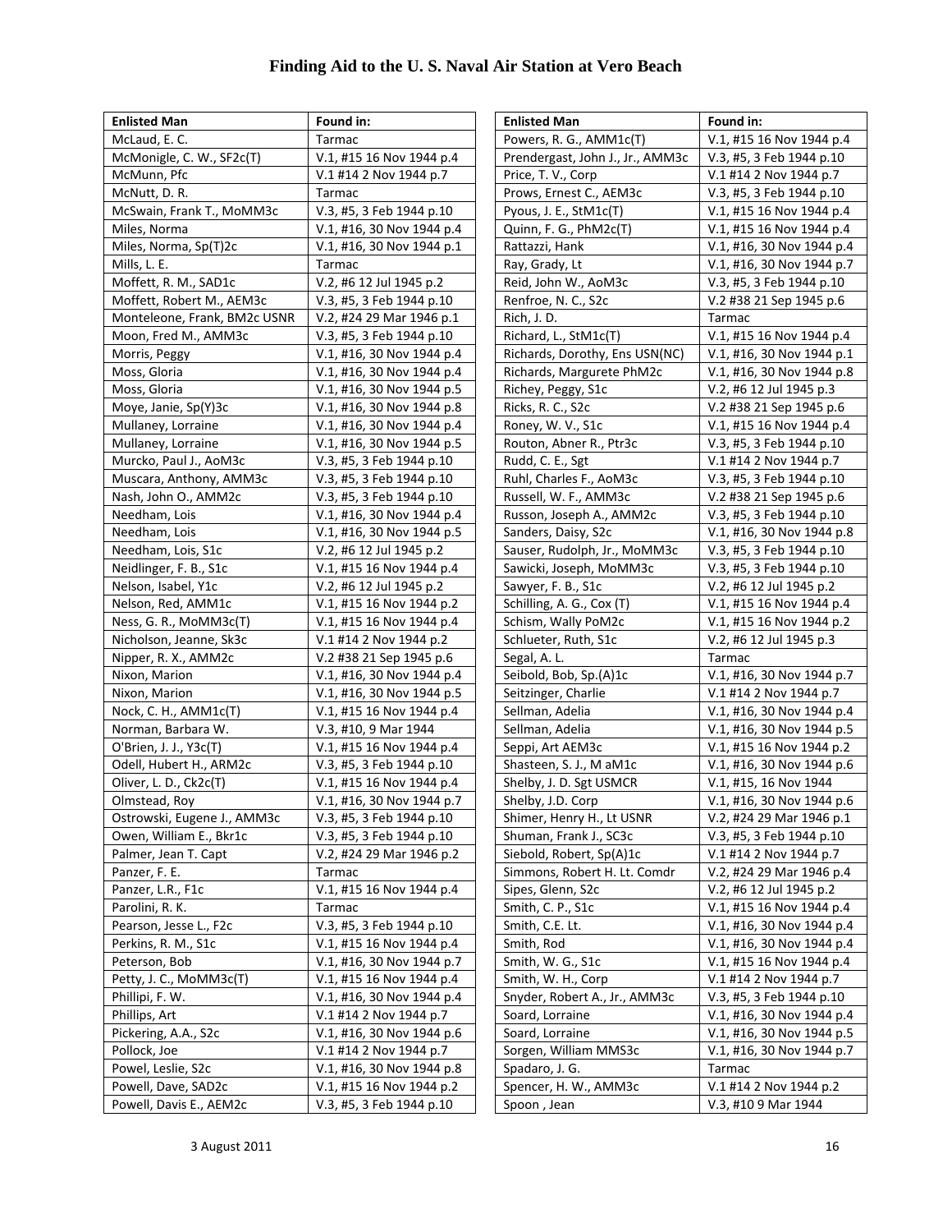# Finding Aid to the U. S. Naval Air Station at Vero Beach

| Enlisted Man | Found in: |
|---|---|
| McLaud, E. C. | Tarmac |
| McMonigle, C. W., SF2c(T) | V.1, #15 16 Nov 1944 p.4 |
| McMunn, Pfc | V.1 #14 2 Nov 1944 p.7 |
| McNutt, D. R. | Tarmac |
| McSwain, Frank T., MoMM3c | V.3, #5, 3 Feb 1944 p.10 |
| Miles, Norma | V.1, #16, 30 Nov 1944 p.4 |
| Miles, Norma, Sp(T)2c | V.1, #16, 30 Nov 1944 p.1 |
| Mills, L. E. | Tarmac |
| Moffett, R. M., SAD1c | V.2, #6 12 Jul 1945 p.2 |
| Moffett, Robert M., AEM3c | V.3, #5, 3 Feb 1944 p.10 |
| Monteleone, Frank, BM2c USNR | V.2, #24 29 Mar 1946 p.1 |
| Moon, Fred M., AMM3c | V.3, #5, 3 Feb 1944 p.10 |
| Morris, Peggy | V.1, #16, 30 Nov 1944 p.4 |
| Moss, Gloria | V.1, #16, 30 Nov 1944 p.4 |
| Moss, Gloria | V.1, #16, 30 Nov 1944 p.5 |
| Moye, Janie, Sp(Y)3c | V.1, #16, 30 Nov 1944 p.8 |
| Mullaney, Lorraine | V.1, #16, 30 Nov 1944 p.4 |
| Mullaney, Lorraine | V.1, #16, 30 Nov 1944 p.5 |
| Murcko, Paul J., AoM3c | V.3, #5, 3 Feb 1944 p.10 |
| Muscara, Anthony, AMM3c | V.3, #5, 3 Feb 1944 p.10 |
| Nash, John O., AMM2c | V.3, #5, 3 Feb 1944 p.10 |
| Needham, Lois | V.1, #16, 30 Nov 1944 p.4 |
| Needham, Lois | V.1, #16, 30 Nov 1944 p.5 |
| Needham, Lois, S1c | V.2, #6 12 Jul 1945 p.2 |
| Neidlinger, F. B., S1c | V.1, #15 16 Nov 1944 p.4 |
| Nelson, Isabel, Y1c | V.2, #6 12 Jul 1945 p.2 |
| Nelson, Red, AMM1c | V.1, #15 16 Nov 1944 p.2 |
| Ness, G. R., MoMM3c(T) | V.1, #15 16 Nov 1944 p.4 |
| Nicholson, Jeanne, Sk3c | V.1 #14 2 Nov 1944 p.2 |
| Nipper, R. X., AMM2c | V.2 #38 21 Sep 1945 p.6 |
| Nixon, Marion | V.1, #16, 30 Nov 1944 p.4 |
| Nixon, Marion | V.1, #16, 30 Nov 1944 p.5 |
| Nock, C. H., AMM1c(T) | V.1, #15 16 Nov 1944 p.4 |
| Norman, Barbara W. | V.3, #10, 9 Mar 1944 |
| O'Brien, J. J., Y3c(T) | V.1, #15 16 Nov 1944 p.4 |
| Odell, Hubert H., ARM2c | V.3, #5, 3 Feb 1944 p.10 |
| Oliver, L. D., Ck2c(T) | V.1, #15 16 Nov 1944 p.4 |
| Olmstead, Roy | V.1, #16, 30 Nov 1944 p.7 |
| Ostrowski, Eugene J., AMM3c | V.3, #5, 3 Feb 1944 p.10 |
| Owen, William E., Bkr1c | V.3, #5, 3 Feb 1944 p.10 |
| Palmer, Jean T. Capt | V.2, #24 29 Mar 1946 p.2 |
| Panzer, F. E. | Tarmac |
| Panzer, L.R., F1c | V.1, #15 16 Nov 1944 p.4 |
| Parolini, R. K. | Tarmac |
| Pearson, Jesse L., F2c | V.3, #5, 3 Feb 1944 p.10 |
| Perkins, R. M., S1c | V.1, #15 16 Nov 1944 p.4 |
| Peterson, Bob | V.1, #16, 30 Nov 1944 p.7 |
| Petty, J. C., MoMM3c(T) | V.1, #15 16 Nov 1944 p.4 |
| Phillipi, F. W. | V.1, #16, 30 Nov 1944 p.4 |
| Phillips, Art | V.1 #14 2 Nov 1944 p.7 |
| Pickering, A.A., S2c | V.1, #16, 30 Nov 1944 p.6 |
| Pollock, Joe | V.1 #14 2 Nov 1944 p.7 |
| Powel, Leslie, S2c | V.1, #16, 30 Nov 1944 p.8 |
| Powell, Dave, SAD2c | V.1, #15 16 Nov 1944 p.2 |
| Powell, Davis E., AEM2c | V.3, #5, 3 Feb 1944 p.10 |
| Powers, R. G., AMM1c(T) | V.1, #15 16 Nov 1944 p.4 |
| Prendergast, John J., Jr., AMM3c | V.3, #5, 3 Feb 1944 p.10 |
| Price, T. V., Corp | V.1 #14 2 Nov 1944 p.7 |
| Prows, Ernest C., AEM3c | V.3, #5, 3 Feb 1944 p.10 |
| Pyous, J. E., StM1c(T) | V.1, #15 16 Nov 1944 p.4 |
| Quinn, F. G., PhM2c(T) | V.1, #15 16 Nov 1944 p.4 |
| Rattazzi, Hank | V.1, #16, 30 Nov 1944 p.4 |
| Ray, Grady, Lt | V.1, #16, 30 Nov 1944 p.7 |
| Reid, John W., AoM3c | V.3, #5, 3 Feb 1944 p.10 |
| Renfroe, N. C., S2c | V.2 #38 21 Sep 1945 p.6 |
| Rich, J. D. | Tarmac |
| Richard, L., StM1c(T) | V.1, #15 16 Nov 1944 p.4 |
| Richards, Dorothy, Ens USN(NC) | V.1, #16, 30 Nov 1944 p.1 |
| Richards, Margurete PhM2c | V.1, #16, 30 Nov 1944 p.8 |
| Richey, Peggy, S1c | V.2, #6 12 Jul 1945 p.3 |
| Ricks, R. C., S2c | V.2 #38 21 Sep 1945 p.6 |
| Roney, W. V., S1c | V.1, #15 16 Nov 1944 p.4 |
| Routon, Abner R., Ptr3c | V.3, #5, 3 Feb 1944 p.10 |
| Rudd, C. E., Sgt | V.1 #14 2 Nov 1944 p.7 |
| Ruhl, Charles F., AoM3c | V.3, #5, 3 Feb 1944 p.10 |
| Russell, W. F., AMM3c | V.2 #38 21 Sep 1945 p.6 |
| Russon, Joseph A., AMM2c | V.3, #5, 3 Feb 1944 p.10 |
| Sanders, Daisy, S2c | V.1, #16, 30 Nov 1944 p.8 |
| Sauser, Rudolph, Jr., MoMM3c | V.3, #5, 3 Feb 1944 p.10 |
| Sawicki, Joseph, MoMM3c | V.3, #5, 3 Feb 1944 p.10 |
| Sawyer, F. B., S1c | V.2, #6 12 Jul 1945 p.2 |
| Schilling, A. G., Cox (T) | V.1, #15 16 Nov 1944 p.4 |
| Schism, Wally PoM2c | V.1, #15 16 Nov 1944 p.2 |
| Schlueter, Ruth, S1c | V.2, #6 12 Jul 1945 p.3 |
| Segal, A. L. | Tarmac |
| Seibold, Bob, Sp.(A)1c | V.1, #16, 30 Nov 1944 p.7 |
| Seitzinger, Charlie | V.1 #14 2 Nov 1944 p.7 |
| Sellman, Adelia | V.1, #16, 30 Nov 1944 p.4 |
| Sellman, Adelia | V.1, #16, 30 Nov 1944 p.5 |
| Seppi, Art AEM3c | V.1, #15 16 Nov 1944 p.2 |
| Shasteen, S. J., M aM1c | V.1, #16, 30 Nov 1944 p.6 |
| Shelby, J. D. Sgt USMCR | V.1, #15, 16 Nov 1944 |
| Shelby, J.D. Corp | V.1, #16, 30 Nov 1944 p.6 |
| Shimer, Henry H., Lt USNR | V.2, #24 29 Mar 1946 p.1 |
| Shuman, Frank J., SC3c | V.3, #5, 3 Feb 1944 p.10 |
| Siebold, Robert, Sp(A)1c | V.1 #14 2 Nov 1944 p.7 |
| Simmons, Robert H. Lt. Comdr | V.2, #24 29 Mar 1946 p.4 |
| Sipes, Glenn, S2c | V.2, #6 12 Jul 1945 p.2 |
| Smith, C. P., S1c | V.1, #15 16 Nov 1944 p.4 |
| Smith, C.E. Lt. | V.1, #16, 30 Nov 1944 p.4 |
| Smith, Rod | V.1, #16, 30 Nov 1944 p.4 |
| Smith, W. G., S1c | V.1, #15 16 Nov 1944 p.4 |
| Smith, W. H., Corp | V.1 #14 2 Nov 1944 p.7 |
| Snyder, Robert A., Jr., AMM3c | V.3, #5, 3 Feb 1944 p.10 |
| Soard, Lorraine | V.1, #16, 30 Nov 1944 p.4 |
| Soard, Lorraine | V.1, #16, 30 Nov 1944 p.5 |
| Sorgen, William MMS3c | V.1, #16, 30 Nov 1944 p.7 |
| Spadaro, J. G. | Tarmac |
| Spencer, H. W., AMM3c | V.1 #14 2 Nov 1944 p.2 |
| Spoon , Jean | V.3, #10 9 Mar 1944 |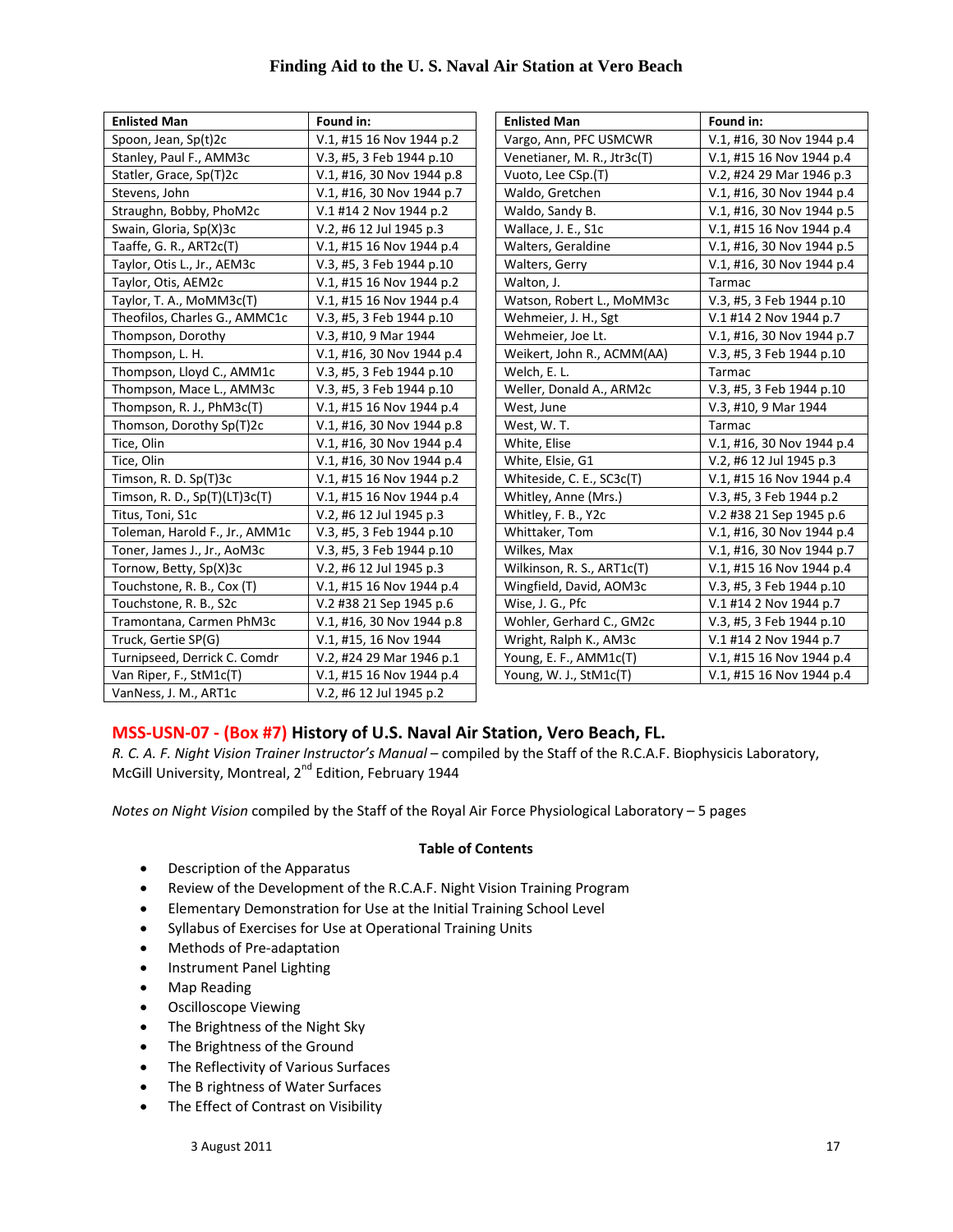| Enlisted Man | Found in: |
|---|---|
| Spoon, Jean, Sp(t)2c | V.1, #15 16 Nov 1944 p.2 |
| Stanley, Paul F., AMM3c | V.3, #5, 3 Feb 1944 p.10 |
| Statler, Grace, Sp(T)2c | V.1, #16, 30 Nov 1944 p.8 |
| Stevens, John | V.1, #16, 30 Nov 1944 p.7 |
| Straughn, Bobby, PhoM2c | V.1 #14 2 Nov 1944 p.2 |
| Swain, Gloria, Sp(X)3c | V.2, #6 12 Jul 1945 p.3 |
| Taaffe, G. R., ART2c(T) | V.1, #15 16 Nov 1944 p.4 |
| Taylor, Otis L., Jr., AEM3c | V.3, #5, 3 Feb 1944 p.10 |
| Taylor, Otis, AEM2c | V.1, #15 16 Nov 1944 p.2 |
| Taylor, T. A., MoMM3c(T) | V.1, #15 16 Nov 1944 p.4 |
| Theofilos, Charles G., AMMC1c | V.3, #5, 3 Feb 1944 p.10 |
| Thompson, Dorothy | V.3, #10, 9 Mar 1944 |
| Thompson, L. H. | V.1, #16, 30 Nov 1944 p.4 |
| Thompson, Lloyd C., AMM1c | V.3, #5, 3 Feb 1944 p.10 |
| Thompson, Mace L., AMM3c | V.3, #5, 3 Feb 1944 p.10 |
| Thompson, R. J., PhM3c(T) | V.1, #15 16 Nov 1944 p.4 |
| Thomson, Dorothy Sp(T)2c | V.1, #16, 30 Nov 1944 p.8 |
| Tice, Olin | V.1, #16, 30 Nov 1944 p.4 |
| Tice, Olin | V.1, #16, 30 Nov 1944 p.4 |
| Timson, R. D. Sp(T)3c | V.1, #15 16 Nov 1944 p.2 |
| Timson, R. D., Sp(T)(LT)3c(T) | V.1, #15 16 Nov 1944 p.4 |
| Titus, Toni, S1c | V.2, #6 12 Jul 1945 p.3 |
| Toleman, Harold F., Jr., AMM1c | V.3, #5, 3 Feb 1944 p.10 |
| Toner, James J., Jr., AoM3c | V.3, #5, 3 Feb 1944 p.10 |
| Tornow, Betty, Sp(X)3c | V.2, #6 12 Jul 1945 p.3 |
| Touchstone, R. B., Cox (T) | V.1, #15 16 Nov 1944 p.4 |
| Touchstone, R. B., S2c | V.2 #38 21 Sep 1945 p.6 |
| Tramontana, Carmen PhM3c | V.1, #16, 30 Nov 1944 p.8 |
| Truck, Gertie SP(G) | V.1, #15, 16 Nov 1944 |
| Turnipseed, Derrick C. Comdr | V.2, #24 29 Mar 1946 p.1 |
| Van Riper, F., StM1c(T) | V.1, #15 16 Nov 1944 p.4 |
| VanNess, J. M., ART1c | V.2, #6 12 Jul 1945 p.2 |
| Vargo, Ann, PFC USMCWR | V.1, #16, 30 Nov 1944 p.4 |
| Venetianer, M. R., Jtr3c(T) | V.1, #15 16 Nov 1944 p.4 |
| Vuoto, Lee CSp.(T) | V.2, #24 29 Mar 1946 p.3 |
| Waldo, Gretchen | V.1, #16, 30 Nov 1944 p.4 |
| Waldo, Sandy B. | V.1, #16, 30 Nov 1944 p.5 |
| Wallace, J. E., S1c | V.1, #15 16 Nov 1944 p.4 |
| Walters, Geraldine | V.1, #16, 30 Nov 1944 p.5 |
| Walters, Gerry | V.1, #16, 30 Nov 1944 p.4 |
| Walton, J. | Tarmac |
| Watson, Robert L., MoMM3c | V.3, #5, 3 Feb 1944 p.10 |
| Wehmeier, J. H., Sgt | V.1 #14 2 Nov 1944 p.7 |
| Wehmeier, Joe Lt. | V.1, #16, 30 Nov 1944 p.7 |
| Weikert, John R., ACMM(AA) | V.3, #5, 3 Feb 1944 p.10 |
| Welch, E. L. | Tarmac |
| Weller, Donald A., ARM2c | V.3, #5, 3 Feb 1944 p.10 |
| West, June | V.3, #10, 9 Mar 1944 |
| West, W. T. | Tarmac |
| White, Elise | V.1, #16, 30 Nov 1944 p.4 |
| White, Elsie, G1 | V.2, #6 12 Jul 1945 p.3 |
| Whiteside, C. E., SC3c(T) | V.1, #15 16 Nov 1944 p.4 |
| Whitley, Anne (Mrs.) | V.3, #5, 3 Feb 1944 p.2 |
| Whitley, F. B., Y2c | V.2 #38 21 Sep 1945 p.6 |
| Whittaker, Tom | V.1, #16, 30 Nov 1944 p.4 |
| Wilkes, Max | V.1, #16, 30 Nov 1944 p.7 |
| Wilkinson, R. S., ART1c(T) | V.1, #15 16 Nov 1944 p.4 |
| Wingfield, David, AOM3c | V.3, #5, 3 Feb 1944 p.10 |
| Wise, J. G., Pfc | V.1 #14 2 Nov 1944 p.7 |
| Wohler, Gerhard C., GM2c | V.3, #5, 3 Feb 1944 p.10 |
| Wright, Ralph K., AM3c | V.1 #14 2 Nov 1944 p.7 |
| Young, E. F., AMM1c(T) | V.1, #15 16 Nov 1944 p.4 |
| Young, W. J., StM1c(T) | V.1, #15 16 Nov 1944 p.4 |

## MSS-USN-07 - (Box #7) History of U.S. Naval Air Station, Vero Beach, FL.

*R. C. A. F. Night Vision Trainer Instructor's Manual* – compiled by the Staff of the R.C.A.F. Biophysicis Laboratory, McGill University, Montreal, 2nd Edition, February 1944

*Notes on Night Vision* compiled by the Staff of the Royal Air Force Physiological Laboratory – 5 pages

**Table of Contents**

- Description of the Apparatus
- Review of the Development of the R.C.A.F. Night Vision Training Program
- Elementary Demonstration for Use at the Initial Training School Level
- Syllabus of Exercises for Use at Operational Training Units
- Methods of Pre-adaptation
- Instrument Panel Lighting
- Map Reading
- Oscilloscope Viewing
- The Brightness of the Night Sky
- The Brightness of the Ground
- The Reflectivity of Various Surfaces
- The B rightness of Water Surfaces
- The Effect of Contrast on Visibility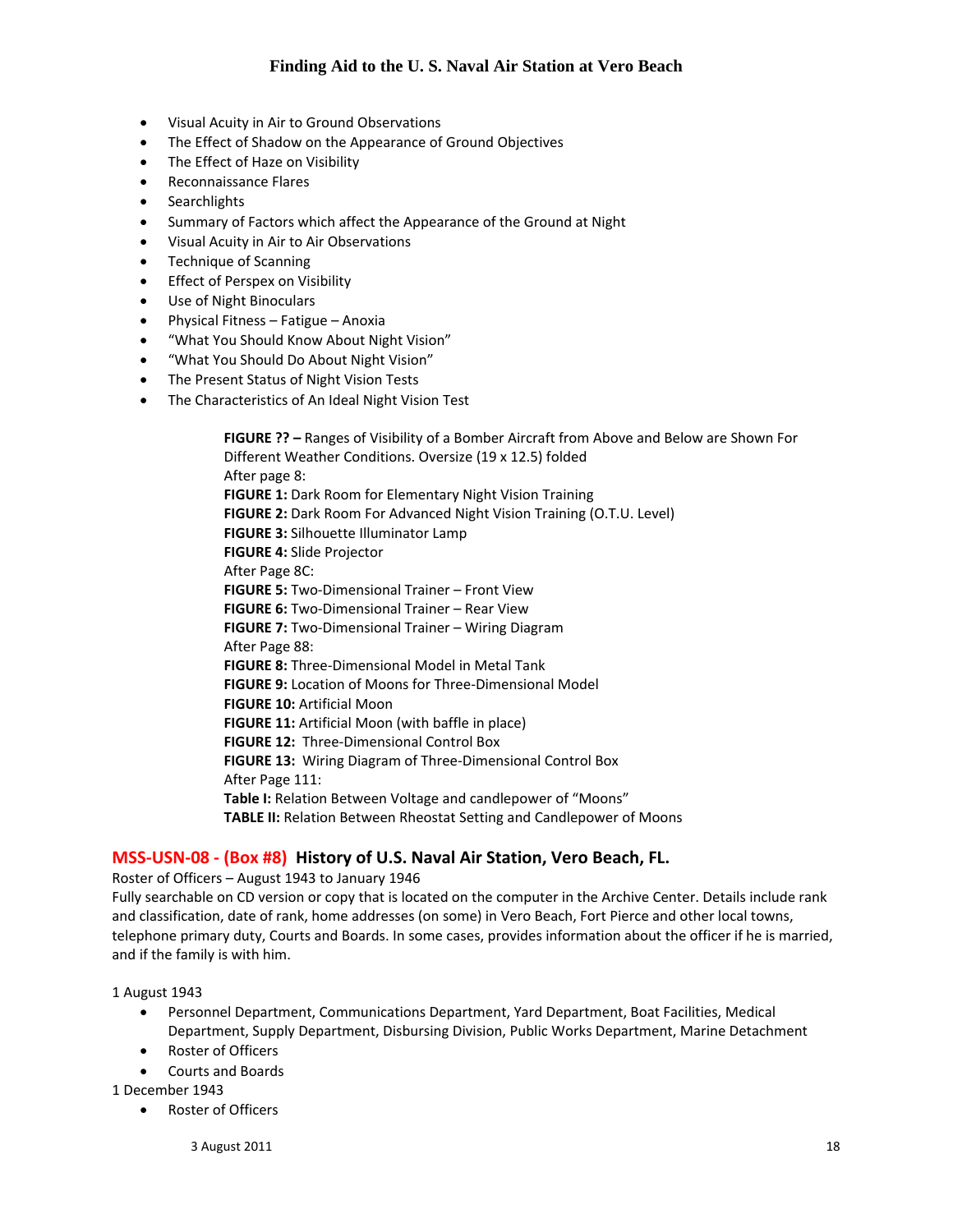- Visual Acuity in Air to Ground Observations
- The Effect of Shadow on the Appearance of Ground Objectives
- The Effect of Haze on Visibility
- Reconnaissance Flares
- Searchlights
- Summary of Factors which affect the Appearance of the Ground at Night
- Visual Acuity in Air to Air Observations
- Technique of Scanning
- Effect of Perspex on Visibility
- Use of Night Binoculars
- Physical Fitness – Fatigue – Anoxia
- "What You Should Know About Night Vision"
- "What You Should Do About Night Vision"
- The Present Status of Night Vision Tests
- The Characteristics of An Ideal Night Vision Test

**FIGURE ?? –** Ranges of Visibility of a Bomber Aircraft from Above and Below are Shown For Different Weather Conditions. Oversize (19 x 12.5) folded
After page 8:
**FIGURE 1:** Dark Room for Elementary Night Vision Training
**FIGURE 2:** Dark Room For Advanced Night Vision Training (O.T.U. Level)
**FIGURE 3:** Silhouette Illuminator Lamp
**FIGURE 4:** Slide Projector
After Page 8C:
**FIGURE 5:** Two-Dimensional Trainer – Front View
**FIGURE 6:** Two-Dimensional Trainer – Rear View
**FIGURE 7:** Two-Dimensional Trainer – Wiring Diagram
After Page 88:
**FIGURE 8:** Three-Dimensional Model in Metal Tank
**FIGURE 9:** Location of Moons for Three-Dimensional Model
**FIGURE 10:** Artificial Moon
**FIGURE 11:** Artificial Moon (with baffle in place)
**FIGURE 12:** Three-Dimensional Control Box
**FIGURE 13:** Wiring Diagram of Three-Dimensional Control Box
After Page 111:
**Table I:** Relation Between Voltage and candlepower of "Moons"
**TABLE II:** Relation Between Rheostat Setting and Candlepower of Moons

## MSS-USN-08 - (Box #8) History of U.S. Naval Air Station, Vero Beach, FL.

Roster of Officers – August 1943 to January 1946
Fully searchable on CD version or copy that is located on the computer in the Archive Center. Details include rank and classification, date of rank, home addresses (on some) in Vero Beach, Fort Pierce and other local towns, telephone primary duty, Courts and Boards. In some cases, provides information about the officer if he is married, and if the family is with him.

1 August 1943

- Personnel Department, Communications Department, Yard Department, Boat Facilities, Medical Department, Supply Department, Disbursing Division, Public Works Department, Marine Detachment
- Roster of Officers
- Courts and Boards

1 December 1943

- Roster of Officers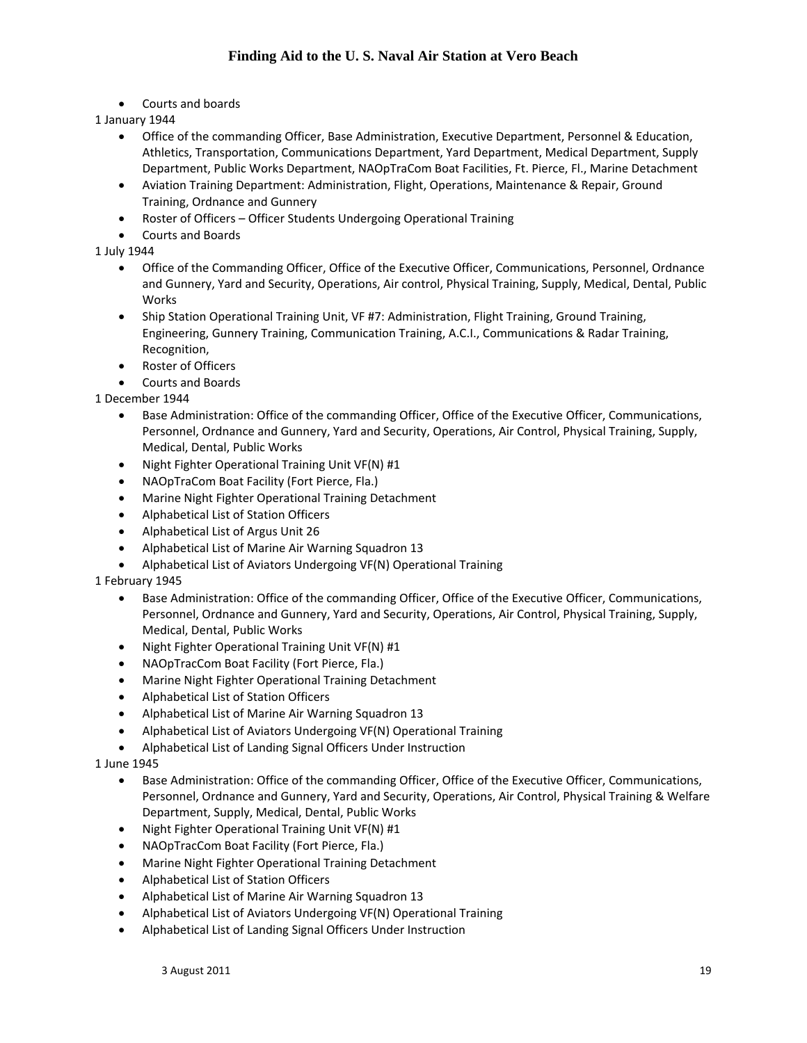- Courts and boards

1 January 1944

- Office of the commanding Officer, Base Administration, Executive Department, Personnel & Education, Athletics, Transportation, Communications Department, Yard Department, Medical Department, Supply Department, Public Works Department, NAOpTraCom Boat Facilities, Ft. Pierce, Fl., Marine Detachment
- Aviation Training Department: Administration, Flight, Operations, Maintenance & Repair, Ground Training, Ordnance and Gunnery
- Roster of Officers – Officer Students Undergoing Operational Training
- Courts and Boards

1 July 1944

- Office of the Commanding Officer, Office of the Executive Officer, Communications, Personnel, Ordnance and Gunnery, Yard and Security, Operations, Air control, Physical Training, Supply, Medical, Dental, Public Works
- Ship Station Operational Training Unit, VF #7: Administration, Flight Training, Ground Training, Engineering, Gunnery Training, Communication Training, A.C.I., Communications & Radar Training, Recognition,
- Roster of Officers
- Courts and Boards

1 December 1944

- Base Administration: Office of the commanding Officer, Office of the Executive Officer, Communications, Personnel, Ordnance and Gunnery, Yard and Security, Operations, Air Control, Physical Training, Supply, Medical, Dental, Public Works
- Night Fighter Operational Training Unit VF(N) #1
- NAOpTraCom Boat Facility (Fort Pierce, Fla.)
- Marine Night Fighter Operational Training Detachment
- Alphabetical List of Station Officers
- Alphabetical List of Argus Unit 26
- Alphabetical List of Marine Air Warning Squadron 13
- Alphabetical List of Aviators Undergoing VF(N) Operational Training

1 February 1945

- Base Administration: Office of the commanding Officer, Office of the Executive Officer, Communications, Personnel, Ordnance and Gunnery, Yard and Security, Operations, Air Control, Physical Training, Supply, Medical, Dental, Public Works
- Night Fighter Operational Training Unit VF(N) #1
- NAOpTracCom Boat Facility (Fort Pierce, Fla.)
- Marine Night Fighter Operational Training Detachment
- Alphabetical List of Station Officers
- Alphabetical List of Marine Air Warning Squadron 13
- Alphabetical List of Aviators Undergoing VF(N) Operational Training
- Alphabetical List of Landing Signal Officers Under Instruction

1 June 1945

- Base Administration: Office of the commanding Officer, Office of the Executive Officer, Communications, Personnel, Ordnance and Gunnery, Yard and Security, Operations, Air Control, Physical Training & Welfare Department, Supply, Medical, Dental, Public Works
- Night Fighter Operational Training Unit VF(N) #1
- NAOpTracCom Boat Facility (Fort Pierce, Fla.)
- Marine Night Fighter Operational Training Detachment
- Alphabetical List of Station Officers
- Alphabetical List of Marine Air Warning Squadron 13
- Alphabetical List of Aviators Undergoing VF(N) Operational Training
- Alphabetical List of Landing Signal Officers Under Instruction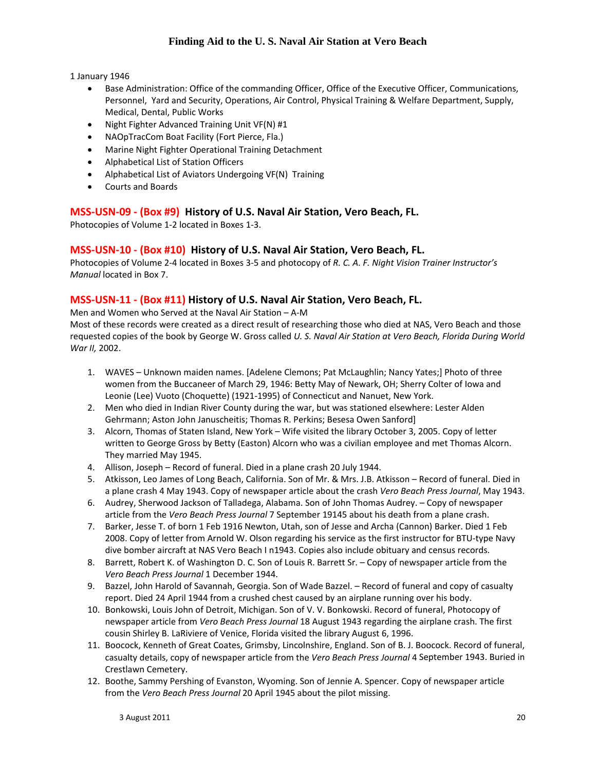1 January 1946

- Base Administration: Office of the commanding Officer, Office of the Executive Officer, Communications, Personnel, Yard and Security, Operations, Air Control, Physical Training & Welfare Department, Supply, Medical, Dental, Public Works
- Night Fighter Advanced Training Unit VF(N) #1
- NAOpTracCom Boat Facility (Fort Pierce, Fla.)
- Marine Night Fighter Operational Training Detachment
- Alphabetical List of Station Officers
- Alphabetical List of Aviators Undergoing VF(N) Training
- Courts and Boards

## MSS-USN-09 - (Box #9) History of U.S. Naval Air Station, Vero Beach, FL.

Photocopies of Volume 1-2 located in Boxes 1-3.

## MSS-USN-10 - (Box #10) History of U.S. Naval Air Station, Vero Beach, FL.

Photocopies of Volume 2-4 located in Boxes 3-5 and photocopy of *R. C. A. F. Night Vision Trainer Instructor's Manual* located in Box 7.

## MSS-USN-11 - (Box #11) History of U.S. Naval Air Station, Vero Beach, FL.

Men and Women who Served at the Naval Air Station – A-M

Most of these records were created as a direct result of researching those who died at NAS, Vero Beach and those requested copies of the book by George W. Gross called *U. S. Naval Air Station at Vero Beach, Florida During World War II,* 2002.

1. WAVES – Unknown maiden names. [Adelene Clemons; Pat McLaughlin; Nancy Yates;] Photo of three women from the Buccaneer of March 29, 1946: Betty May of Newark, OH; Sherry Colter of Iowa and Leonie (Lee) Vuoto (Choquette) (1921-1995) of Connecticut and Nanuet, New York.
2. Men who died in Indian River County during the war, but was stationed elsewhere: Lester Alden Gehrmann; Aston John Januscheitis; Thomas R. Perkins; Besesa Owen Sanford]
3. Alcorn, Thomas of Staten Island, New York – Wife visited the library October 3, 2005. Copy of letter written to George Gross by Betty (Easton) Alcorn who was a civilian employee and met Thomas Alcorn. They married May 1945.
4. Allison, Joseph – Record of funeral. Died in a plane crash 20 July 1944.
5. Atkisson, Leo James of Long Beach, California. Son of Mr. & Mrs. J.B. Atkisson – Record of funeral. Died in a plane crash 4 May 1943. Copy of newspaper article about the crash *Vero Beach Press Journal*, May 1943.
6. Audrey, Sherwood Jackson of Talladega, Alabama. Son of John Thomas Audrey. – Copy of newspaper article from the *Vero Beach Press Journal* 7 September 19145 about his death from a plane crash.
7. Barker, Jesse T. of born 1 Feb 1916 Newton, Utah, son of Jesse and Archa (Cannon) Barker. Died 1 Feb 2008. Copy of letter from Arnold W. Olson regarding his service as the first instructor for BTU-type Navy dive bomber aircraft at NAS Vero Beach I n1943. Copies also include obituary and census records.
8. Barrett, Robert K. of Washington D. C. Son of Louis R. Barrett Sr. – Copy of newspaper article from the *Vero Beach Press Journal* 1 December 1944.
9. Bazzel, John Harold of Savannah, Georgia. Son of Wade Bazzel. – Record of funeral and copy of casualty report. Died 24 April 1944 from a crushed chest caused by an airplane running over his body.
10. Bonkowski, Louis John of Detroit, Michigan. Son of V. V. Bonkowski. Record of funeral, Photocopy of newspaper article from *Vero Beach Press Journal* 18 August 1943 regarding the airplane crash. The first cousin Shirley B. LaRiviere of Venice, Florida visited the library August 6, 1996.
11. Boocock, Kenneth of Great Coates, Grimsby, Lincolnshire, England. Son of B. J. Boocock. Record of funeral, casualty details, copy of newspaper article from the *Vero Beach Press Journal* 4 September 1943. Buried in Crestlawn Cemetery.
12. Boothe, Sammy Pershing of Evanston, Wyoming. Son of Jennie A. Spencer. Copy of newspaper article from the *Vero Beach Press Journal* 20 April 1945 about the pilot missing.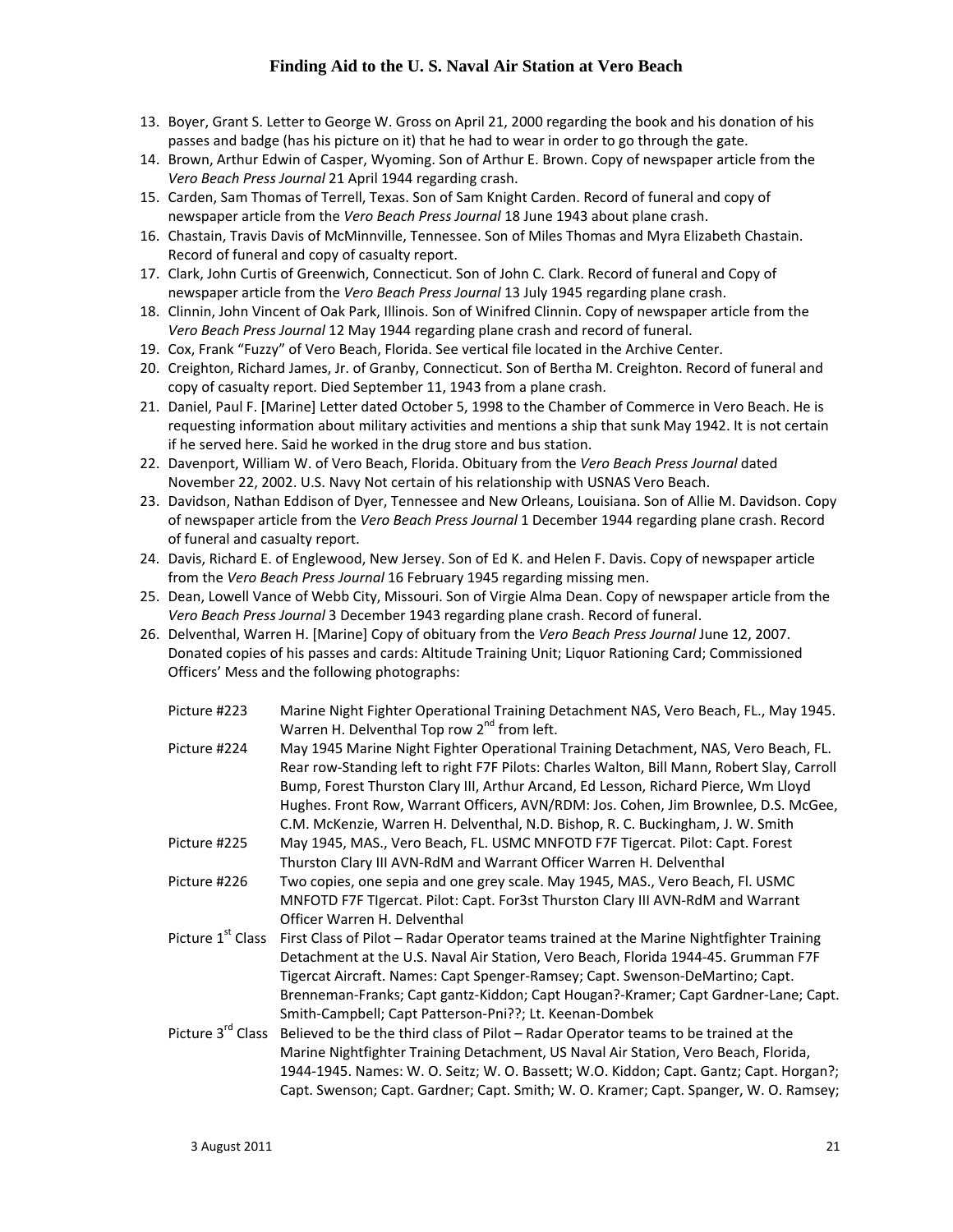13. Boyer, Grant S. Letter to George W. Gross on April 21, 2000 regarding the book and his donation of his passes and badge (has his picture on it) that he had to wear in order to go through the gate.
14. Brown, Arthur Edwin of Casper, Wyoming. Son of Arthur E. Brown. Copy of newspaper article from the *Vero Beach Press Journal* 21 April 1944 regarding crash.
15. Carden, Sam Thomas of Terrell, Texas. Son of Sam Knight Carden. Record of funeral and copy of newspaper article from the *Vero Beach Press Journal* 18 June 1943 about plane crash.
16. Chastain, Travis Davis of McMinnville, Tennessee. Son of Miles Thomas and Myra Elizabeth Chastain. Record of funeral and copy of casualty report.
17. Clark, John Curtis of Greenwich, Connecticut. Son of John C. Clark. Record of funeral and Copy of newspaper article from the *Vero Beach Press Journal* 13 July 1945 regarding plane crash.
18. Clinnin, John Vincent of Oak Park, Illinois. Son of Winifred Clinnin. Copy of newspaper article from the *Vero Beach Press Journal* 12 May 1944 regarding plane crash and record of funeral.
19. Cox, Frank "Fuzzy" of Vero Beach, Florida. See vertical file located in the Archive Center.
20. Creighton, Richard James, Jr. of Granby, Connecticut. Son of Bertha M. Creighton. Record of funeral and copy of casualty report. Died September 11, 1943 from a plane crash.
21. Daniel, Paul F. [Marine] Letter dated October 5, 1998 to the Chamber of Commerce in Vero Beach. He is requesting information about military activities and mentions a ship that sunk May 1942. It is not certain if he served here. Said he worked in the drug store and bus station.
22. Davenport, William W. of Vero Beach, Florida. Obituary from the *Vero Beach Press Journal* dated November 22, 2002. U.S. Navy Not certain of his relationship with USNAS Vero Beach.
23. Davidson, Nathan Eddison of Dyer, Tennessee and New Orleans, Louisiana. Son of Allie M. Davidson. Copy of newspaper article from the *Vero Beach Press Journal* 1 December 1944 regarding plane crash. Record of funeral and casualty report.
24. Davis, Richard E. of Englewood, New Jersey. Son of Ed K. and Helen F. Davis. Copy of newspaper article from the *Vero Beach Press Journal* 16 February 1945 regarding missing men.
25. Dean, Lowell Vance of Webb City, Missouri. Son of Virgie Alma Dean. Copy of newspaper article from the *Vero Beach Press Journal* 3 December 1943 regarding plane crash. Record of funeral.
26. Delventhal, Warren H. [Marine] Copy of obituary from the *Vero Beach Press Journal* June 12, 2007. Donated copies of his passes and cards: Altitude Training Unit; Liquor Rationing Card; Commissioned Officers' Mess and the following photographs:

| | |
|---|---|
| Picture #223 | Marine Night Fighter Operational Training Detachment NAS, Vero Beach, FL., May 1945. Warren H. Delventhal Top row 2nd from left. |
| Picture #224 | May 1945 Marine Night Fighter Operational Training Detachment, NAS, Vero Beach, FL. Rear row-Standing left to right F7F Pilots: Charles Walton, Bill Mann, Robert Slay, Carroll Bump, Forest Thurston Clary III, Arthur Arcand, Ed Lesson, Richard Pierce, Wm Lloyd Hughes. Front Row, Warrant Officers, AVN/RDM: Jos. Cohen, Jim Brownlee, D.S. McGee, C.M. McKenzie, Warren H. Delventhal, N.D. Bishop, R. C. Buckingham, J. W. Smith |
| Picture #225 | May 1945, MAS., Vero Beach, FL. USMC MNFOTD F7F Tigercat. Pilot: Capt. Forest Thurston Clary III AVN-RdM and Warrant Officer Warren H. Delventhal |
| Picture #226 | Two copies, one sepia and one grey scale. May 1945, MAS., Vero Beach, Fl. USMC MNFOTD F7F TIgercat. Pilot: Capt. For3st Thurston Clary III AVN-RdM and Warrant Officer Warren H. Delventhal |
| Picture 1st Class | First Class of Pilot – Radar Operator teams trained at the Marine Nightfighter Training Detachment at the U.S. Naval Air Station, Vero Beach, Florida 1944-45. Grumman F7F Tigercat Aircraft. Names: Capt Spenger-Ramsey; Capt. Swenson-DeMartino; Capt. Brenneman-Franks; Capt gantz-Kiddon; Capt Hougan?-Kramer; Capt Gardner-Lane; Capt. Smith-Campbell; Capt Patterson-Pni??; Lt. Keenan-Dombek |
| Picture 3rd Class | Believed to be the third class of Pilot – Radar Operator teams to be trained at the Marine Nightfighter Training Detachment, US Naval Air Station, Vero Beach, Florida, 1944-1945. Names: W. O. Seitz; W. O. Bassett; W.O. Kiddon; Capt. Gantz; Capt. Horgan?; Capt. Swenson; Capt. Gardner; Capt. Smith; W. O. Kramer; Capt. Spanger, W. O. Ramsey; |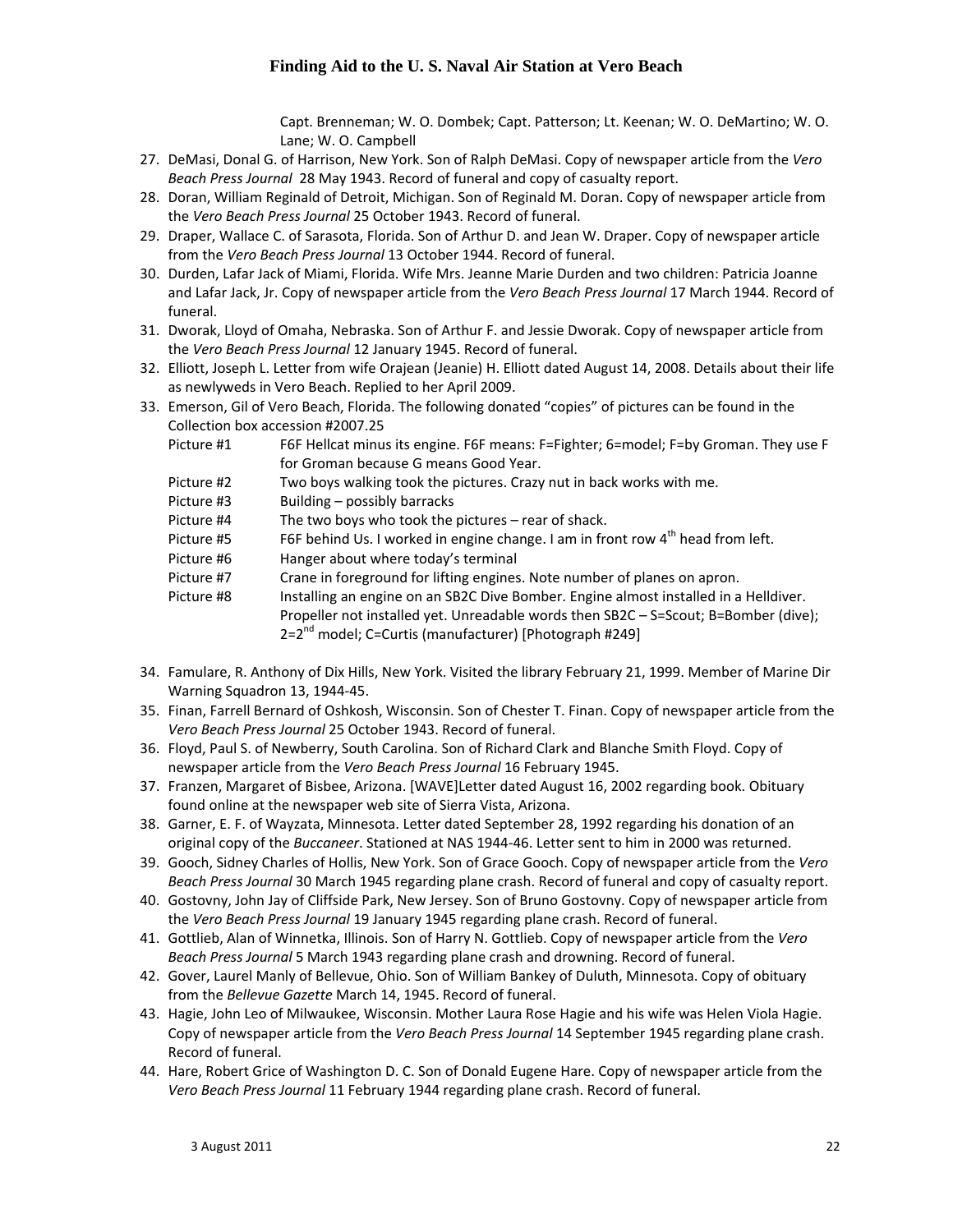Capt. Brenneman; W. O. Dombek; Capt. Patterson; Lt. Keenan; W. O. DeMartino; W. O. Lane; W. O. Campbell

27. DeMasi, Donal G. of Harrison, New York. Son of Ralph DeMasi. Copy of newspaper article from the *Vero Beach Press Journal* 28 May 1943. Record of funeral and copy of casualty report.
28. Doran, William Reginald of Detroit, Michigan. Son of Reginald M. Doran. Copy of newspaper article from the *Vero Beach Press Journal* 25 October 1943. Record of funeral.
29. Draper, Wallace C. of Sarasota, Florida. Son of Arthur D. and Jean W. Draper. Copy of newspaper article from the *Vero Beach Press Journal* 13 October 1944. Record of funeral.
30. Durden, Lafar Jack of Miami, Florida. Wife Mrs. Jeanne Marie Durden and two children: Patricia Joanne and Lafar Jack, Jr. Copy of newspaper article from the *Vero Beach Press Journal* 17 March 1944. Record of funeral.
31. Dworak, Lloyd of Omaha, Nebraska. Son of Arthur F. and Jessie Dworak. Copy of newspaper article from the *Vero Beach Press Journal* 12 January 1945. Record of funeral.
32. Elliott, Joseph L. Letter from wife Orajean (Jeanie) H. Elliott dated August 14, 2008. Details about their life as newlyweds in Vero Beach. Replied to her April 2009.
33. Emerson, Gil of Vero Beach, Florida. The following donated "copies" of pictures can be found in the Collection box accession #2007.25

| | |
|---|---|
| Picture #1 | F6F Hellcat minus its engine. F6F means: F=Fighter; 6=model; F=by Groman. They use F for Groman because G means Good Year. |
| Picture #2 | Two boys walking took the pictures. Crazy nut in back works with me. |
| Picture #3 | Building – possibly barracks |
| Picture #4 | The two boys who took the pictures – rear of shack. |
| Picture #5 | F6F behind Us. I worked in engine change. I am in front row 4th head from left. |
| Picture #6 | Hanger about where today's terminal |
| Picture #7 | Crane in foreground for lifting engines. Note number of planes on apron. |
| Picture #8 | Installing an engine on an SB2C Dive Bomber. Engine almost installed in a Helldiver. Propeller not installed yet. Unreadable words then SB2C – S=Scout; B=Bomber (dive); 2=2nd model; C=Curtis (manufacturer) [Photograph #249] |

34. Famulare, R. Anthony of Dix Hills, New York. Visited the library February 21, 1999. Member of Marine Dir Warning Squadron 13, 1944-45.
35. Finan, Farrell Bernard of Oshkosh, Wisconsin. Son of Chester T. Finan. Copy of newspaper article from the *Vero Beach Press Journal* 25 October 1943. Record of funeral.
36. Floyd, Paul S. of Newberry, South Carolina. Son of Richard Clark and Blanche Smith Floyd. Copy of newspaper article from the *Vero Beach Press Journal* 16 February 1945.
37. Franzen, Margaret of Bisbee, Arizona. [WAVE]Letter dated August 16, 2002 regarding book. Obituary found online at the newspaper web site of Sierra Vista, Arizona.
38. Garner, E. F. of Wayzata, Minnesota. Letter dated September 28, 1992 regarding his donation of an original copy of the *Buccaneer*. Stationed at NAS 1944-46. Letter sent to him in 2000 was returned.
39. Gooch, Sidney Charles of Hollis, New York. Son of Grace Gooch. Copy of newspaper article from the *Vero Beach Press Journal* 30 March 1945 regarding plane crash. Record of funeral and copy of casualty report.
40. Gostovny, John Jay of Cliffside Park, New Jersey. Son of Bruno Gostovny. Copy of newspaper article from the *Vero Beach Press Journal* 19 January 1945 regarding plane crash. Record of funeral.
41. Gottlieb, Alan of Winnetka, Illinois. Son of Harry N. Gottlieb. Copy of newspaper article from the *Vero Beach Press Journal* 5 March 1943 regarding plane crash and drowning. Record of funeral.
42. Gover, Laurel Manly of Bellevue, Ohio. Son of William Bankey of Duluth, Minnesota. Copy of obituary from the *Bellevue Gazette* March 14, 1945. Record of funeral.
43. Hagie, John Leo of Milwaukee, Wisconsin. Mother Laura Rose Hagie and his wife was Helen Viola Hagie. Copy of newspaper article from the *Vero Beach Press Journal* 14 September 1945 regarding plane crash. Record of funeral.
44. Hare, Robert Grice of Washington D. C. Son of Donald Eugene Hare. Copy of newspaper article from the *Vero Beach Press Journal* 11 February 1944 regarding plane crash. Record of funeral.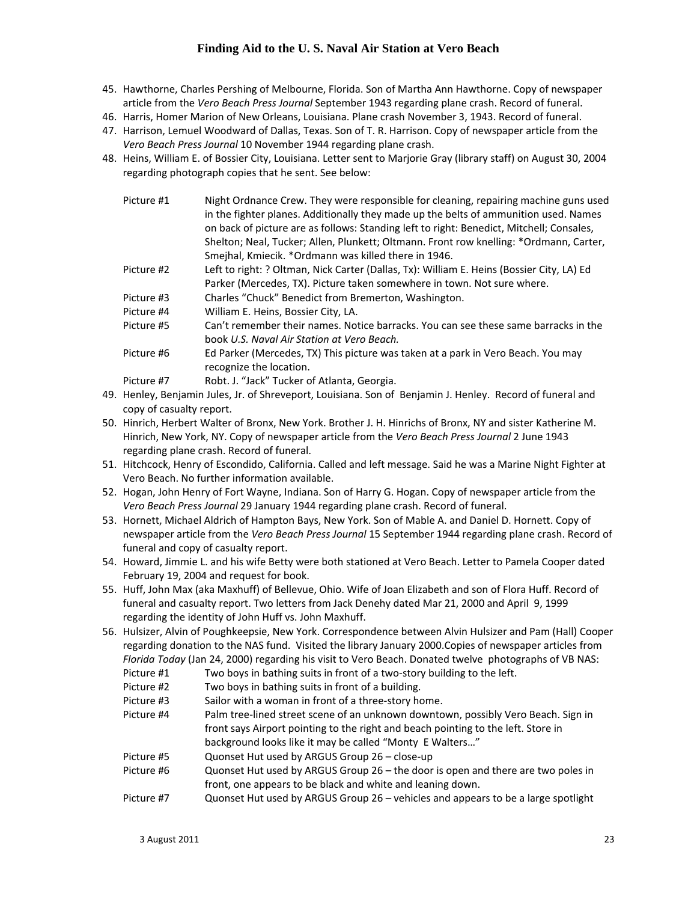45. Hawthorne, Charles Pershing of Melbourne, Florida. Son of Martha Ann Hawthorne. Copy of newspaper article from the *Vero Beach Press Journal* September 1943 regarding plane crash. Record of funeral.
46. Harris, Homer Marion of New Orleans, Louisiana. Plane crash November 3, 1943. Record of funeral.
47. Harrison, Lemuel Woodward of Dallas, Texas. Son of T. R. Harrison. Copy of newspaper article from the *Vero Beach Press Journal* 10 November 1944 regarding plane crash.
48. Heins, William E. of Bossier City, Louisiana. Letter sent to Marjorie Gray (library staff) on August 30, 2004 regarding photograph copies that he sent. See below:

| | |
|---|---|
| Picture #1 | Night Ordnance Crew. They were responsible for cleaning, repairing machine guns used in the fighter planes. Additionally they made up the belts of ammunition used. Names on back of picture are as follows: Standing left to right: Benedict, Mitchell; Consales, Shelton; Neal, Tucker; Allen, Plunkett; Oltmann. Front row knelling: *Ordmann, Carter, Smejhal, Kmiecik. *Ordmann was killed there in 1946. |
| Picture #2 | Left to right: ? Oltman, Nick Carter (Dallas, Tx): William E. Heins (Bossier City, LA) Ed Parker (Mercedes, TX). Picture taken somewhere in town. Not sure where. |
| Picture #3 | Charles "Chuck" Benedict from Bremerton, Washington. |
| Picture #4 | William E. Heins, Bossier City, LA. |
| Picture #5 | Can't remember their names. Notice barracks. You can see these same barracks in the book *U.S. Naval Air Station at Vero Beach.* |
| Picture #6 | Ed Parker (Mercedes, TX) This picture was taken at a park in Vero Beach. You may recognize the location. |
| Picture #7 | Robt. J. "Jack" Tucker of Atlanta, Georgia. |

49. Henley, Benjamin Jules, Jr. of Shreveport, Louisiana. Son of Benjamin J. Henley. Record of funeral and copy of casualty report.
50. Hinrich, Herbert Walter of Bronx, New York. Brother J. H. Hinrichs of Bronx, NY and sister Katherine M. Hinrich, New York, NY. Copy of newspaper article from the *Vero Beach Press Journal* 2 June 1943 regarding plane crash. Record of funeral.
51. Hitchcock, Henry of Escondido, California. Called and left message. Said he was a Marine Night Fighter at Vero Beach. No further information available.
52. Hogan, John Henry of Fort Wayne, Indiana. Son of Harry G. Hogan. Copy of newspaper article from the *Vero Beach Press Journal* 29 January 1944 regarding plane crash. Record of funeral.
53. Hornett, Michael Aldrich of Hampton Bays, New York. Son of Mable A. and Daniel D. Hornett. Copy of newspaper article from the *Vero Beach Press Journal* 15 September 1944 regarding plane crash. Record of funeral and copy of casualty report.
54. Howard, Jimmie L. and his wife Betty were both stationed at Vero Beach. Letter to Pamela Cooper dated February 19, 2004 and request for book.
55. Huff, John Max (aka Maxhuff) of Bellevue, Ohio. Wife of Joan Elizabeth and son of Flora Huff. Record of funeral and casualty report. Two letters from Jack Denehy dated Mar 21, 2000 and April 9, 1999 regarding the identity of John Huff vs. John Maxhuff.
56. Hulsizer, Alvin of Poughkeepsie, New York. Correspondence between Alvin Hulsizer and Pam (Hall) Cooper regarding donation to the NAS fund. Visited the library January 2000.Copies of newspaper articles from *Florida Today* (Jan 24, 2000) regarding his visit to Vero Beach. Donated twelve photographs of VB NAS:

| | |
|---|---|
| Picture #1 | Two boys in bathing suits in front of a two-story building to the left. |
| Picture #2 | Two boys in bathing suits in front of a building. |
| Picture #3 | Sailor with a woman in front of a three-story home. |
| Picture #4 | Palm tree-lined street scene of an unknown downtown, possibly Vero Beach. Sign in front says Airport pointing to the right and beach pointing to the left. Store in background looks like it may be called "Monty E Walters…" |
| Picture #5 | Quonset Hut used by ARGUS Group 26 – close-up |
| Picture #6 | Quonset Hut used by ARGUS Group 26 – the door is open and there are two poles in front, one appears to be black and white and leaning down. |
| Picture #7 | Quonset Hut used by ARGUS Group 26 – vehicles and appears to be a large spotlight |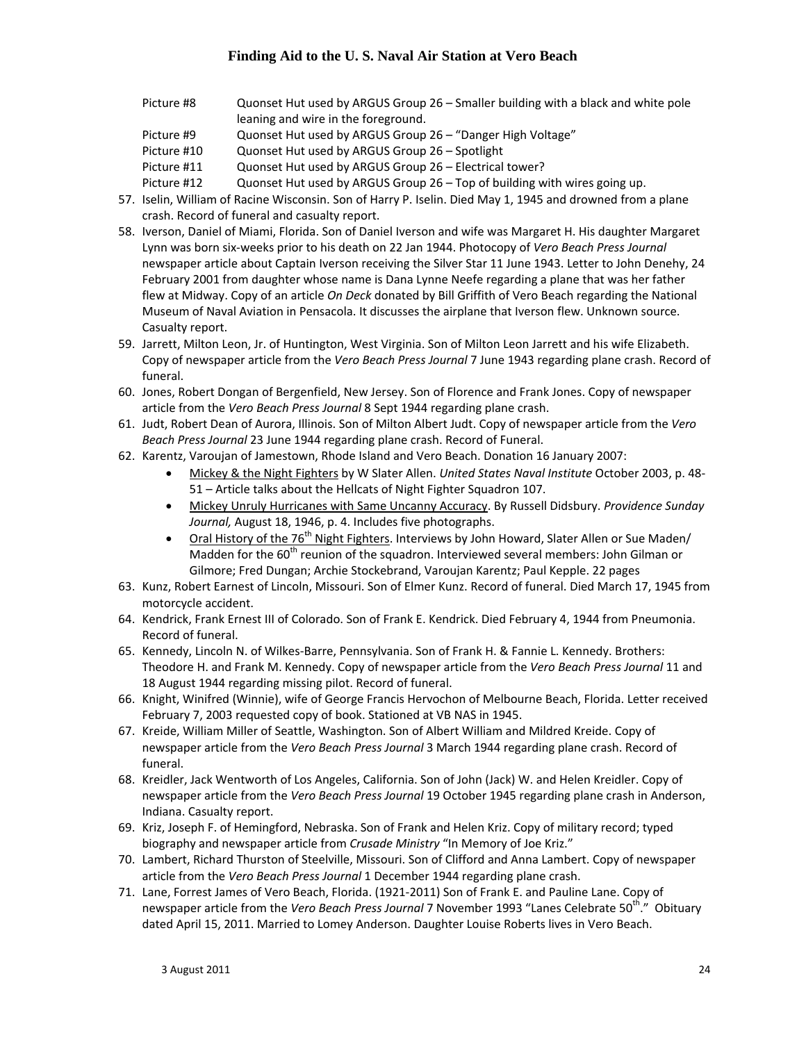Picture #8 Quonset Hut used by ARGUS Group 26 – Smaller building with a black and white pole leaning and wire in the foreground.
Picture #9 Quonset Hut used by ARGUS Group 26 – "Danger High Voltage"
Picture #10 Quonset Hut used by ARGUS Group 26 – Spotlight
Picture #11 Quonset Hut used by ARGUS Group 26 – Electrical tower?
Picture #12 Quonset Hut used by ARGUS Group 26 – Top of building with wires going up.

57. Iselin, William of Racine Wisconsin. Son of Harry P. Iselin. Died May 1, 1945 and drowned from a plane crash. Record of funeral and casualty report.
58. Iverson, Daniel of Miami, Florida. Son of Daniel Iverson and wife was Margaret H. His daughter Margaret Lynn was born six-weeks prior to his death on 22 Jan 1944. Photocopy of *Vero Beach Press Journal* newspaper article about Captain Iverson receiving the Silver Star 11 June 1943. Letter to John Denehy, 24 February 2001 from daughter whose name is Dana Lynne Neefe regarding a plane that was her father flew at Midway. Copy of an article *On Deck* donated by Bill Griffith of Vero Beach regarding the National Museum of Naval Aviation in Pensacola. It discusses the airplane that Iverson flew. Unknown source. Casualty report.
59. Jarrett, Milton Leon, Jr. of Huntington, West Virginia. Son of Milton Leon Jarrett and his wife Elizabeth. Copy of newspaper article from the *Vero Beach Press Journal* 7 June 1943 regarding plane crash. Record of funeral.
60. Jones, Robert Dongan of Bergenfield, New Jersey. Son of Florence and Frank Jones. Copy of newspaper article from the *Vero Beach Press Journal* 8 Sept 1944 regarding plane crash.
61. Judt, Robert Dean of Aurora, Illinois. Son of Milton Albert Judt. Copy of newspaper article from the *Vero Beach Press Journal* 23 June 1944 regarding plane crash. Record of Funeral.
62. Karentz, Varoujan of Jamestown, Rhode Island and Vero Beach. Donation 16 January 2007:
    - Mickey & the Night Fighters by W Slater Allen. *United States Naval Institute* October 2003, p. 48-51 – Article talks about the Hellcats of Night Fighter Squadron 107.
    - Mickey Unruly Hurricanes with Same Uncanny Accuracy. By Russell Didsbury. *Providence Sunday Journal,* August 18, 1946, p. 4. Includes five photographs.
    - Oral History of the 76th Night Fighters. Interviews by John Howard, Slater Allen or Sue Maden/ Madden for the 60th reunion of the squadron. Interviewed several members: John Gilman or Gilmore; Fred Dungan; Archie Stockebrand, Varoujan Karentz; Paul Kepple. 22 pages
63. Kunz, Robert Earnest of Lincoln, Missouri. Son of Elmer Kunz. Record of funeral. Died March 17, 1945 from motorcycle accident.
64. Kendrick, Frank Ernest III of Colorado. Son of Frank E. Kendrick. Died February 4, 1944 from Pneumonia. Record of funeral.
65. Kennedy, Lincoln N. of Wilkes-Barre, Pennsylvania. Son of Frank H. & Fannie L. Kennedy. Brothers: Theodore H. and Frank M. Kennedy. Copy of newspaper article from the *Vero Beach Press Journal* 11 and 18 August 1944 regarding missing pilot. Record of funeral.
66. Knight, Winifred (Winnie), wife of George Francis Hervochon of Melbourne Beach, Florida. Letter received February 7, 2003 requested copy of book. Stationed at VB NAS in 1945.
67. Kreide, William Miller of Seattle, Washington. Son of Albert William and Mildred Kreide. Copy of newspaper article from the *Vero Beach Press Journal* 3 March 1944 regarding plane crash. Record of funeral.
68. Kreidler, Jack Wentworth of Los Angeles, California. Son of John (Jack) W. and Helen Kreidler. Copy of newspaper article from the *Vero Beach Press Journal* 19 October 1945 regarding plane crash in Anderson, Indiana. Casualty report.
69. Kriz, Joseph F. of Hemingford, Nebraska. Son of Frank and Helen Kriz. Copy of military record; typed biography and newspaper article from *Crusade Ministry* "In Memory of Joe Kriz."
70. Lambert, Richard Thurston of Steelville, Missouri. Son of Clifford and Anna Lambert. Copy of newspaper article from the *Vero Beach Press Journal* 1 December 1944 regarding plane crash.
71. Lane, Forrest James of Vero Beach, Florida. (1921-2011) Son of Frank E. and Pauline Lane. Copy of newspaper article from the *Vero Beach Press Journal* 7 November 1993 "Lanes Celebrate 50th." Obituary dated April 15, 2011. Married to Lomey Anderson. Daughter Louise Roberts lives in Vero Beach.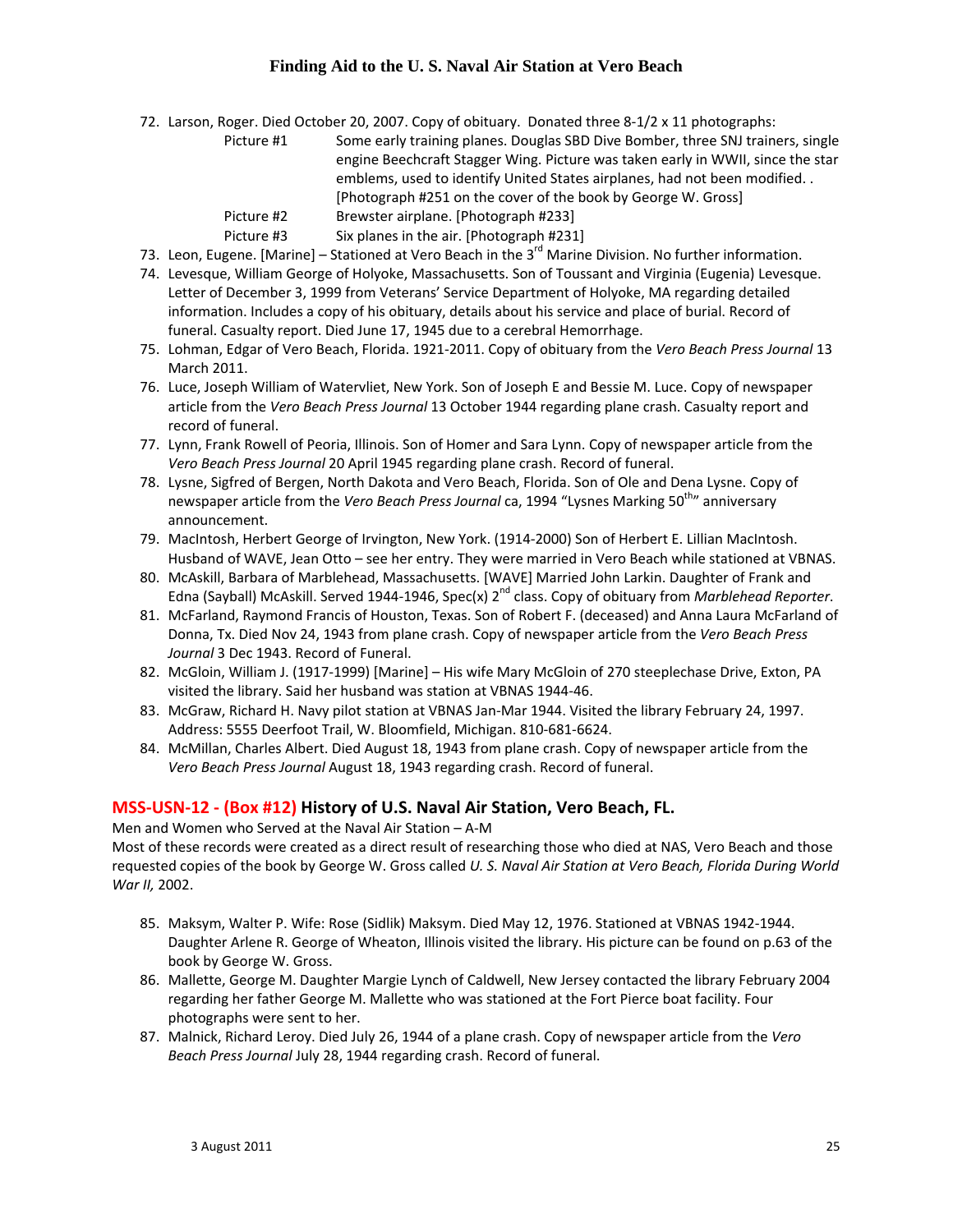72. Larson, Roger. Died October 20, 2007. Copy of obituary. Donated three 8-1/2 x 11 photographs:
    - Picture #1 — Some early training planes. Douglas SBD Dive Bomber, three SNJ trainers, single engine Beechcraft Stagger Wing. Picture was taken early in WWII, since the star emblems, used to identify United States airplanes, had not been modified. . [Photograph #251 on the cover of the book by George W. Gross]
    - Picture #2 — Brewster airplane. [Photograph #233]
    - Picture #3 — Six planes in the air. [Photograph #231]
73. Leon, Eugene. [Marine] – Stationed at Vero Beach in the 3rd Marine Division. No further information.
74. Levesque, William George of Holyoke, Massachusetts. Son of Toussant and Virginia (Eugenia) Levesque. Letter of December 3, 1999 from Veterans' Service Department of Holyoke, MA regarding detailed information. Includes a copy of his obituary, details about his service and place of burial. Record of funeral. Casualty report. Died June 17, 1945 due to a cerebral Hemorrhage.
75. Lohman, Edgar of Vero Beach, Florida. 1921-2011. Copy of obituary from the *Vero Beach Press Journal* 13 March 2011.
76. Luce, Joseph William of Watervliet, New York. Son of Joseph E and Bessie M. Luce. Copy of newspaper article from the *Vero Beach Press Journal* 13 October 1944 regarding plane crash. Casualty report and record of funeral.
77. Lynn, Frank Rowell of Peoria, Illinois. Son of Homer and Sara Lynn. Copy of newspaper article from the *Vero Beach Press Journal* 20 April 1945 regarding plane crash. Record of funeral.
78. Lysne, Sigfred of Bergen, North Dakota and Vero Beach, Florida. Son of Ole and Dena Lysne. Copy of newspaper article from the *Vero Beach Press Journal* ca, 1994 "Lysnes Marking 50th" anniversary announcement.
79. MacIntosh, Herbert George of Irvington, New York. (1914-2000) Son of Herbert E. Lillian MacIntosh. Husband of WAVE, Jean Otto – see her entry. They were married in Vero Beach while stationed at VBNAS.
80. McAskill, Barbara of Marblehead, Massachusetts. [WAVE] Married John Larkin. Daughter of Frank and Edna (Sayball) McAskill. Served 1944-1946, Spec(x) 2nd class. Copy of obituary from *Marblehead Reporter*.
81. McFarland, Raymond Francis of Houston, Texas. Son of Robert F. (deceased) and Anna Laura McFarland of Donna, Tx. Died Nov 24, 1943 from plane crash. Copy of newspaper article from the *Vero Beach Press Journal* 3 Dec 1943. Record of Funeral.
82. McGloin, William J. (1917-1999) [Marine] – His wife Mary McGloin of 270 steeplechase Drive, Exton, PA visited the library. Said her husband was station at VBNAS 1944-46.
83. McGraw, Richard H. Navy pilot station at VBNAS Jan-Mar 1944. Visited the library February 24, 1997. Address: 5555 Deerfoot Trail, W. Bloomfield, Michigan. 810-681-6624.
84. McMillan, Charles Albert. Died August 18, 1943 from plane crash. Copy of newspaper article from the *Vero Beach Press Journal* August 18, 1943 regarding crash. Record of funeral.

## MSS-USN-12 - (Box #12) History of U.S. Naval Air Station, Vero Beach, FL.

Men and Women who Served at the Naval Air Station – A-M

Most of these records were created as a direct result of researching those who died at NAS, Vero Beach and those requested copies of the book by George W. Gross called *U. S. Naval Air Station at Vero Beach, Florida During World War II,* 2002.

85. Maksym, Walter P. Wife: Rose (Sidlik) Maksym. Died May 12, 1976. Stationed at VBNAS 1942-1944. Daughter Arlene R. George of Wheaton, Illinois visited the library. His picture can be found on p.63 of the book by George W. Gross.
86. Mallette, George M. Daughter Margie Lynch of Caldwell, New Jersey contacted the library February 2004 regarding her father George M. Mallette who was stationed at the Fort Pierce boat facility. Four photographs were sent to her.
87. Malnick, Richard Leroy. Died July 26, 1944 of a plane crash. Copy of newspaper article from the *Vero Beach Press Journal* July 28, 1944 regarding crash. Record of funeral.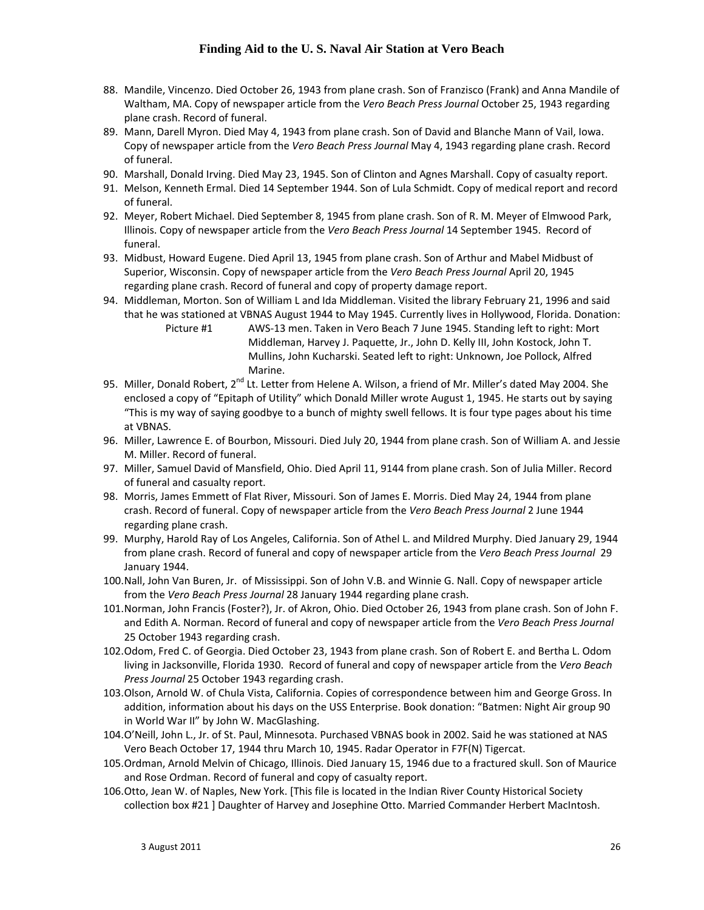88. Mandile, Vincenzo. Died October 26, 1943 from plane crash. Son of Franzisco (Frank) and Anna Mandile of Waltham, MA. Copy of newspaper article from the *Vero Beach Press Journal* October 25, 1943 regarding plane crash. Record of funeral.
89. Mann, Darell Myron. Died May 4, 1943 from plane crash. Son of David and Blanche Mann of Vail, Iowa. Copy of newspaper article from the *Vero Beach Press Journal* May 4, 1943 regarding plane crash. Record of funeral.
90. Marshall, Donald Irving. Died May 23, 1945. Son of Clinton and Agnes Marshall. Copy of casualty report.
91. Melson, Kenneth Ermal. Died 14 September 1944. Son of Lula Schmidt. Copy of medical report and record of funeral.
92. Meyer, Robert Michael. Died September 8, 1945 from plane crash. Son of R. M. Meyer of Elmwood Park, Illinois. Copy of newspaper article from the *Vero Beach Press Journal* 14 September 1945. Record of funeral.
93. Midbust, Howard Eugene. Died April 13, 1945 from plane crash. Son of Arthur and Mabel Midbust of Superior, Wisconsin. Copy of newspaper article from the *Vero Beach Press Journal* April 20, 1945 regarding plane crash. Record of funeral and copy of property damage report.
94. Middleman, Morton. Son of William L and Ida Middleman. Visited the library February 21, 1996 and said that he was stationed at VBNAS August 1944 to May 1945. Currently lives in Hollywood, Florida. Donation:
    Picture #1 AWS-13 men. Taken in Vero Beach 7 June 1945. Standing left to right: Mort Middleman, Harvey J. Paquette, Jr., John D. Kelly III, John Kostock, John T. Mullins, John Kucharski. Seated left to right: Unknown, Joe Pollock, Alfred Marine.
95. Miller, Donald Robert, 2nd Lt. Letter from Helene A. Wilson, a friend of Mr. Miller's dated May 2004. She enclosed a copy of "Epitaph of Utility" which Donald Miller wrote August 1, 1945. He starts out by saying "This is my way of saying goodbye to a bunch of mighty swell fellows. It is four type pages about his time at VBNAS.
96. Miller, Lawrence E. of Bourbon, Missouri. Died July 20, 1944 from plane crash. Son of William A. and Jessie M. Miller. Record of funeral.
97. Miller, Samuel David of Mansfield, Ohio. Died April 11, 9144 from plane crash. Son of Julia Miller. Record of funeral and casualty report.
98. Morris, James Emmett of Flat River, Missouri. Son of James E. Morris. Died May 24, 1944 from plane crash. Record of funeral. Copy of newspaper article from the *Vero Beach Press Journal* 2 June 1944 regarding plane crash.
99. Murphy, Harold Ray of Los Angeles, California. Son of Athel L. and Mildred Murphy. Died January 29, 1944 from plane crash. Record of funeral and copy of newspaper article from the *Vero Beach Press Journal* 29 January 1944.
100. Nall, John Van Buren, Jr. of Mississippi. Son of John V.B. and Winnie G. Nall. Copy of newspaper article from the *Vero Beach Press Journal* 28 January 1944 regarding plane crash.
101. Norman, John Francis (Foster?), Jr. of Akron, Ohio. Died October 26, 1943 from plane crash. Son of John F. and Edith A. Norman. Record of funeral and copy of newspaper article from the *Vero Beach Press Journal* 25 October 1943 regarding crash.
102. Odom, Fred C. of Georgia. Died October 23, 1943 from plane crash. Son of Robert E. and Bertha L. Odom living in Jacksonville, Florida 1930. Record of funeral and copy of newspaper article from the *Vero Beach Press Journal* 25 October 1943 regarding crash.
103. Olson, Arnold W. of Chula Vista, California. Copies of correspondence between him and George Gross. In addition, information about his days on the USS Enterprise. Book donation: "Batmen: Night Air group 90 in World War II" by John W. MacGlashing.
104. O'Neill, John L., Jr. of St. Paul, Minnesota. Purchased VBNAS book in 2002. Said he was stationed at NAS Vero Beach October 17, 1944 thru March 10, 1945. Radar Operator in F7F(N) Tigercat.
105. Ordman, Arnold Melvin of Chicago, Illinois. Died January 15, 1946 due to a fractured skull. Son of Maurice and Rose Ordman. Record of funeral and copy of casualty report.
106. Otto, Jean W. of Naples, New York. [This file is located in the Indian River County Historical Society collection box #21 ] Daughter of Harvey and Josephine Otto. Married Commander Herbert MacIntosh.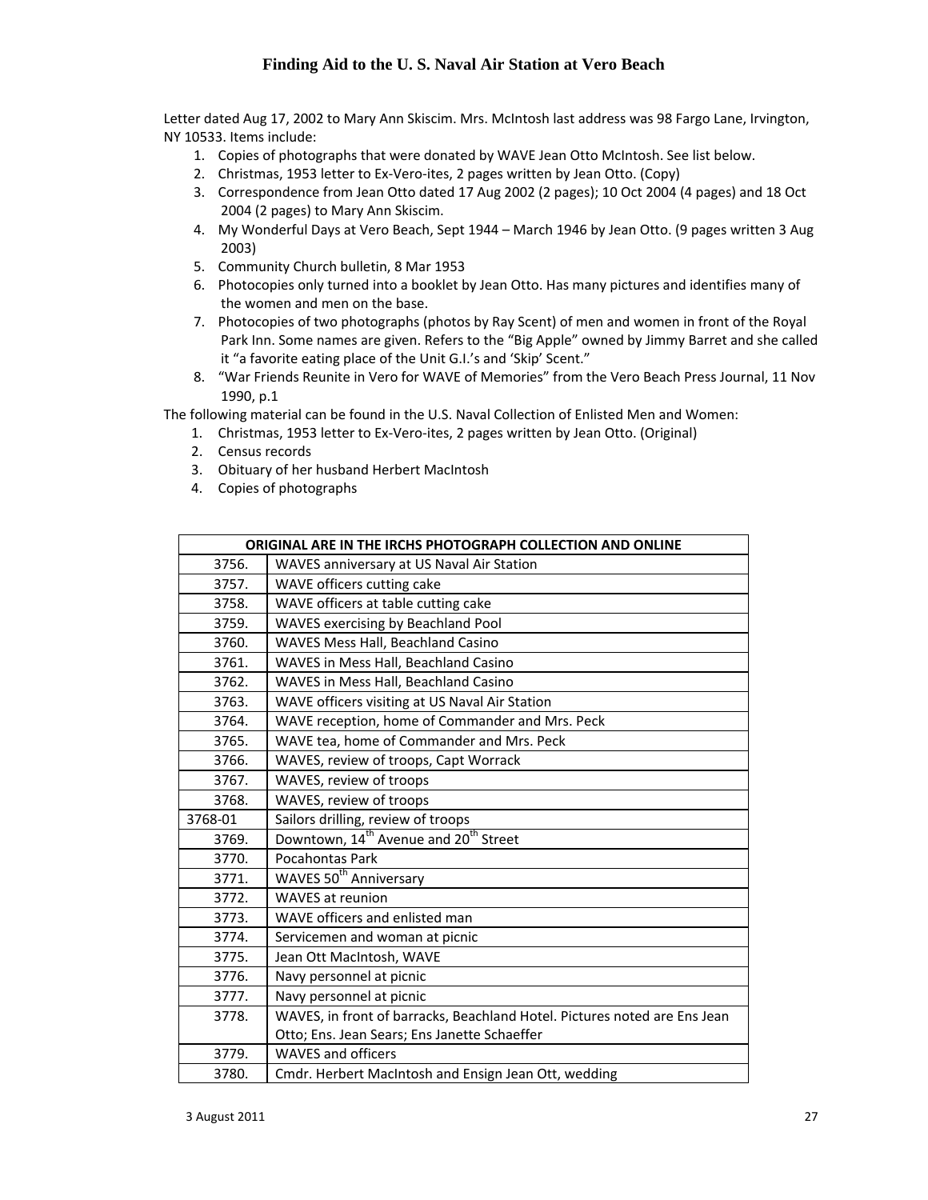Letter dated Aug 17, 2002 to Mary Ann Skiscim. Mrs. McIntosh last address was 98 Fargo Lane, Irvington, NY 10533. Items include:

1. Copies of photographs that were donated by WAVE Jean Otto McIntosh. See list below.
2. Christmas, 1953 letter to Ex-Vero-ites, 2 pages written by Jean Otto. (Copy)
3. Correspondence from Jean Otto dated 17 Aug 2002 (2 pages); 10 Oct 2004 (4 pages) and 18 Oct 2004 (2 pages) to Mary Ann Skiscim.
4. My Wonderful Days at Vero Beach, Sept 1944 – March 1946 by Jean Otto. (9 pages written 3 Aug 2003)
5. Community Church bulletin, 8 Mar 1953
6. Photocopies only turned into a booklet by Jean Otto. Has many pictures and identifies many of the women and men on the base.
7. Photocopies of two photographs (photos by Ray Scent) of men and women in front of the Royal Park Inn. Some names are given. Refers to the "Big Apple" owned by Jimmy Barret and she called it "a favorite eating place of the Unit G.I.'s and 'Skip' Scent."
8. "War Friends Reunite in Vero for WAVE of Memories" from the Vero Beach Press Journal, 11 Nov 1990, p.1

The following material can be found in the U.S. Naval Collection of Enlisted Men and Women:

1. Christmas, 1953 letter to Ex-Vero-ites, 2 pages written by Jean Otto. (Original)
2. Census records
3. Obituary of her husband Herbert MacIntosh
4. Copies of photographs

| ORIGINAL ARE IN THE IRCHS PHOTOGRAPH COLLECTION AND ONLINE | |
|---|---|
| 3756. | WAVES anniversary at US Naval Air Station |
| 3757. | WAVE officers cutting cake |
| 3758. | WAVE officers at table cutting cake |
| 3759. | WAVES exercising by Beachland Pool |
| 3760. | WAVES Mess Hall, Beachland Casino |
| 3761. | WAVES in Mess Hall, Beachland Casino |
| 3762. | WAVES in Mess Hall, Beachland Casino |
| 3763. | WAVE officers visiting at US Naval Air Station |
| 3764. | WAVE reception, home of Commander and Mrs. Peck |
| 3765. | WAVE tea, home of Commander and Mrs. Peck |
| 3766. | WAVES, review of troops, Capt Worrack |
| 3767. | WAVES, review of troops |
| 3768. | WAVES, review of troops |
| 3768-01 | Sailors drilling, review of troops |
| 3769. | Downtown, 14th Avenue and 20th Street |
| 3770. | Pocahontas Park |
| 3771. | WAVES 50th Anniversary |
| 3772. | WAVES at reunion |
| 3773. | WAVE officers and enlisted man |
| 3774. | Servicemen and woman at picnic |
| 3775. | Jean Ott MacIntosh, WAVE |
| 3776. | Navy personnel at picnic |
| 3777. | Navy personnel at picnic |
| 3778. | WAVES, in front of barracks, Beachland Hotel. Pictures noted are Ens Jean Otto; Ens. Jean Sears; Ens Janette Schaeffer |
| 3779. | WAVES and officers |
| 3780. | Cmdr. Herbert MacIntosh and Ensign Jean Ott, wedding |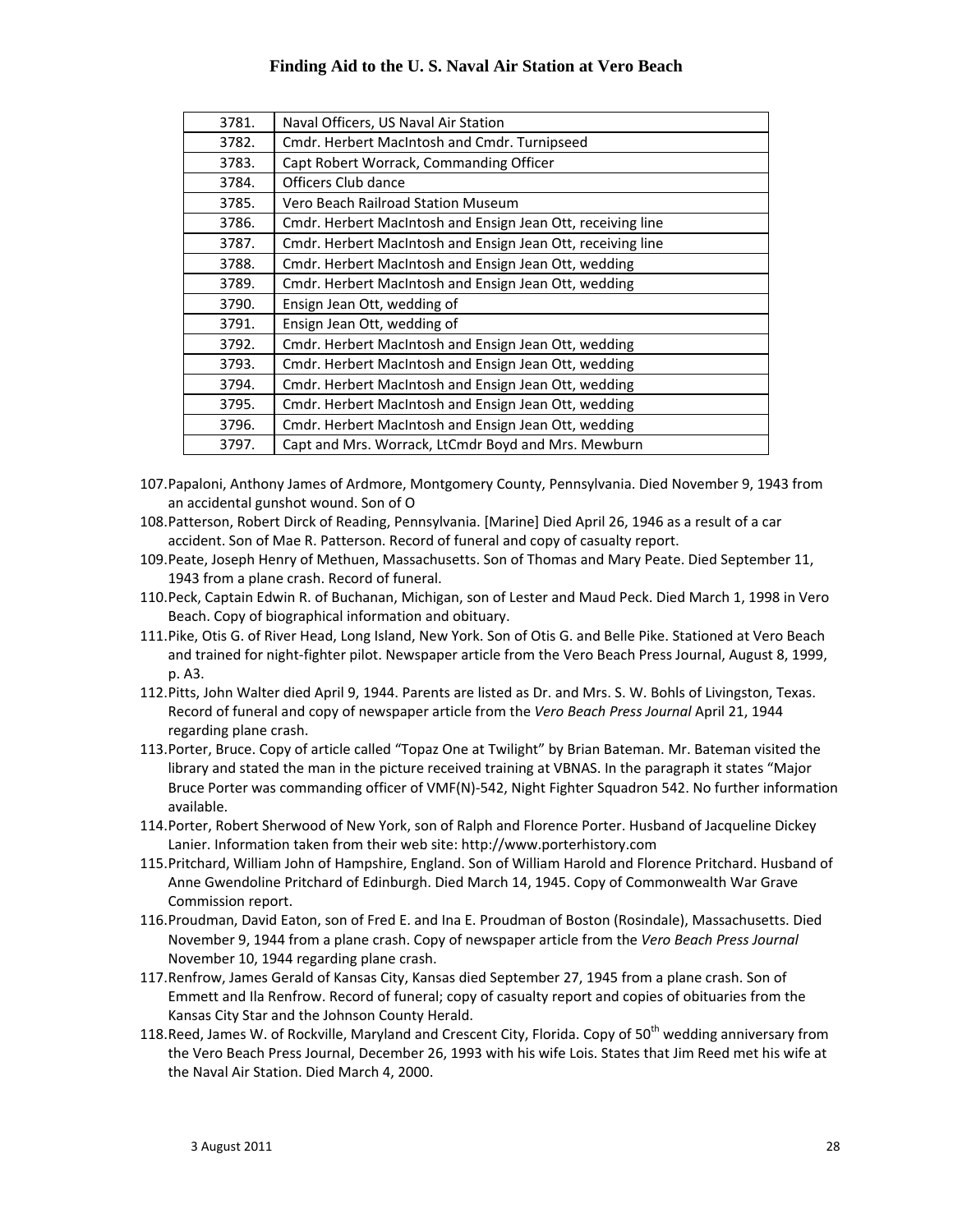| 3781. | Naval Officers, US Naval Air Station |
|---|---|
| 3782. | Cmdr. Herbert MacIntosh and Cmdr. Turnipseed |
| 3783. | Capt Robert Worrack, Commanding Officer |
| 3784. | Officers Club dance |
| 3785. | Vero Beach Railroad Station Museum |
| 3786. | Cmdr. Herbert MacIntosh and Ensign Jean Ott, receiving line |
| 3787. | Cmdr. Herbert MacIntosh and Ensign Jean Ott, receiving line |
| 3788. | Cmdr. Herbert MacIntosh and Ensign Jean Ott, wedding |
| 3789. | Cmdr. Herbert MacIntosh and Ensign Jean Ott, wedding |
| 3790. | Ensign Jean Ott, wedding of |
| 3791. | Ensign Jean Ott, wedding of |
| 3792. | Cmdr. Herbert MacIntosh and Ensign Jean Ott, wedding |
| 3793. | Cmdr. Herbert MacIntosh and Ensign Jean Ott, wedding |
| 3794. | Cmdr. Herbert MacIntosh and Ensign Jean Ott, wedding |
| 3795. | Cmdr. Herbert MacIntosh and Ensign Jean Ott, wedding |
| 3796. | Cmdr. Herbert MacIntosh and Ensign Jean Ott, wedding |
| 3797. | Capt and Mrs. Worrack, LtCmdr Boyd and Mrs. Mewburn |

107. Papaloni, Anthony James of Ardmore, Montgomery County, Pennsylvania. Died November 9, 1943 from an accidental gunshot wound. Son of O
108. Patterson, Robert Dirck of Reading, Pennsylvania. [Marine] Died April 26, 1946 as a result of a car accident. Son of Mae R. Patterson. Record of funeral and copy of casualty report.
109. Peate, Joseph Henry of Methuen, Massachusetts. Son of Thomas and Mary Peate. Died September 11, 1943 from a plane crash. Record of funeral.
110. Peck, Captain Edwin R. of Buchanan, Michigan, son of Lester and Maud Peck. Died March 1, 1998 in Vero Beach. Copy of biographical information and obituary.
111. Pike, Otis G. of River Head, Long Island, New York. Son of Otis G. and Belle Pike. Stationed at Vero Beach and trained for night-fighter pilot. Newspaper article from the Vero Beach Press Journal, August 8, 1999, p. A3.
112. Pitts, John Walter died April 9, 1944. Parents are listed as Dr. and Mrs. S. W. Bohls of Livingston, Texas. Record of funeral and copy of newspaper article from the *Vero Beach Press Journal* April 21, 1944 regarding plane crash.
113. Porter, Bruce. Copy of article called "Topaz One at Twilight" by Brian Bateman. Mr. Bateman visited the library and stated the man in the picture received training at VBNAS. In the paragraph it states "Major Bruce Porter was commanding officer of VMF(N)-542, Night Fighter Squadron 542. No further information available.
114. Porter, Robert Sherwood of New York, son of Ralph and Florence Porter. Husband of Jacqueline Dickey Lanier. Information taken from their web site: http://www.porterhistory.com
115. Pritchard, William John of Hampshire, England. Son of William Harold and Florence Pritchard. Husband of Anne Gwendoline Pritchard of Edinburgh. Died March 14, 1945. Copy of Commonwealth War Grave Commission report.
116. Proudman, David Eaton, son of Fred E. and Ina E. Proudman of Boston (Rosindale), Massachusetts. Died November 9, 1944 from a plane crash. Copy of newspaper article from the *Vero Beach Press Journal* November 10, 1944 regarding plane crash.
117. Renfrow, James Gerald of Kansas City, Kansas died September 27, 1945 from a plane crash. Son of Emmett and Ila Renfrow. Record of funeral; copy of casualty report and copies of obituaries from the Kansas City Star and the Johnson County Herald.
118. Reed, James W. of Rockville, Maryland and Crescent City, Florida. Copy of 50th wedding anniversary from the Vero Beach Press Journal, December 26, 1993 with his wife Lois. States that Jim Reed met his wife at the Naval Air Station. Died March 4, 2000.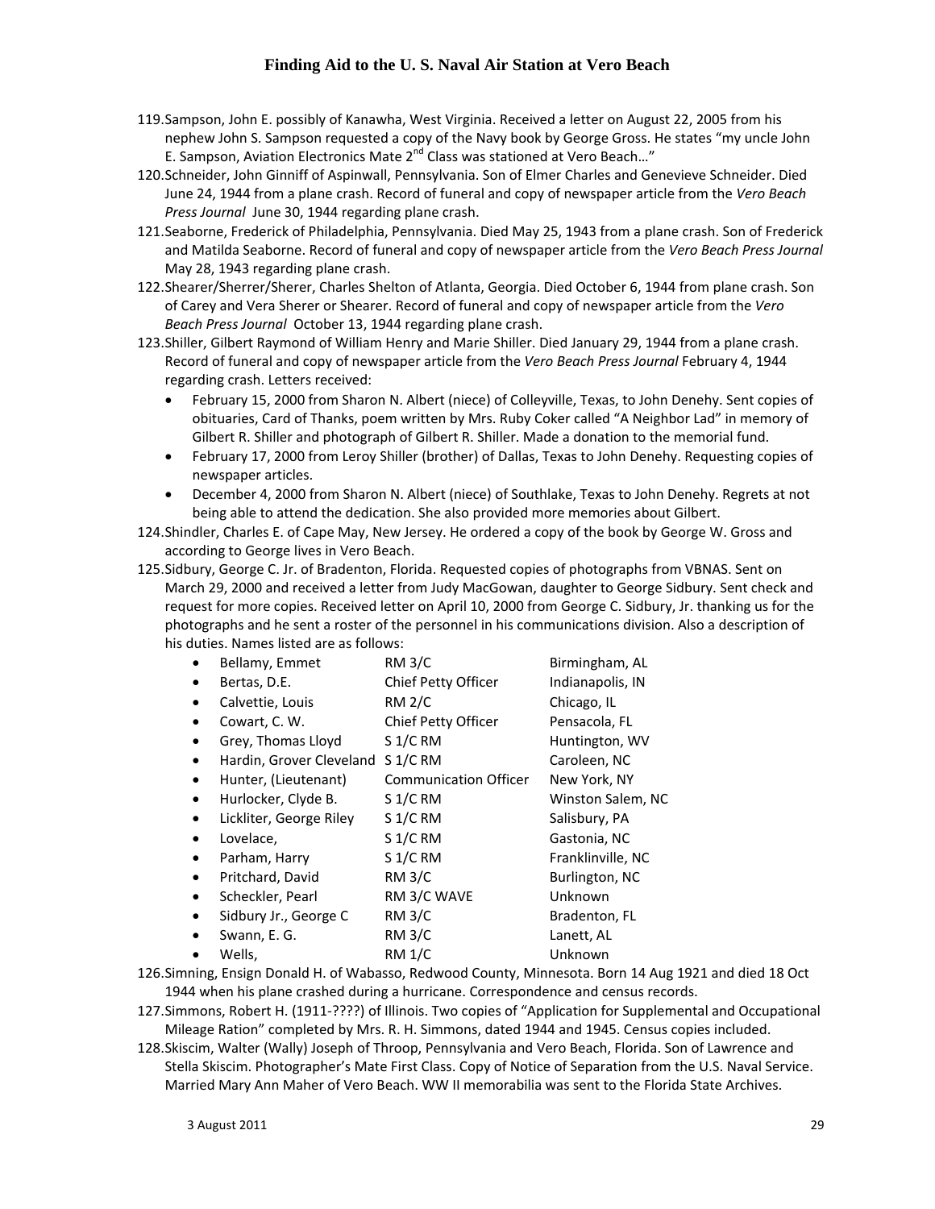119. Sampson, John E. possibly of Kanawha, West Virginia. Received a letter on August 22, 2005 from his nephew John S. Sampson requested a copy of the Navy book by George Gross. He states "my uncle John E. Sampson, Aviation Electronics Mate 2nd Class was stationed at Vero Beach…"
120. Schneider, John Ginniff of Aspinwall, Pennsylvania. Son of Elmer Charles and Genevieve Schneider. Died June 24, 1944 from a plane crash. Record of funeral and copy of newspaper article from the *Vero Beach Press Journal* June 30, 1944 regarding plane crash.
121. Seaborne, Frederick of Philadelphia, Pennsylvania. Died May 25, 1943 from a plane crash. Son of Frederick and Matilda Seaborne. Record of funeral and copy of newspaper article from the *Vero Beach Press Journal* May 28, 1943 regarding plane crash.
122. Shearer/Sherrer/Sherer, Charles Shelton of Atlanta, Georgia. Died October 6, 1944 from plane crash. Son of Carey and Vera Sherer or Shearer. Record of funeral and copy of newspaper article from the *Vero Beach Press Journal* October 13, 1944 regarding plane crash.
123. Shiller, Gilbert Raymond of William Henry and Marie Shiller. Died January 29, 1944 from a plane crash. Record of funeral and copy of newspaper article from the *Vero Beach Press Journal* February 4, 1944 regarding crash. Letters received:
    - February 15, 2000 from Sharon N. Albert (niece) of Colleyville, Texas, to John Denehy. Sent copies of obituaries, Card of Thanks, poem written by Mrs. Ruby Coker called "A Neighbor Lad" in memory of Gilbert R. Shiller and photograph of Gilbert R. Shiller. Made a donation to the memorial fund.
    - February 17, 2000 from Leroy Shiller (brother) of Dallas, Texas to John Denehy. Requesting copies of newspaper articles.
    - December 4, 2000 from Sharon N. Albert (niece) of Southlake, Texas to John Denehy. Regrets at not being able to attend the dedication. She also provided more memories about Gilbert.
124. Shindler, Charles E. of Cape May, New Jersey. He ordered a copy of the book by George W. Gross and according to George lives in Vero Beach.
125. Sidbury, George C. Jr. of Bradenton, Florida. Requested copies of photographs from VBNAS. Sent on March 29, 2000 and received a letter from Judy MacGowan, daughter to George Sidbury. Sent check and request for more copies. Received letter on April 10, 2000 from George C. Sidbury, Jr. thanking us for the photographs and he sent a roster of the personnel in his communications division. Also a description of his duties. Names listed are as follows:
    - Bellamy, Emmet — RM 3/C — Birmingham, AL
    - Bertas, D.E. — Chief Petty Officer — Indianapolis, IN
    - Calvettie, Louis — RM 2/C — Chicago, IL
    - Cowart, C. W. — Chief Petty Officer — Pensacola, FL
    - Grey, Thomas Lloyd — S 1/C RM — Huntington, WV
    - Hardin, Grover Cleveland — S 1/C RM — Caroleen, NC
    - Hunter, (Lieutenant) — Communication Officer — New York, NY
    - Hurlocker, Clyde B. — S 1/C RM — Winston Salem, NC
    - Lickliter, George Riley — S 1/C RM — Salisbury, PA
    - Lovelace, — S 1/C RM — Gastonia, NC
    - Parham, Harry — S 1/C RM — Franklinville, NC
    - Pritchard, David — RM 3/C — Burlington, NC
    - Scheckler, Pearl — RM 3/C WAVE — Unknown
    - Sidbury Jr., George C — RM 3/C — Bradenton, FL
    - Swann, E. G. — RM 3/C — Lanett, AL
    - Wells, — RM 1/C — Unknown
126. Simning, Ensign Donald H. of Wabasso, Redwood County, Minnesota. Born 14 Aug 1921 and died 18 Oct 1944 when his plane crashed during a hurricane. Correspondence and census records.
127. Simmons, Robert H. (1911-????) of Illinois. Two copies of "Application for Supplemental and Occupational Mileage Ration" completed by Mrs. R. H. Simmons, dated 1944 and 1945. Census copies included.
128. Skiscim, Walter (Wally) Joseph of Throop, Pennsylvania and Vero Beach, Florida. Son of Lawrence and Stella Skiscim. Photographer's Mate First Class. Copy of Notice of Separation from the U.S. Naval Service. Married Mary Ann Maher of Vero Beach. WW II memorabilia was sent to the Florida State Archives.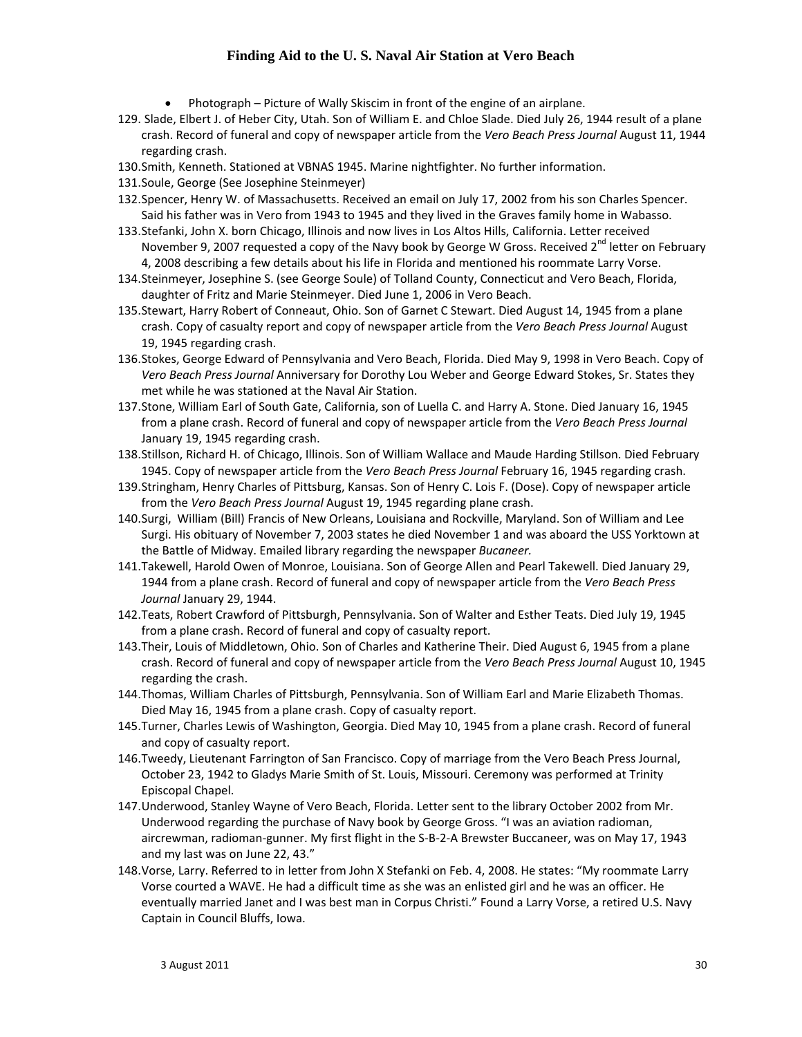- Photograph – Picture of Wally Skiscim in front of the engine of an airplane.

129. Slade, Elbert J. of Heber City, Utah. Son of William E. and Chloe Slade. Died July 26, 1944 result of a plane crash. Record of funeral and copy of newspaper article from the *Vero Beach Press Journal* August 11, 1944 regarding crash.
130. Smith, Kenneth. Stationed at VBNAS 1945. Marine nightfighter. No further information.
131. Soule, George (See Josephine Steinmeyer)
132. Spencer, Henry W. of Massachusetts. Received an email on July 17, 2002 from his son Charles Spencer. Said his father was in Vero from 1943 to 1945 and they lived in the Graves family home in Wabasso.
133. Stefanki, John X. born Chicago, Illinois and now lives in Los Altos Hills, California. Letter received November 9, 2007 requested a copy of the Navy book by George W Gross. Received 2nd letter on February 4, 2008 describing a few details about his life in Florida and mentioned his roommate Larry Vorse.
134. Steinmeyer, Josephine S. (see George Soule) of Tolland County, Connecticut and Vero Beach, Florida, daughter of Fritz and Marie Steinmeyer. Died June 1, 2006 in Vero Beach.
135. Stewart, Harry Robert of Conneaut, Ohio. Son of Garnet C Stewart. Died August 14, 1945 from a plane crash. Copy of casualty report and copy of newspaper article from the *Vero Beach Press Journal* August 19, 1945 regarding crash.
136. Stokes, George Edward of Pennsylvania and Vero Beach, Florida. Died May 9, 1998 in Vero Beach. Copy of *Vero Beach Press Journal* Anniversary for Dorothy Lou Weber and George Edward Stokes, Sr. States they met while he was stationed at the Naval Air Station.
137. Stone, William Earl of South Gate, California, son of Luella C. and Harry A. Stone. Died January 16, 1945 from a plane crash. Record of funeral and copy of newspaper article from the *Vero Beach Press Journal* January 19, 1945 regarding crash.
138. Stillson, Richard H. of Chicago, Illinois. Son of William Wallace and Maude Harding Stillson. Died February 1945. Copy of newspaper article from the *Vero Beach Press Journal* February 16, 1945 regarding crash.
139. Stringham, Henry Charles of Pittsburg, Kansas. Son of Henry C. Lois F. (Dose). Copy of newspaper article from the *Vero Beach Press Journal* August 19, 1945 regarding plane crash.
140. Surgi, William (Bill) Francis of New Orleans, Louisiana and Rockville, Maryland. Son of William and Lee Surgi. His obituary of November 7, 2003 states he died November 1 and was aboard the USS Yorktown at the Battle of Midway. Emailed library regarding the newspaper *Bucaneer.*
141. Takewell, Harold Owen of Monroe, Louisiana. Son of George Allen and Pearl Takewell. Died January 29, 1944 from a plane crash. Record of funeral and copy of newspaper article from the *Vero Beach Press Journal* January 29, 1944.
142. Teats, Robert Crawford of Pittsburgh, Pennsylvania. Son of Walter and Esther Teats. Died July 19, 1945 from a plane crash. Record of funeral and copy of casualty report.
143. Their, Louis of Middletown, Ohio. Son of Charles and Katherine Their. Died August 6, 1945 from a plane crash. Record of funeral and copy of newspaper article from the *Vero Beach Press Journal* August 10, 1945 regarding the crash.
144. Thomas, William Charles of Pittsburgh, Pennsylvania. Son of William Earl and Marie Elizabeth Thomas. Died May 16, 1945 from a plane crash. Copy of casualty report.
145. Turner, Charles Lewis of Washington, Georgia. Died May 10, 1945 from a plane crash. Record of funeral and copy of casualty report.
146. Tweedy, Lieutenant Farrington of San Francisco. Copy of marriage from the Vero Beach Press Journal, October 23, 1942 to Gladys Marie Smith of St. Louis, Missouri. Ceremony was performed at Trinity Episcopal Chapel.
147. Underwood, Stanley Wayne of Vero Beach, Florida. Letter sent to the library October 2002 from Mr. Underwood regarding the purchase of Navy book by George Gross. "I was an aviation radioman, aircrewman, radioman-gunner. My first flight in the S-B-2-A Brewster Buccaneer, was on May 17, 1943 and my last was on June 22, 43."
148. Vorse, Larry. Referred to in letter from John X Stefanki on Feb. 4, 2008. He states: "My roommate Larry Vorse courted a WAVE. He had a difficult time as she was an enlisted girl and he was an officer. He eventually married Janet and I was best man in Corpus Christi." Found a Larry Vorse, a retired U.S. Navy Captain in Council Bluffs, Iowa.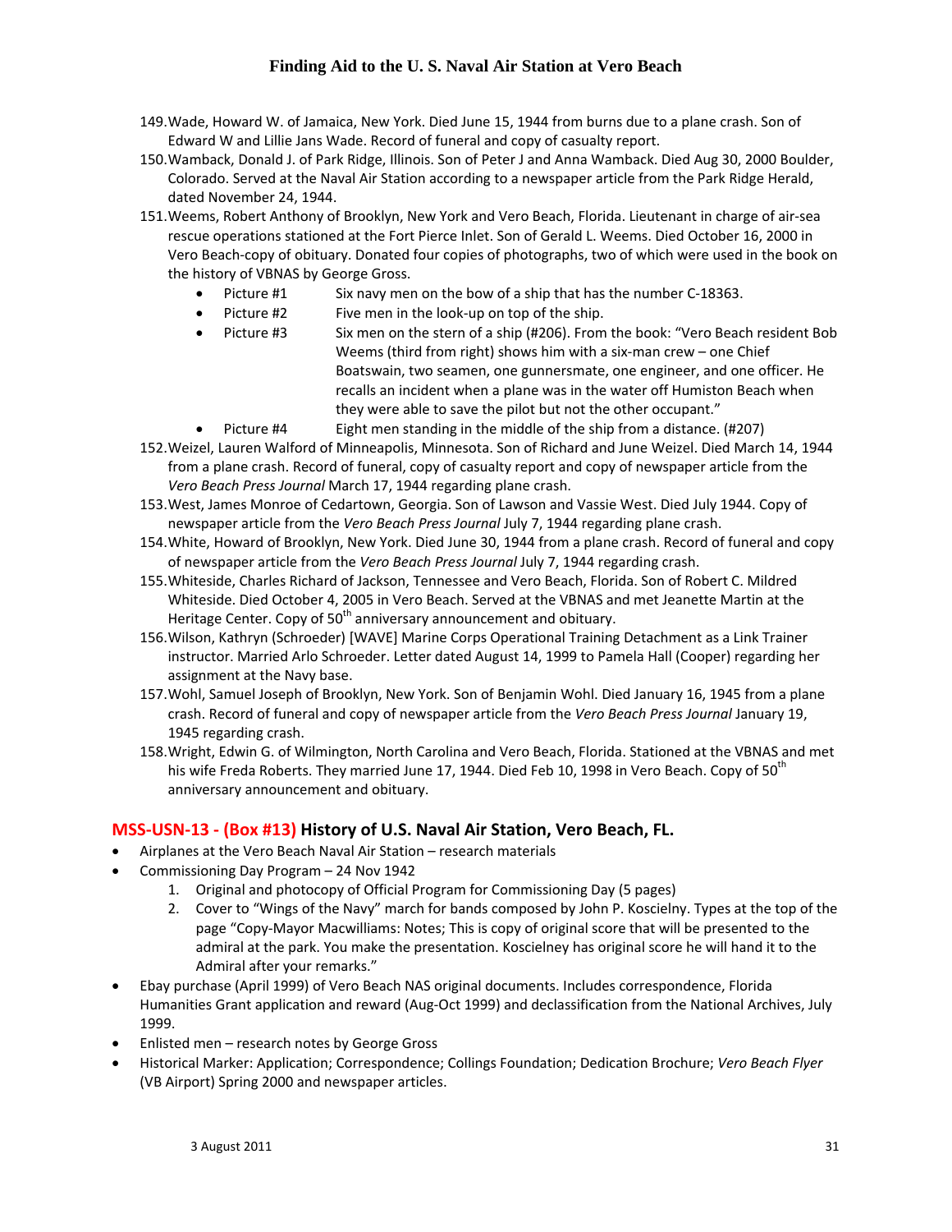149. Wade, Howard W. of Jamaica, New York. Died June 15, 1944 from burns due to a plane crash. Son of Edward W and Lillie Jans Wade. Record of funeral and copy of casualty report.
150. Wamback, Donald J. of Park Ridge, Illinois. Son of Peter J and Anna Wamback. Died Aug 30, 2000 Boulder, Colorado. Served at the Naval Air Station according to a newspaper article from the Park Ridge Herald, dated November 24, 1944.
151. Weems, Robert Anthony of Brooklyn, New York and Vero Beach, Florida. Lieutenant in charge of air-sea rescue operations stationed at the Fort Pierce Inlet. Son of Gerald L. Weems. Died October 16, 2000 in Vero Beach-copy of obituary. Donated four copies of photographs, two of which were used in the book on the history of VBNAS by George Gross.
    - Picture #1 Six navy men on the bow of a ship that has the number C-18363.
    - Picture #2 Five men in the look-up on top of the ship.
    - Picture #3 Six men on the stern of a ship (#206). From the book: "Vero Beach resident Bob Weems (third from right) shows him with a six-man crew – one Chief Boatswain, two seamen, one gunnersmate, one engineer, and one officer. He recalls an incident when a plane was in the water off Humiston Beach when they were able to save the pilot but not the other occupant."
    - Picture #4 Eight men standing in the middle of the ship from a distance. (#207)
152. Weizel, Lauren Walford of Minneapolis, Minnesota. Son of Richard and June Weizel. Died March 14, 1944 from a plane crash. Record of funeral, copy of casualty report and copy of newspaper article from the *Vero Beach Press Journal* March 17, 1944 regarding plane crash.
153. West, James Monroe of Cedartown, Georgia. Son of Lawson and Vassie West. Died July 1944. Copy of newspaper article from the *Vero Beach Press Journal* July 7, 1944 regarding plane crash.
154. White, Howard of Brooklyn, New York. Died June 30, 1944 from a plane crash. Record of funeral and copy of newspaper article from the *Vero Beach Press Journal* July 7, 1944 regarding crash.
155. Whiteside, Charles Richard of Jackson, Tennessee and Vero Beach, Florida. Son of Robert C. Mildred Whiteside. Died October 4, 2005 in Vero Beach. Served at the VBNAS and met Jeanette Martin at the Heritage Center. Copy of 50th anniversary announcement and obituary.
156. Wilson, Kathryn (Schroeder) [WAVE] Marine Corps Operational Training Detachment as a Link Trainer instructor. Married Arlo Schroeder. Letter dated August 14, 1999 to Pamela Hall (Cooper) regarding her assignment at the Navy base.
157. Wohl, Samuel Joseph of Brooklyn, New York. Son of Benjamin Wohl. Died January 16, 1945 from a plane crash. Record of funeral and copy of newspaper article from the *Vero Beach Press Journal* January 19, 1945 regarding crash.
158. Wright, Edwin G. of Wilmington, North Carolina and Vero Beach, Florida. Stationed at the VBNAS and met his wife Freda Roberts. They married June 17, 1944. Died Feb 10, 1998 in Vero Beach. Copy of 50th anniversary announcement and obituary.

## MSS-USN-13 - (Box #13) History of U.S. Naval Air Station, Vero Beach, FL.

- Airplanes at the Vero Beach Naval Air Station – research materials
- Commissioning Day Program – 24 Nov 1942
    1. Original and photocopy of Official Program for Commissioning Day (5 pages)
    2. Cover to "Wings of the Navy" march for bands composed by John P. Koscielny. Types at the top of the page "Copy-Mayor Macwilliams: Notes; This is copy of original score that will be presented to the admiral at the park. You make the presentation. Koscielney has original score he will hand it to the Admiral after your remarks."
- Ebay purchase (April 1999) of Vero Beach NAS original documents. Includes correspondence, Florida Humanities Grant application and reward (Aug-Oct 1999) and declassification from the National Archives, July 1999.
- Enlisted men – research notes by George Gross
- Historical Marker: Application; Correspondence; Collings Foundation; Dedication Brochure; *Vero Beach Flyer* (VB Airport) Spring 2000 and newspaper articles.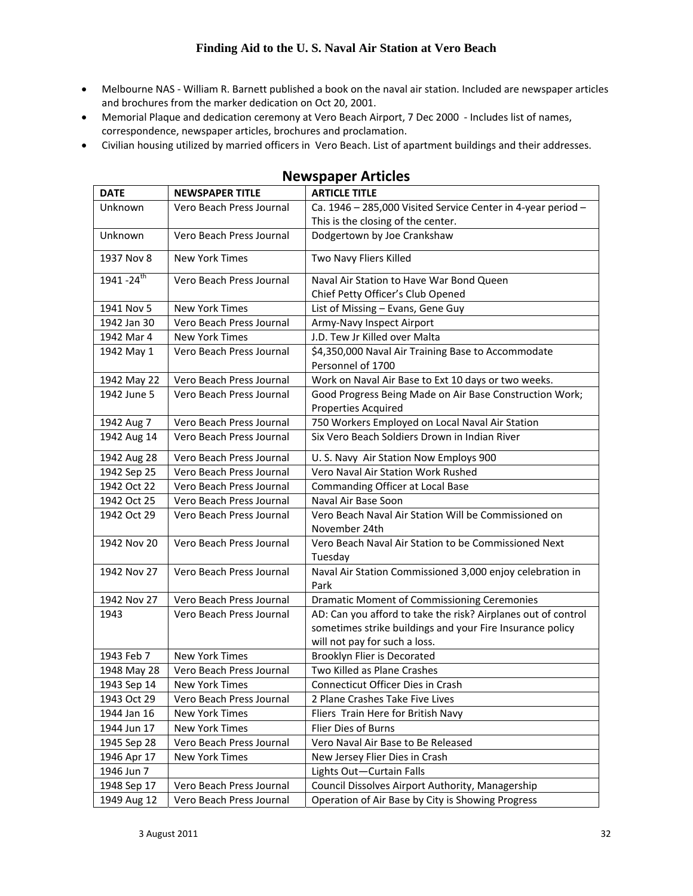- Melbourne NAS - William R. Barnett published a book on the naval air station. Included are newspaper articles and brochures from the marker dedication on Oct 20, 2001.
- Memorial Plaque and dedication ceremony at Vero Beach Airport, 7 Dec 2000 - Includes list of names, correspondence, newspaper articles, brochures and proclamation.
- Civilian housing utilized by married officers in Vero Beach. List of apartment buildings and their addresses.

## Newspaper Articles

| DATE | NEWSPAPER TITLE | ARTICLE TITLE |
|---|---|---|
| Unknown | Vero Beach Press Journal | Ca. 1946 – 285,000 Visited Service Center in 4-year period – This is the closing of the center. |
| Unknown | Vero Beach Press Journal | Dodgertown by Joe Crankshaw |
| 1937 Nov 8 | New York Times | Two Navy Fliers Killed |
| 1941 -24th | Vero Beach Press Journal | Naval Air Station to Have War Bond Queen<br>Chief Petty Officer's Club Opened |
| 1941 Nov 5 | New York Times | List of Missing – Evans, Gene Guy |
| 1942 Jan 30 | Vero Beach Press Journal | Army-Navy Inspect Airport |
| 1942 Mar 4 | New York Times | J.D. Tew Jr Killed over Malta |
| 1942 May 1 | Vero Beach Press Journal | $4,350,000 Naval Air Training Base to Accommodate Personnel of 1700 |
| 1942 May 22 | Vero Beach Press Journal | Work on Naval Air Base to Ext 10 days or two weeks. |
| 1942 June 5 | Vero Beach Press Journal | Good Progress Being Made on Air Base Construction Work; Properties Acquired |
| 1942 Aug 7 | Vero Beach Press Journal | 750 Workers Employed on Local Naval Air Station |
| 1942 Aug 14 | Vero Beach Press Journal | Six Vero Beach Soldiers Drown in Indian River |
| 1942 Aug 28 | Vero Beach Press Journal | U. S. Navy Air Station Now Employs 900 |
| 1942 Sep 25 | Vero Beach Press Journal | Vero Naval Air Station Work Rushed |
| 1942 Oct 22 | Vero Beach Press Journal | Commanding Officer at Local Base |
| 1942 Oct 25 | Vero Beach Press Journal | Naval Air Base Soon |
| 1942 Oct 29 | Vero Beach Press Journal | Vero Beach Naval Air Station Will be Commissioned on November 24th |
| 1942 Nov 20 | Vero Beach Press Journal | Vero Beach Naval Air Station to be Commissioned Next Tuesday |
| 1942 Nov 27 | Vero Beach Press Journal | Naval Air Station Commissioned 3,000 enjoy celebration in Park |
| 1942 Nov 27 | Vero Beach Press Journal | Dramatic Moment of Commissioning Ceremonies |
| 1943 | Vero Beach Press Journal | AD: Can you afford to take the risk? Airplanes out of control sometimes strike buildings and your Fire Insurance policy will not pay for such a loss. |
| 1943 Feb 7 | New York Times | Brooklyn Flier is Decorated |
| 1948 May 28 | Vero Beach Press Journal | Two Killed as Plane Crashes |
| 1943 Sep 14 | New York Times | Connecticut Officer Dies in Crash |
| 1943 Oct 29 | Vero Beach Press Journal | 2 Plane Crashes Take Five Lives |
| 1944 Jan 16 | New York Times | Fliers Train Here for British Navy |
| 1944 Jun 17 | New York Times | Flier Dies of Burns |
| 1945 Sep 28 | Vero Beach Press Journal | Vero Naval Air Base to Be Released |
| 1946 Apr 17 | New York Times | New Jersey Flier Dies in Crash |
| 1946 Jun 7 | | Lights Out—Curtain Falls |
| 1948 Sep 17 | Vero Beach Press Journal | Council Dissolves Airport Authority, Managership |
| 1949 Aug 12 | Vero Beach Press Journal | Operation of Air Base by City is Showing Progress |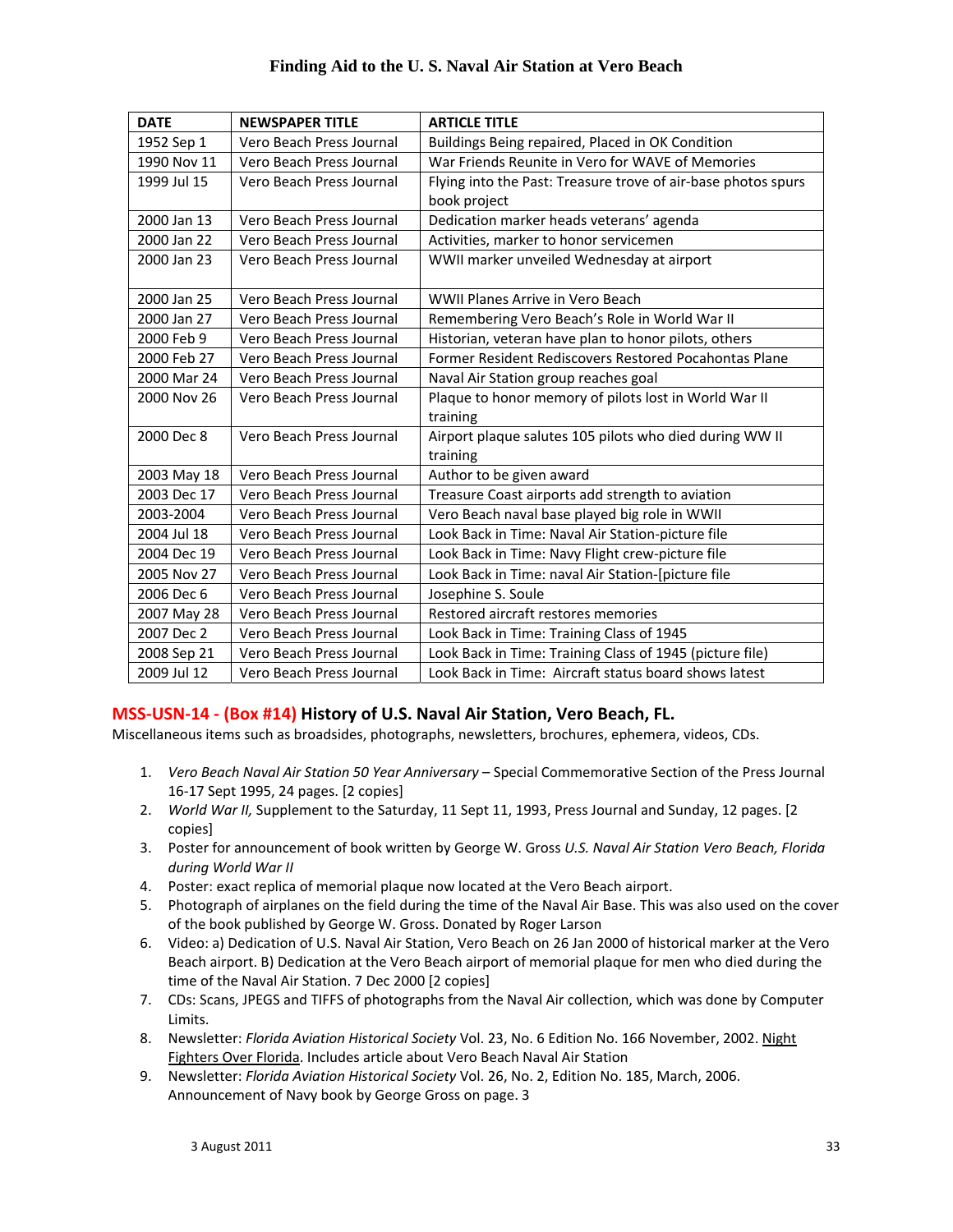| DATE | NEWSPAPER TITLE | ARTICLE TITLE |
|---|---|---|
| 1952 Sep 1 | Vero Beach Press Journal | Buildings Being repaired, Placed in OK Condition |
| 1990 Nov 11 | Vero Beach Press Journal | War Friends Reunite in Vero for WAVE of Memories |
| 1999 Jul 15 | Vero Beach Press Journal | Flying into the Past: Treasure trove of air-base photos spurs book project |
| 2000 Jan 13 | Vero Beach Press Journal | Dedication marker heads veterans' agenda |
| 2000 Jan 22 | Vero Beach Press Journal | Activities, marker to honor servicemen |
| 2000 Jan 23 | Vero Beach Press Journal | WWII marker unveiled Wednesday at airport |
| 2000 Jan 25 | Vero Beach Press Journal | WWII Planes Arrive in Vero Beach |
| 2000 Jan 27 | Vero Beach Press Journal | Remembering Vero Beach's Role in World War II |
| 2000 Feb 9 | Vero Beach Press Journal | Historian, veteran have plan to honor pilots, others |
| 2000 Feb 27 | Vero Beach Press Journal | Former Resident Rediscovers Restored Pocahontas Plane |
| 2000 Mar 24 | Vero Beach Press Journal | Naval Air Station group reaches goal |
| 2000 Nov 26 | Vero Beach Press Journal | Plaque to honor memory of pilots lost in World War II training |
| 2000 Dec 8 | Vero Beach Press Journal | Airport plaque salutes 105 pilots who died during WW II training |
| 2003 May 18 | Vero Beach Press Journal | Author to be given award |
| 2003 Dec 17 | Vero Beach Press Journal | Treasure Coast airports add strength to aviation |
| 2003-2004 | Vero Beach Press Journal | Vero Beach naval base played big role in WWII |
| 2004 Jul 18 | Vero Beach Press Journal | Look Back in Time: Naval Air Station-picture file |
| 2004 Dec 19 | Vero Beach Press Journal | Look Back in Time: Navy Flight crew-picture file |
| 2005 Nov 27 | Vero Beach Press Journal | Look Back in Time: naval Air Station-[picture file |
| 2006 Dec 6 | Vero Beach Press Journal | Josephine S. Soule |
| 2007 May 28 | Vero Beach Press Journal | Restored aircraft restores memories |
| 2007 Dec 2 | Vero Beach Press Journal | Look Back in Time: Training Class of 1945 |
| 2008 Sep 21 | Vero Beach Press Journal | Look Back in Time: Training Class of 1945 (picture file) |
| 2009 Jul 12 | Vero Beach Press Journal | Look Back in Time: Aircraft status board shows latest |

## MSS-USN-14 - (Box #14) History of U.S. Naval Air Station, Vero Beach, FL.

Miscellaneous items such as broadsides, photographs, newsletters, brochures, ephemera, videos, CDs.

1. *Vero Beach Naval Air Station 50 Year Anniversary* – Special Commemorative Section of the Press Journal 16-17 Sept 1995, 24 pages. [2 copies]
2. *World War II,* Supplement to the Saturday, 11 Sept 11, 1993, Press Journal and Sunday, 12 pages. [2 copies]
3. Poster for announcement of book written by George W. Gross *U.S. Naval Air Station Vero Beach, Florida during World War II*
4. Poster: exact replica of memorial plaque now located at the Vero Beach airport.
5. Photograph of airplanes on the field during the time of the Naval Air Base. This was also used on the cover of the book published by George W. Gross. Donated by Roger Larson
6. Video: a) Dedication of U.S. Naval Air Station, Vero Beach on 26 Jan 2000 of historical marker at the Vero Beach airport. B) Dedication at the Vero Beach airport of memorial plaque for men who died during the time of the Naval Air Station. 7 Dec 2000 [2 copies]
7. CDs: Scans, JPEGS and TIFFS of photographs from the Naval Air collection, which was done by Computer Limits.
8. Newsletter: *Florida Aviation Historical Society* Vol. 23, No. 6 Edition No. 166 November, 2002. Night Fighters Over Florida. Includes article about Vero Beach Naval Air Station
9. Newsletter: *Florida Aviation Historical Society* Vol. 26, No. 2, Edition No. 185, March, 2006. Announcement of Navy book by George Gross on page. 3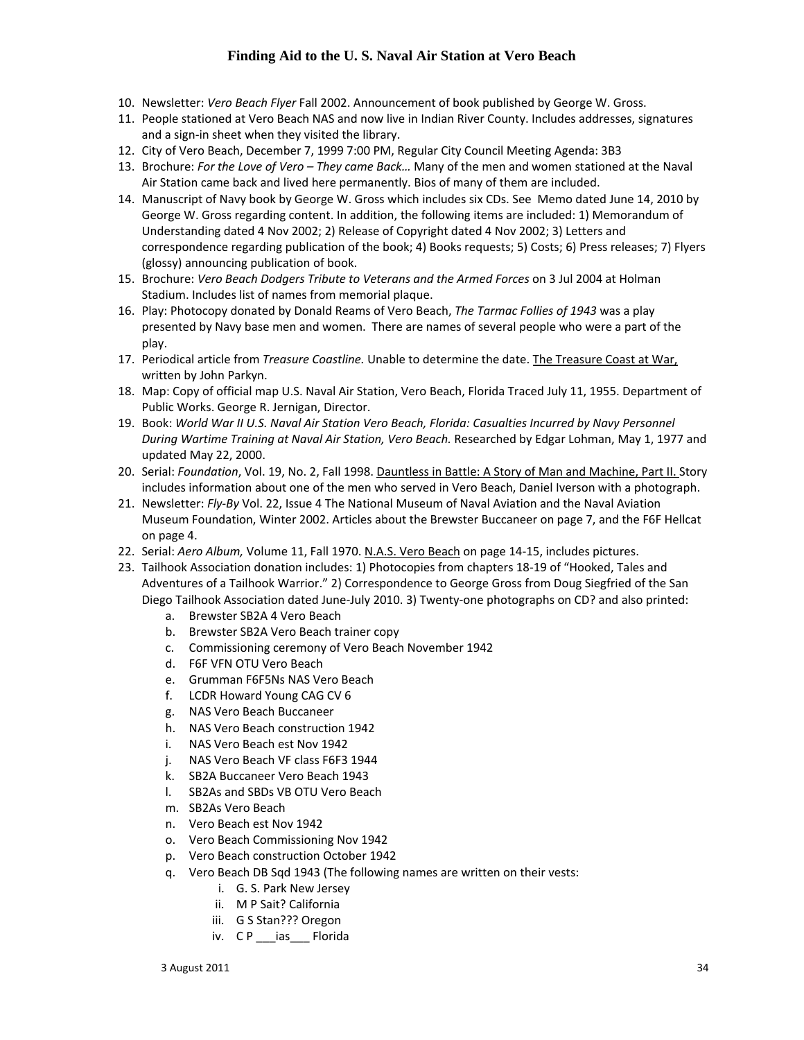10. Newsletter: *Vero Beach Flyer* Fall 2002. Announcement of book published by George W. Gross.
11. People stationed at Vero Beach NAS and now live in Indian River County. Includes addresses, signatures and a sign-in sheet when they visited the library.
12. City of Vero Beach, December 7, 1999 7:00 PM, Regular City Council Meeting Agenda: 3B3
13. Brochure: *For the Love of Vero – They came Back…* Many of the men and women stationed at the Naval Air Station came back and lived here permanently. Bios of many of them are included.
14. Manuscript of Navy book by George W. Gross which includes six CDs. See Memo dated June 14, 2010 by George W. Gross regarding content. In addition, the following items are included: 1) Memorandum of Understanding dated 4 Nov 2002; 2) Release of Copyright dated 4 Nov 2002; 3) Letters and correspondence regarding publication of the book; 4) Books requests; 5) Costs; 6) Press releases; 7) Flyers (glossy) announcing publication of book.
15. Brochure: *Vero Beach Dodgers Tribute to Veterans and the Armed Forces* on 3 Jul 2004 at Holman Stadium. Includes list of names from memorial plaque.
16. Play: Photocopy donated by Donald Reams of Vero Beach, *The Tarmac Follies of 1943* was a play presented by Navy base men and women. There are names of several people who were a part of the play.
17. Periodical article from *Treasure Coastline.* Unable to determine the date. The Treasure Coast at War, written by John Parkyn.
18. Map: Copy of official map U.S. Naval Air Station, Vero Beach, Florida Traced July 11, 1955. Department of Public Works. George R. Jernigan, Director.
19. Book: *World War II U.S. Naval Air Station Vero Beach, Florida: Casualties Incurred by Navy Personnel During Wartime Training at Naval Air Station, Vero Beach.* Researched by Edgar Lohman, May 1, 1977 and updated May 22, 2000.
20. Serial: *Foundation*, Vol. 19, No. 2, Fall 1998. Dauntless in Battle: A Story of Man and Machine, Part II. Story includes information about one of the men who served in Vero Beach, Daniel Iverson with a photograph.
21. Newsletter: *Fly-By* Vol. 22, Issue 4 The National Museum of Naval Aviation and the Naval Aviation Museum Foundation, Winter 2002. Articles about the Brewster Buccaneer on page 7, and the F6F Hellcat on page 4.
22. Serial: *Aero Album,* Volume 11, Fall 1970. N.A.S. Vero Beach on page 14-15, includes pictures.
23. Tailhook Association donation includes: 1) Photocopies from chapters 18-19 of "Hooked, Tales and Adventures of a Tailhook Warrior." 2) Correspondence to George Gross from Doug Siegfried of the San Diego Tailhook Association dated June-July 2010. 3) Twenty-one photographs on CD? and also printed:
    a. Brewster SB2A 4 Vero Beach
    b. Brewster SB2A Vero Beach trainer copy
    c. Commissioning ceremony of Vero Beach November 1942
    d. F6F VFN OTU Vero Beach
    e. Grumman F6F5Ns NAS Vero Beach
    f. LCDR Howard Young CAG CV 6
    g. NAS Vero Beach Buccaneer
    h. NAS Vero Beach construction 1942
    i. NAS Vero Beach est Nov 1942
    j. NAS Vero Beach VF class F6F3 1944
    k. SB2A Buccaneer Vero Beach 1943
    l. SB2As and SBDs VB OTU Vero Beach
    m. SB2As Vero Beach
    n. Vero Beach est Nov 1942
    o. Vero Beach Commissioning Nov 1942
    p. Vero Beach construction October 1942
    q. Vero Beach DB Sqd 1943 (The following names are written on their vests:
        i. G. S. Park New Jersey
        ii. M P Sait? California
        iii. G S Stan??? Oregon
        iv. C P ___ias___ Florida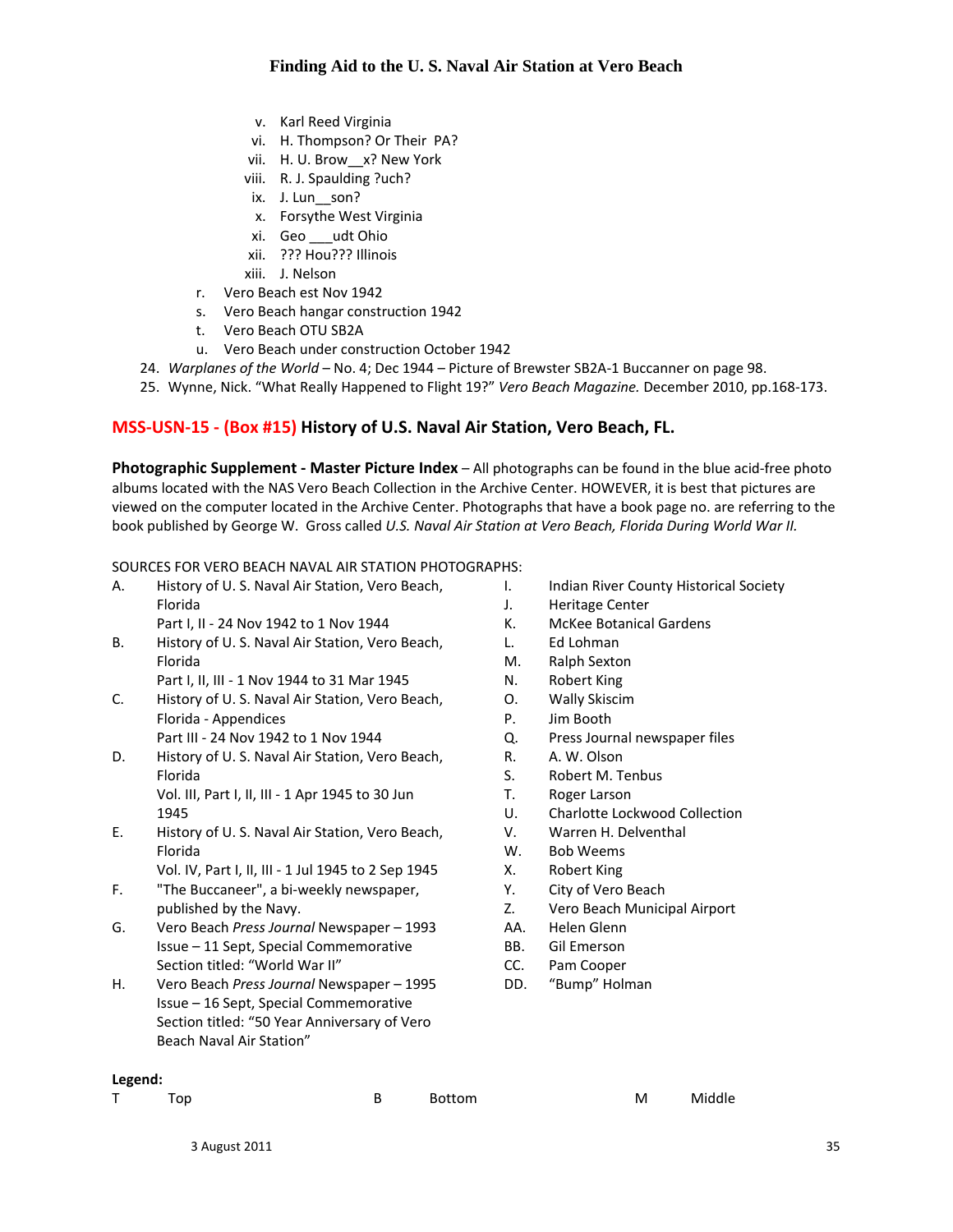v. Karl Reed Virginia
vi. H. Thompson? Or Their PA?
vii. H. U. Brow__x? New York
viii. R. J. Spaulding ?uch?
ix. J. Lun__son?
x. Forsythe West Virginia
xi. Geo ___udt Ohio
xii. ??? Hou??? Illinois
xiii. J. Nelson

r. Vero Beach est Nov 1942
s. Vero Beach hangar construction 1942
t. Vero Beach OTU SB2A
u. Vero Beach under construction October 1942

24. *Warplanes of the World* – No. 4; Dec 1944 – Picture of Brewster SB2A-1 Buccaneer on page 98.
25. Wynne, Nick. "What Really Happened to Flight 19?" *Vero Beach Magazine.* December 2010, pp.168-173.

## MSS-USN-15 - (Box #15) History of U.S. Naval Air Station, Vero Beach, FL.

**Photographic Supplement - Master Picture Index** – All photographs can be found in the blue acid-free photo albums located with the NAS Vero Beach Collection in the Archive Center. HOWEVER, it is best that pictures are viewed on the computer located in the Archive Center. Photographs that have a book page no. are referring to the book published by George W. Gross called *U.S. Naval Air Station at Vero Beach, Florida During World War II.*

SOURCES FOR VERO BEACH NAVAL AIR STATION PHOTOGRAPHS:

A. History of U. S. Naval Air Station, Vero Beach, Florida
Part I, II - 24 Nov 1942 to 1 Nov 1944

B. History of U. S. Naval Air Station, Vero Beach, Florida
Part I, II, III - 1 Nov 1944 to 31 Mar 1945

C. History of U. S. Naval Air Station, Vero Beach, Florida - Appendices
Part III - 24 Nov 1942 to 1 Nov 1944

D. History of U. S. Naval Air Station, Vero Beach, Florida
Vol. III, Part I, II, III - 1 Apr 1945 to 30 Jun 1945

E. History of U. S. Naval Air Station, Vero Beach, Florida
Vol. IV, Part I, II, III - 1 Jul 1945 to 2 Sep 1945

F. "The Buccaneer", a bi-weekly newspaper, published by the Navy.

G. Vero Beach *Press Journal* Newspaper – 1993 Issue – 11 Sept, Special Commemorative Section titled: "World War II"

H. Vero Beach *Press Journal* Newspaper – 1995 Issue – 16 Sept, Special Commemorative Section titled: "50 Year Anniversary of Vero Beach Naval Air Station"

I. Indian River County Historical Society
J. Heritage Center
K. McKee Botanical Gardens
L. Ed Lohman
M. Ralph Sexton
N. Robert King
O. Wally Skiscim
P. Jim Booth
Q. Press Journal newspaper files
R. A. W. Olson
S. Robert M. Tenbus
T. Roger Larson
U. Charlotte Lockwood Collection
V. Warren H. Delventhal
W. Bob Weems
X. Robert King
Y. City of Vero Beach
Z. Vero Beach Municipal Airport
AA. Helen Glenn
BB. Gil Emerson
CC. Pam Cooper
DD. "Bump" Holman

**Legend:**

| T | Top | B | Bottom | M | Middle |
|---|---|---|---|---|---|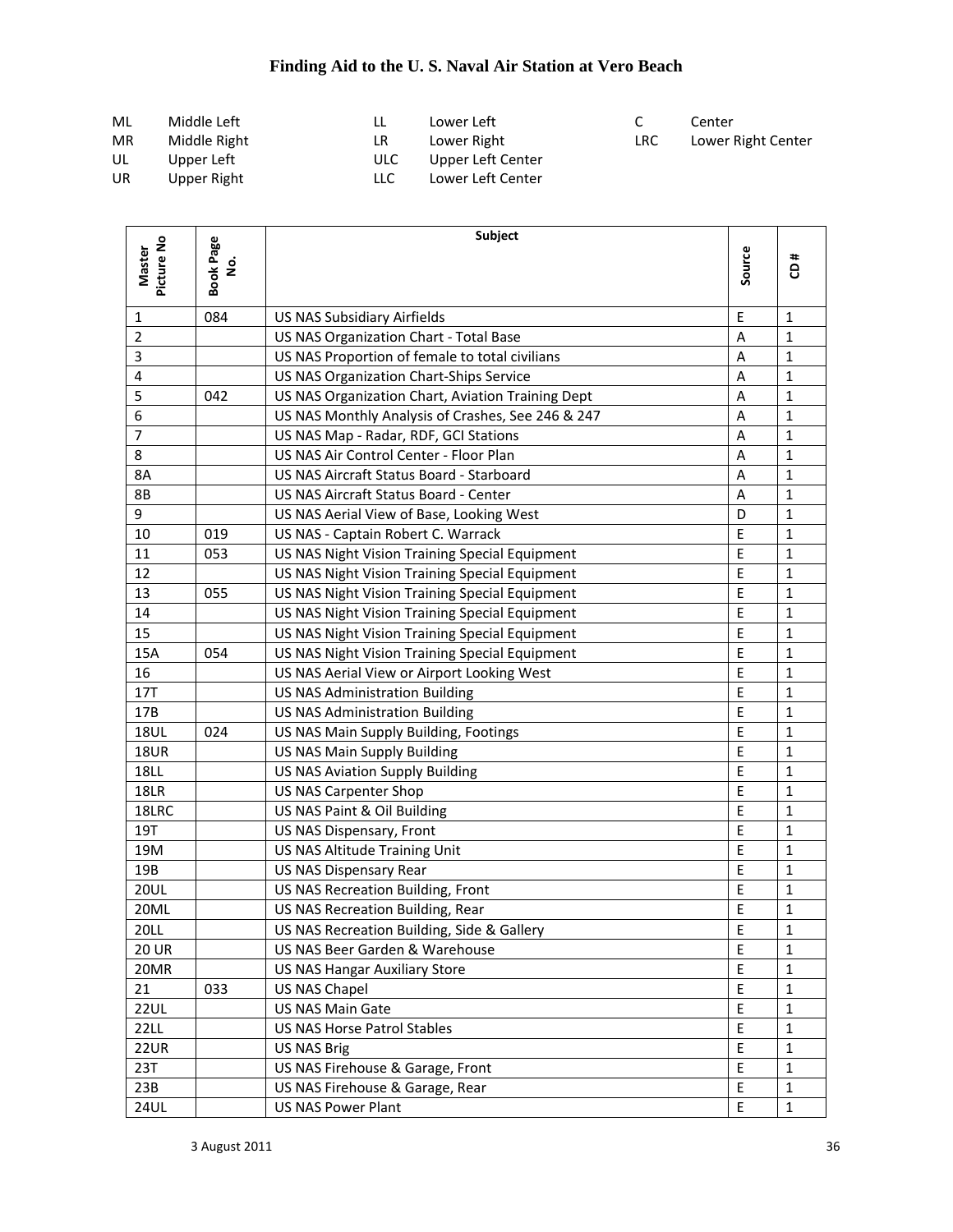# Finding Aid to the U. S. Naval Air Station at Vero Beach

| | | | | | |
|---|---|---|---|---|---|
| ML | Middle Left | LL | Lower Left | C | Center |
| MR | Middle Right | LR | Lower Right | LRC | Lower Right Center |
| UL | Upper Left | ULC | Upper Left Center | | |
| UR | Upper Right | LLC | Lower Left Center | | |

| Master Picture No | Book Page No. | Subject | Source | CD # |
|---|---|---|---|---|
| 1 | 084 | US NAS Subsidiary Airfields | E | 1 |
| 2 | | US NAS Organization Chart - Total Base | A | 1 |
| 3 | | US NAS Proportion of female to total civilians | A | 1 |
| 4 | | US NAS Organization Chart-Ships Service | A | 1 |
| 5 | 042 | US NAS Organization Chart, Aviation Training Dept | A | 1 |
| 6 | | US NAS Monthly Analysis of Crashes, See 246 & 247 | A | 1 |
| 7 | | US NAS Map - Radar, RDF, GCI Stations | A | 1 |
| 8 | | US NAS Air Control Center - Floor Plan | A | 1 |
| 8A | | US NAS Aircraft Status Board - Starboard | A | 1 |
| 8B | | US NAS Aircraft Status Board - Center | A | 1 |
| 9 | | US NAS Aerial View of Base, Looking West | D | 1 |
| 10 | 019 | US NAS - Captain Robert C. Warrack | E | 1 |
| 11 | 053 | US NAS Night Vision Training Special Equipment | E | 1 |
| 12 | | US NAS Night Vision Training Special Equipment | E | 1 |
| 13 | 055 | US NAS Night Vision Training Special Equipment | E | 1 |
| 14 | | US NAS Night Vision Training Special Equipment | E | 1 |
| 15 | | US NAS Night Vision Training Special Equipment | E | 1 |
| 15A | 054 | US NAS Night Vision Training Special Equipment | E | 1 |
| 16 | | US NAS Aerial View or Airport Looking West | E | 1 |
| 17T | | US NAS Administration Building | E | 1 |
| 17B | | US NAS Administration Building | E | 1 |
| 18UL | 024 | US NAS Main Supply Building, Footings | E | 1 |
| 18UR | | US NAS Main Supply Building | E | 1 |
| 18LL | | US NAS Aviation Supply Building | E | 1 |
| 18LR | | US NAS Carpenter Shop | E | 1 |
| 18LRC | | US NAS Paint & Oil Building | E | 1 |
| 19T | | US NAS Dispensary, Front | E | 1 |
| 19M | | US NAS Altitude Training Unit | E | 1 |
| 19B | | US NAS Dispensary Rear | E | 1 |
| 20UL | | US NAS Recreation Building, Front | E | 1 |
| 20ML | | US NAS Recreation Building, Rear | E | 1 |
| 20LL | | US NAS Recreation Building, Side & Gallery | E | 1 |
| 20 UR | | US NAS Beer Garden & Warehouse | E | 1 |
| 20MR | | US NAS Hangar Auxiliary Store | E | 1 |
| 21 | 033 | US NAS Chapel | E | 1 |
| 22UL | | US NAS Main Gate | E | 1 |
| 22LL | | US NAS Horse Patrol Stables | E | 1 |
| 22UR | | US NAS Brig | E | 1 |
| 23T | | US NAS Firehouse & Garage, Front | E | 1 |
| 23B | | US NAS Firehouse & Garage, Rear | E | 1 |
| 24UL | | US NAS Power Plant | E | 1 |

3 August 2011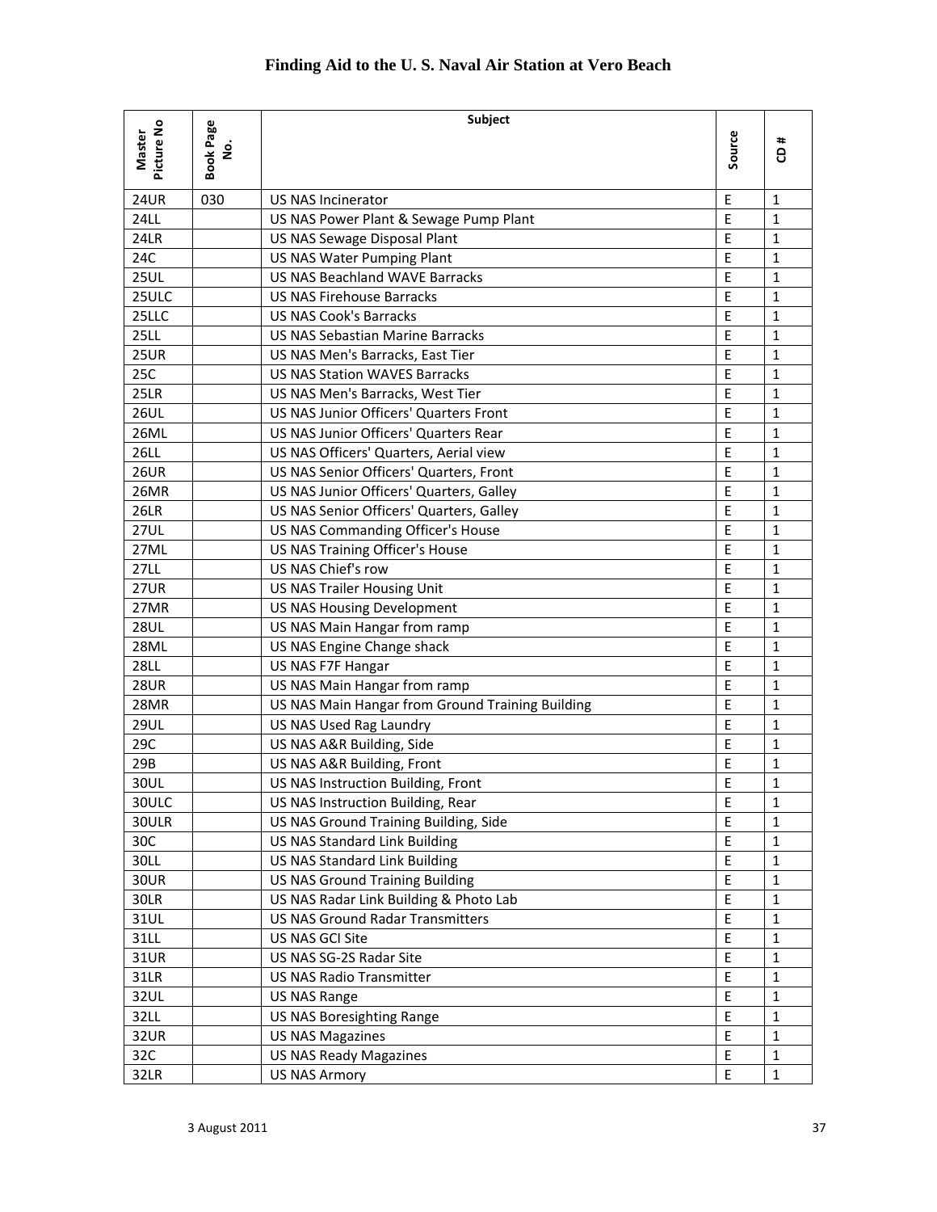# Finding Aid to the U. S. Naval Air Station at Vero Beach

| Master Picture No | Book Page No. | Subject | Source | CD # |
|---|---|---|---|---|
| 24UR | 030 | US NAS Incinerator | E | 1 |
| 24LL | | US NAS Power Plant & Sewage Pump Plant | E | 1 |
| 24LR | | US NAS Sewage Disposal Plant | E | 1 |
| 24C | | US NAS Water Pumping Plant | E | 1 |
| 25UL | | US NAS Beachland WAVE Barracks | E | 1 |
| 25ULC | | US NAS Firehouse Barracks | E | 1 |
| 25LLC | | US NAS Cook's Barracks | E | 1 |
| 25LL | | US NAS Sebastian Marine Barracks | E | 1 |
| 25UR | | US NAS Men's Barracks, East Tier | E | 1 |
| 25C | | US NAS Station WAVES Barracks | E | 1 |
| 25LR | | US NAS Men's Barracks, West Tier | E | 1 |
| 26UL | | US NAS Junior Officers' Quarters Front | E | 1 |
| 26ML | | US NAS Junior Officers' Quarters Rear | E | 1 |
| 26LL | | US NAS Officers' Quarters, Aerial view | E | 1 |
| 26UR | | US NAS Senior Officers' Quarters, Front | E | 1 |
| 26MR | | US NAS Junior Officers' Quarters, Galley | E | 1 |
| 26LR | | US NAS Senior Officers' Quarters, Galley | E | 1 |
| 27UL | | US NAS Commanding Officer's House | E | 1 |
| 27ML | | US NAS Training Officer's House | E | 1 |
| 27LL | | US NAS Chief's row | E | 1 |
| 27UR | | US NAS Trailer Housing Unit | E | 1 |
| 27MR | | US NAS Housing Development | E | 1 |
| 28UL | | US NAS Main Hangar from ramp | E | 1 |
| 28ML | | US NAS Engine Change shack | E | 1 |
| 28LL | | US NAS F7F Hangar | E | 1 |
| 28UR | | US NAS Main Hangar from ramp | E | 1 |
| 28MR | | US NAS Main Hangar from Ground Training Building | E | 1 |
| 29UL | | US NAS Used Rag Laundry | E | 1 |
| 29C | | US NAS A&R Building, Side | E | 1 |
| 29B | | US NAS A&R Building, Front | E | 1 |
| 30UL | | US NAS Instruction Building, Front | E | 1 |
| 30ULC | | US NAS Instruction Building, Rear | E | 1 |
| 30ULR | | US NAS Ground Training Building, Side | E | 1 |
| 30C | | US NAS Standard Link Building | E | 1 |
| 30LL | | US NAS Standard Link Building | E | 1 |
| 30UR | | US NAS Ground Training Building | E | 1 |
| 30LR | | US NAS Radar Link Building & Photo Lab | E | 1 |
| 31UL | | US NAS Ground Radar Transmitters | E | 1 |
| 31LL | | US NAS GCI Site | E | 1 |
| 31UR | | US NAS SG-2S Radar Site | E | 1 |
| 31LR | | US NAS Radio Transmitter | E | 1 |
| 32UL | | US NAS Range | E | 1 |
| 32LL | | US NAS Boresighting Range | E | 1 |
| 32UR | | US NAS Magazines | E | 1 |
| 32C | | US NAS Ready Magazines | E | 1 |
| 32LR | | US NAS Armory | E | 1 |

3 August 2011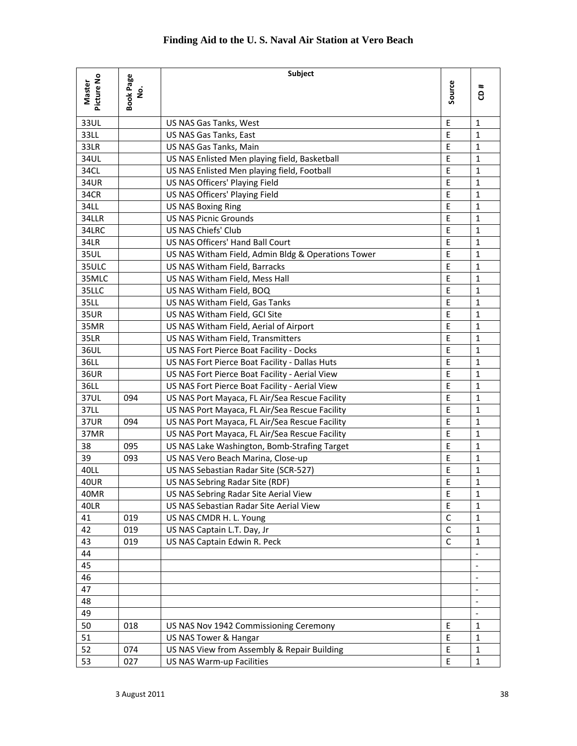# Finding Aid to the U. S. Naval Air Station at Vero Beach

| Master Picture No | Book Page No. | Subject | Source | CD # |
|---|---|---|---|---|
| 33UL | | US NAS Gas Tanks, West | E | 1 |
| 33LL | | US NAS Gas Tanks, East | E | 1 |
| 33LR | | US NAS Gas Tanks, Main | E | 1 |
| 34UL | | US NAS Enlisted Men playing field, Basketball | E | 1 |
| 34CL | | US NAS Enlisted Men playing field, Football | E | 1 |
| 34UR | | US NAS Officers' Playing Field | E | 1 |
| 34CR | | US NAS Officers' Playing Field | E | 1 |
| 34LL | | US NAS Boxing Ring | E | 1 |
| 34LLR | | US NAS Picnic Grounds | E | 1 |
| 34LRC | | US NAS Chiefs' Club | E | 1 |
| 34LR | | US NAS Officers' Hand Ball Court | E | 1 |
| 35UL | | US NAS Witham Field, Admin Bldg & Operations Tower | E | 1 |
| 35ULC | | US NAS Witham Field, Barracks | E | 1 |
| 35MLC | | US NAS Witham Field, Mess Hall | E | 1 |
| 35LLC | | US NAS Witham Field, BOQ | E | 1 |
| 35LL | | US NAS Witham Field, Gas Tanks | E | 1 |
| 35UR | | US NAS Witham Field, GCI Site | E | 1 |
| 35MR | | US NAS Witham Field, Aerial of Airport | E | 1 |
| 35LR | | US NAS Witham Field, Transmitters | E | 1 |
| 36UL | | US NAS Fort Pierce Boat Facility - Docks | E | 1 |
| 36LL | | US NAS Fort Pierce Boat Facility - Dallas Huts | E | 1 |
| 36UR | | US NAS Fort Pierce Boat Facility - Aerial View | E | 1 |
| 36LL | | US NAS Fort Pierce Boat Facility - Aerial View | E | 1 |
| 37UL | 094 | US NAS Port Mayaca, FL Air/Sea Rescue Facility | E | 1 |
| 37LL | | US NAS Port Mayaca, FL Air/Sea Rescue Facility | E | 1 |
| 37UR | 094 | US NAS Port Mayaca, FL Air/Sea Rescue Facility | E | 1 |
| 37MR | | US NAS Port Mayaca, FL Air/Sea Rescue Facility | E | 1 |
| 38 | 095 | US NAS Lake Washington, Bomb-Strafing Target | E | 1 |
| 39 | 093 | US NAS Vero Beach Marina, Close-up | E | 1 |
| 40LL | | US NAS Sebastian Radar Site (SCR-527) | E | 1 |
| 40UR | | US NAS Sebring Radar Site (RDF) | E | 1 |
| 40MR | | US NAS Sebring Radar Site Aerial View | E | 1 |
| 40LR | | US NAS Sebastian Radar Site Aerial View | E | 1 |
| 41 | 019 | US NAS CMDR H. L. Young | C | 1 |
| 42 | 019 | US NAS Captain L.T. Day, Jr | C | 1 |
| 43 | 019 | US NAS Captain Edwin R. Peck | C | 1 |
| 44 | | | | - |
| 45 | | | | - |
| 46 | | | | - |
| 47 | | | | - |
| 48 | | | | - |
| 49 | | | | - |
| 50 | 018 | US NAS Nov 1942 Commissioning Ceremony | E | 1 |
| 51 | | US NAS Tower & Hangar | E | 1 |
| 52 | 074 | US NAS View from Assembly & Repair Building | E | 1 |
| 53 | 027 | US NAS Warm-up Facilities | E | 1 |

3 August 2011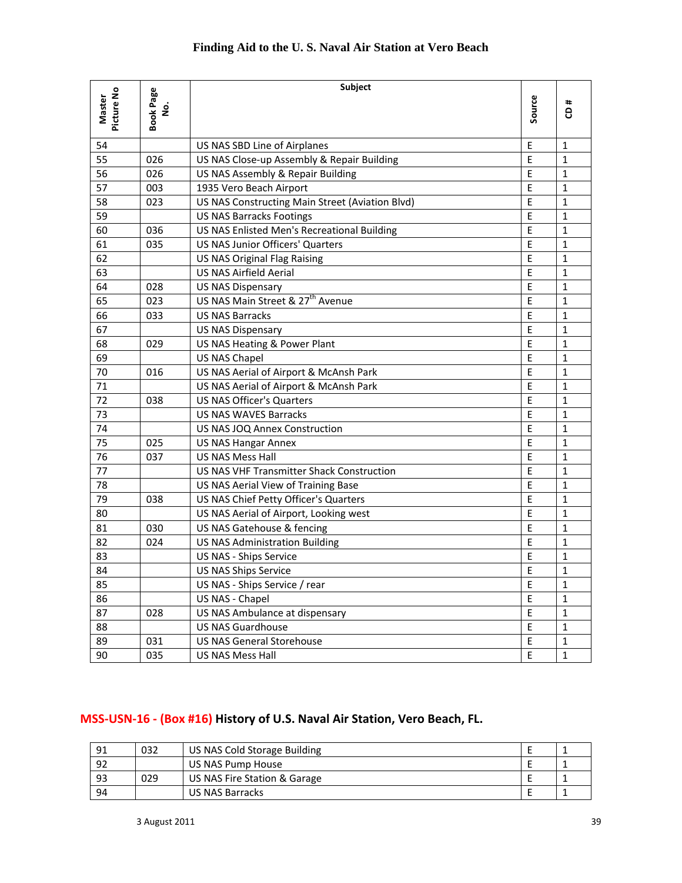# Finding Aid to the U. S. Naval Air Station at Vero Beach

| Master Picture No | Book Page No. | Subject | Source | CD # |
|---|---|---|---|---|
| 54 | | US NAS SBD Line of Airplanes | E | 1 |
| 55 | 026 | US NAS Close-up Assembly & Repair Building | E | 1 |
| 56 | 026 | US NAS Assembly & Repair Building | E | 1 |
| 57 | 003 | 1935 Vero Beach Airport | E | 1 |
| 58 | 023 | US NAS Constructing Main Street (Aviation Blvd) | E | 1 |
| 59 | | US NAS Barracks Footings | E | 1 |
| 60 | 036 | US NAS Enlisted Men's Recreational Building | E | 1 |
| 61 | 035 | US NAS Junior Officers' Quarters | E | 1 |
| 62 | | US NAS Original Flag Raising | E | 1 |
| 63 | | US NAS Airfield Aerial | E | 1 |
| 64 | 028 | US NAS Dispensary | E | 1 |
| 65 | 023 | US NAS Main Street & 27th Avenue | E | 1 |
| 66 | 033 | US NAS Barracks | E | 1 |
| 67 | | US NAS Dispensary | E | 1 |
| 68 | 029 | US NAS Heating & Power Plant | E | 1 |
| 69 | | US NAS Chapel | E | 1 |
| 70 | 016 | US NAS Aerial of Airport & McAnsh Park | E | 1 |
| 71 | | US NAS Aerial of Airport & McAnsh Park | E | 1 |
| 72 | 038 | US NAS Officer's Quarters | E | 1 |
| 73 | | US NAS WAVES Barracks | E | 1 |
| 74 | | US NAS JOQ Annex Construction | E | 1 |
| 75 | 025 | US NAS Hangar Annex | E | 1 |
| 76 | 037 | US NAS Mess Hall | E | 1 |
| 77 | | US NAS VHF Transmitter Shack Construction | E | 1 |
| 78 | | US NAS Aerial View of Training Base | E | 1 |
| 79 | 038 | US NAS Chief Petty Officer's Quarters | E | 1 |
| 80 | | US NAS Aerial of Airport, Looking west | E | 1 |
| 81 | 030 | US NAS Gatehouse & fencing | E | 1 |
| 82 | 024 | US NAS Administration Building | E | 1 |
| 83 | | US NAS - Ships Service | E | 1 |
| 84 | | US NAS Ships Service | E | 1 |
| 85 | | US NAS - Ships Service / rear | E | 1 |
| 86 | | US NAS - Chapel | E | 1 |
| 87 | 028 | US NAS Ambulance at dispensary | E | 1 |
| 88 | | US NAS Guardhouse | E | 1 |
| 89 | 031 | US NAS General Storehouse | E | 1 |
| 90 | 035 | US NAS Mess Hall | E | 1 |

## MSS-USN-16 - (Box #16) History of U.S. Naval Air Station, Vero Beach, FL.

| | | | | |
|---|---|---|---|---|
| 91 | 032 | US NAS Cold Storage Building | E | 1 |
| 92 | | US NAS Pump House | E | 1 |
| 93 | 029 | US NAS Fire Station & Garage | E | 1 |
| 94 | | US NAS Barracks | E | 1 |

3 August 2011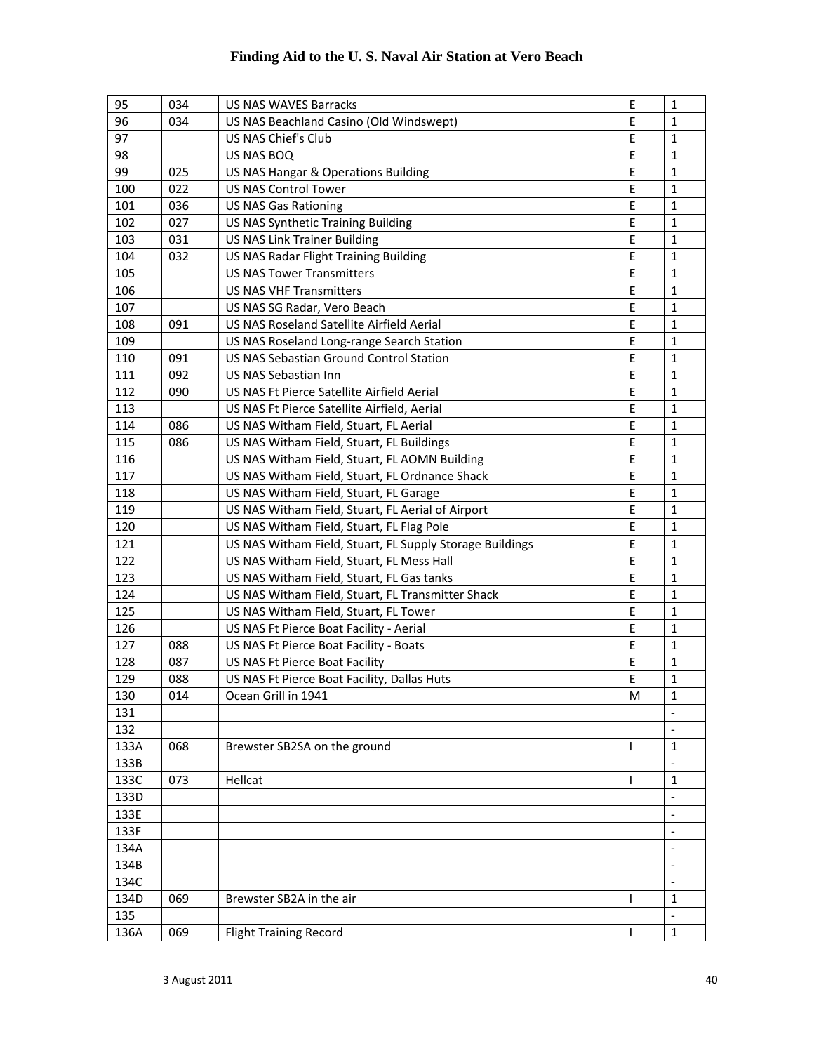| | | | | |
|---|---|---|---|---|
| 95 | 034 | US NAS WAVES Barracks | E | 1 |
| 96 | 034 | US NAS Beachland Casino (Old Windswept) | E | 1 |
| 97 | | US NAS Chief's Club | E | 1 |
| 98 | | US NAS BOQ | E | 1 |
| 99 | 025 | US NAS Hangar & Operations Building | E | 1 |
| 100 | 022 | US NAS Control Tower | E | 1 |
| 101 | 036 | US NAS Gas Rationing | E | 1 |
| 102 | 027 | US NAS Synthetic Training Building | E | 1 |
| 103 | 031 | US NAS Link Trainer Building | E | 1 |
| 104 | 032 | US NAS Radar Flight Training Building | E | 1 |
| 105 | | US NAS Tower Transmitters | E | 1 |
| 106 | | US NAS VHF Transmitters | E | 1 |
| 107 | | US NAS SG Radar, Vero Beach | E | 1 |
| 108 | 091 | US NAS Roseland Satellite Airfield Aerial | E | 1 |
| 109 | | US NAS Roseland Long-range Search Station | E | 1 |
| 110 | 091 | US NAS Sebastian Ground Control Station | E | 1 |
| 111 | 092 | US NAS Sebastian Inn | E | 1 |
| 112 | 090 | US NAS Ft Pierce Satellite Airfield Aerial | E | 1 |
| 113 | | US NAS Ft Pierce Satellite Airfield, Aerial | E | 1 |
| 114 | 086 | US NAS Witham Field, Stuart, FL Aerial | E | 1 |
| 115 | 086 | US NAS Witham Field, Stuart, FL Buildings | E | 1 |
| 116 | | US NAS Witham Field, Stuart, FL AOMN Building | E | 1 |
| 117 | | US NAS Witham Field, Stuart, FL Ordnance Shack | E | 1 |
| 118 | | US NAS Witham Field, Stuart, FL Garage | E | 1 |
| 119 | | US NAS Witham Field, Stuart, FL Aerial of Airport | E | 1 |
| 120 | | US NAS Witham Field, Stuart, FL Flag Pole | E | 1 |
| 121 | | US NAS Witham Field, Stuart, FL Supply Storage Buildings | E | 1 |
| 122 | | US NAS Witham Field, Stuart, FL Mess Hall | E | 1 |
| 123 | | US NAS Witham Field, Stuart, FL Gas tanks | E | 1 |
| 124 | | US NAS Witham Field, Stuart, FL Transmitter Shack | E | 1 |
| 125 | | US NAS Witham Field, Stuart, FL Tower | E | 1 |
| 126 | | US NAS Ft Pierce Boat Facility - Aerial | E | 1 |
| 127 | 088 | US NAS Ft Pierce Boat Facility - Boats | E | 1 |
| 128 | 087 | US NAS Ft Pierce Boat Facility | E | 1 |
| 129 | 088 | US NAS Ft Pierce Boat Facility, Dallas Huts | E | 1 |
| 130 | 014 | Ocean Grill in 1941 | M | 1 |
| 131 | | | | - |
| 132 | | | | - |
| 133A | 068 | Brewster SB2SA on the ground | I | 1 |
| 133B | | | | - |
| 133C | 073 | Hellcat | I | 1 |
| 133D | | | | - |
| 133E | | | | - |
| 133F | | | | - |
| 134A | | | | - |
| 134B | | | | - |
| 134C | | | | - |
| 134D | 069 | Brewster SB2A in the air | I | 1 |
| 135 | | | | - |
| 136A | 069 | Flight Training Record | I | 1 |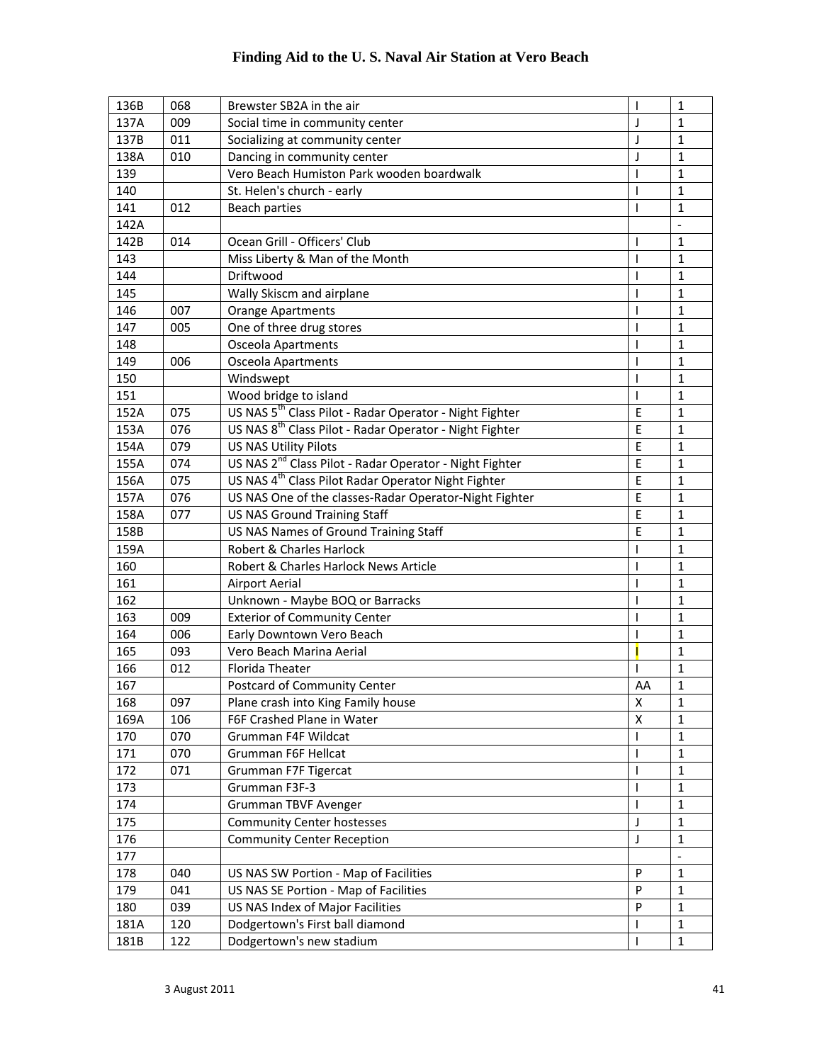| | | | | |
|---|---|---|---|---|
| 136B | 068 | Brewster SB2A in the air | I | 1 |
| 137A | 009 | Social time in community center | J | 1 |
| 137B | 011 | Socializing at community center | J | 1 |
| 138A | 010 | Dancing in community center | J | 1 |
| 139 | | Vero Beach Humiston Park wooden boardwalk | I | 1 |
| 140 | | St. Helen's church - early | I | 1 |
| 141 | 012 | Beach parties | I | 1 |
| 142A | | | | - |
| 142B | 014 | Ocean Grill - Officers' Club | I | 1 |
| 143 | | Miss Liberty & Man of the Month | I | 1 |
| 144 | | Driftwood | I | 1 |
| 145 | | Wally Skiscm and airplane | I | 1 |
| 146 | 007 | Orange Apartments | I | 1 |
| 147 | 005 | One of three drug stores | I | 1 |
| 148 | | Osceola Apartments | I | 1 |
| 149 | 006 | Osceola Apartments | I | 1 |
| 150 | | Windswept | I | 1 |
| 151 | | Wood bridge to island | I | 1 |
| 152A | 075 | US NAS 5th Class Pilot - Radar Operator - Night Fighter | E | 1 |
| 153A | 076 | US NAS 8th Class Pilot - Radar Operator - Night Fighter | E | 1 |
| 154A | 079 | US NAS Utility Pilots | E | 1 |
| 155A | 074 | US NAS 2nd Class Pilot - Radar Operator - Night Fighter | E | 1 |
| 156A | 075 | US NAS 4th Class Pilot Radar Operator Night Fighter | E | 1 |
| 157A | 076 | US NAS One of the classes-Radar Operator-Night Fighter | E | 1 |
| 158A | 077 | US NAS Ground Training Staff | E | 1 |
| 158B | | US NAS Names of Ground Training Staff | E | 1 |
| 159A | | Robert & Charles Harlock | I | 1 |
| 160 | | Robert & Charles Harlock News Article | I | 1 |
| 161 | | Airport Aerial | I | 1 |
| 162 | | Unknown - Maybe BOQ or Barracks | I | 1 |
| 163 | 009 | Exterior of Community Center | I | 1 |
| 164 | 006 | Early Downtown Vero Beach | I | 1 |
| 165 | 093 | Vero Beach Marina Aerial | I | 1 |
| 166 | 012 | Florida Theater | I | 1 |
| 167 | | Postcard of Community Center | AA | 1 |
| 168 | 097 | Plane crash into King Family house | X | 1 |
| 169A | 106 | F6F Crashed Plane in Water | X | 1 |
| 170 | 070 | Grumman F4F Wildcat | I | 1 |
| 171 | 070 | Grumman F6F Hellcat | I | 1 |
| 172 | 071 | Grumman F7F Tigercat | I | 1 |
| 173 | | Grumman F3F-3 | I | 1 |
| 174 | | Grumman TBVF Avenger | I | 1 |
| 175 | | Community Center hostesses | J | 1 |
| 176 | | Community Center Reception | J | 1 |
| 177 | | | | - |
| 178 | 040 | US NAS SW Portion - Map of Facilities | P | 1 |
| 179 | 041 | US NAS SE Portion - Map of Facilities | P | 1 |
| 180 | 039 | US NAS Index of Major Facilities | P | 1 |
| 181A | 120 | Dodgertown's First ball diamond | I | 1 |
| 181B | 122 | Dodgertown's new stadium | I | 1 |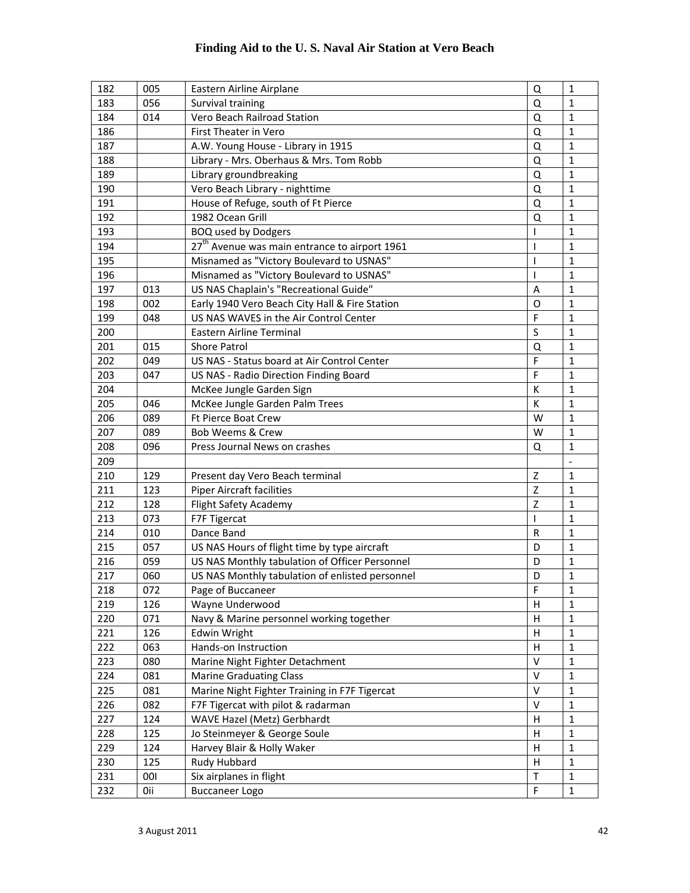# Finding Aid to the U. S. Naval Air Station at Vero Beach

| | | | | |
|---|---|---|---|---|
| 182 | 005 | Eastern Airline Airplane | Q | 1 |
| 183 | 056 | Survival training | Q | 1 |
| 184 | 014 | Vero Beach Railroad Station | Q | 1 |
| 186 | | First Theater in Vero | Q | 1 |
| 187 | | A.W. Young House - Library in 1915 | Q | 1 |
| 188 | | Library - Mrs. Oberhaus & Mrs. Tom Robb | Q | 1 |
| 189 | | Library groundbreaking | Q | 1 |
| 190 | | Vero Beach Library - nighttime | Q | 1 |
| 191 | | House of Refuge, south of Ft Pierce | Q | 1 |
| 192 | | 1982 Ocean Grill | Q | 1 |
| 193 | | BOQ used by Dodgers | I | 1 |
| 194 | | 27th Avenue was main entrance to airport 1961 | I | 1 |
| 195 | | Misnamed as "Victory Boulevard to USNAS" | I | 1 |
| 196 | | Misnamed as "Victory Boulevard to USNAS" | I | 1 |
| 197 | 013 | US NAS Chaplain's "Recreational Guide" | A | 1 |
| 198 | 002 | Early 1940 Vero Beach City Hall & Fire Station | O | 1 |
| 199 | 048 | US NAS WAVES in the Air Control Center | F | 1 |
| 200 | | Eastern Airline Terminal | S | 1 |
| 201 | 015 | Shore Patrol | Q | 1 |
| 202 | 049 | US NAS - Status board at Air Control Center | F | 1 |
| 203 | 047 | US NAS - Radio Direction Finding Board | F | 1 |
| 204 | | McKee Jungle Garden Sign | K | 1 |
| 205 | 046 | McKee Jungle Garden Palm Trees | K | 1 |
| 206 | 089 | Ft Pierce Boat Crew | W | 1 |
| 207 | 089 | Bob Weems & Crew | W | 1 |
| 208 | 096 | Press Journal News on crashes | Q | 1 |
| 209 | | | | - |
| 210 | 129 | Present day Vero Beach terminal | Z | 1 |
| 211 | 123 | Piper Aircraft facilities | Z | 1 |
| 212 | 128 | Flight Safety Academy | Z | 1 |
| 213 | 073 | F7F Tigercat | I | 1 |
| 214 | 010 | Dance Band | R | 1 |
| 215 | 057 | US NAS Hours of flight time by type aircraft | D | 1 |
| 216 | 059 | US NAS Monthly tabulation of Officer Personnel | D | 1 |
| 217 | 060 | US NAS Monthly tabulation of enlisted personnel | D | 1 |
| 218 | 072 | Page of Buccaneer | F | 1 |
| 219 | 126 | Wayne Underwood | H | 1 |
| 220 | 071 | Navy & Marine personnel working together | H | 1 |
| 221 | 126 | Edwin Wright | H | 1 |
| 222 | 063 | Hands-on Instruction | H | 1 |
| 223 | 080 | Marine Night Fighter Detachment | V | 1 |
| 224 | 081 | Marine Graduating Class | V | 1 |
| 225 | 081 | Marine Night Fighter Training in F7F Tigercat | V | 1 |
| 226 | 082 | F7F Tigercat with pilot & radarman | V | 1 |
| 227 | 124 | WAVE Hazel (Metz) Gerbhardt | H | 1 |
| 228 | 125 | Jo Steinmeyer & George Soule | H | 1 |
| 229 | 124 | Harvey Blair & Holly Waker | H | 1 |
| 230 | 125 | Rudy Hubbard | H | 1 |
| 231 | 00I | Six airplanes in flight | T | 1 |
| 232 | 0ii | Buccaneer Logo | F | 1 |

3 August 2011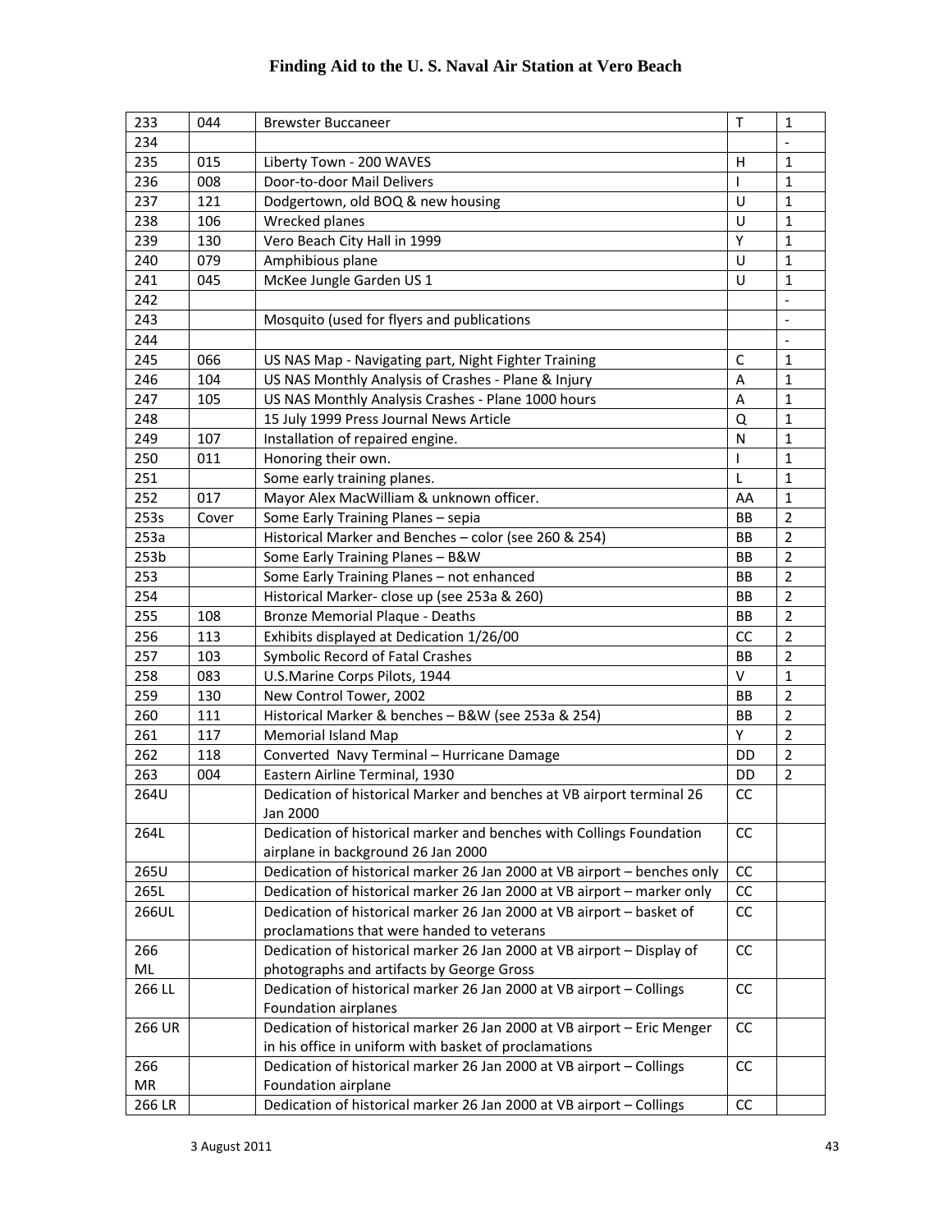| | | | | |
|---|---|---|---|---|
| 233 | 044 | Brewster Buccaneer | T | 1 |
| 234 | | | | - |
| 235 | 015 | Liberty Town - 200 WAVES | H | 1 |
| 236 | 008 | Door-to-door Mail Delivers | I | 1 |
| 237 | 121 | Dodgertown, old BOQ & new housing | U | 1 |
| 238 | 106 | Wrecked planes | U | 1 |
| 239 | 130 | Vero Beach City Hall in 1999 | Y | 1 |
| 240 | 079 | Amphibious plane | U | 1 |
| 241 | 045 | McKee Jungle Garden US 1 | U | 1 |
| 242 | | | | - |
| 243 | | Mosquito (used for flyers and publications | | - |
| 244 | | | | - |
| 245 | 066 | US NAS Map - Navigating part, Night Fighter Training | C | 1 |
| 246 | 104 | US NAS Monthly Analysis of Crashes - Plane & Injury | A | 1 |
| 247 | 105 | US NAS Monthly Analysis Crashes - Plane 1000 hours | A | 1 |
| 248 | | 15 July 1999 Press Journal News Article | Q | 1 |
| 249 | 107 | Installation of repaired engine. | N | 1 |
| 250 | 011 | Honoring their own. | I | 1 |
| 251 | | Some early training planes. | L | 1 |
| 252 | 017 | Mayor Alex MacWilliam & unknown officer. | AA | 1 |
| 253s | Cover | Some Early Training Planes – sepia | BB | 2 |
| 253a | | Historical Marker and Benches – color (see 260 & 254) | BB | 2 |
| 253b | | Some Early Training Planes – B&W | BB | 2 |
| 253 | | Some Early Training Planes – not enhanced | BB | 2 |
| 254 | | Historical Marker- close up (see 253a & 260) | BB | 2 |
| 255 | 108 | Bronze Memorial Plaque - Deaths | BB | 2 |
| 256 | 113 | Exhibits displayed at Dedication 1/26/00 | CC | 2 |
| 257 | 103 | Symbolic Record of Fatal Crashes | BB | 2 |
| 258 | 083 | U.S.Marine Corps Pilots, 1944 | V | 1 |
| 259 | 130 | New Control Tower, 2002 | BB | 2 |
| 260 | 111 | Historical Marker & benches – B&W (see 253a & 254) | BB | 2 |
| 261 | 117 | Memorial Island Map | Y | 2 |
| 262 | 118 | Converted Navy Terminal – Hurricane Damage | DD | 2 |
| 263 | 004 | Eastern Airline Terminal, 1930 | DD | 2 |
| 264U | | Dedication of historical Marker and benches at VB airport terminal 26 Jan 2000 | CC | |
| 264L | | Dedication of historical marker and benches with Collings Foundation airplane in background 26 Jan 2000 | CC | |
| 265U | | Dedication of historical marker 26 Jan 2000 at VB airport – benches only | CC | |
| 265L | | Dedication of historical marker 26 Jan 2000 at VB airport – marker only | CC | |
| 266UL | | Dedication of historical marker 26 Jan 2000 at VB airport – basket of proclamations that were handed to veterans | CC | |
| 266 ML | | Dedication of historical marker 26 Jan 2000 at VB airport – Display of photographs and artifacts by George Gross | CC | |
| 266 LL | | Dedication of historical marker 26 Jan 2000 at VB airport – Collings Foundation airplanes | CC | |
| 266 UR | | Dedication of historical marker 26 Jan 2000 at VB airport – Eric Menger in his office in uniform with basket of proclamations | CC | |
| 266 MR | | Dedication of historical marker 26 Jan 2000 at VB airport – Collings Foundation airplane | CC | |
| 266 LR | | Dedication of historical marker 26 Jan 2000 at VB airport – Collings | CC | |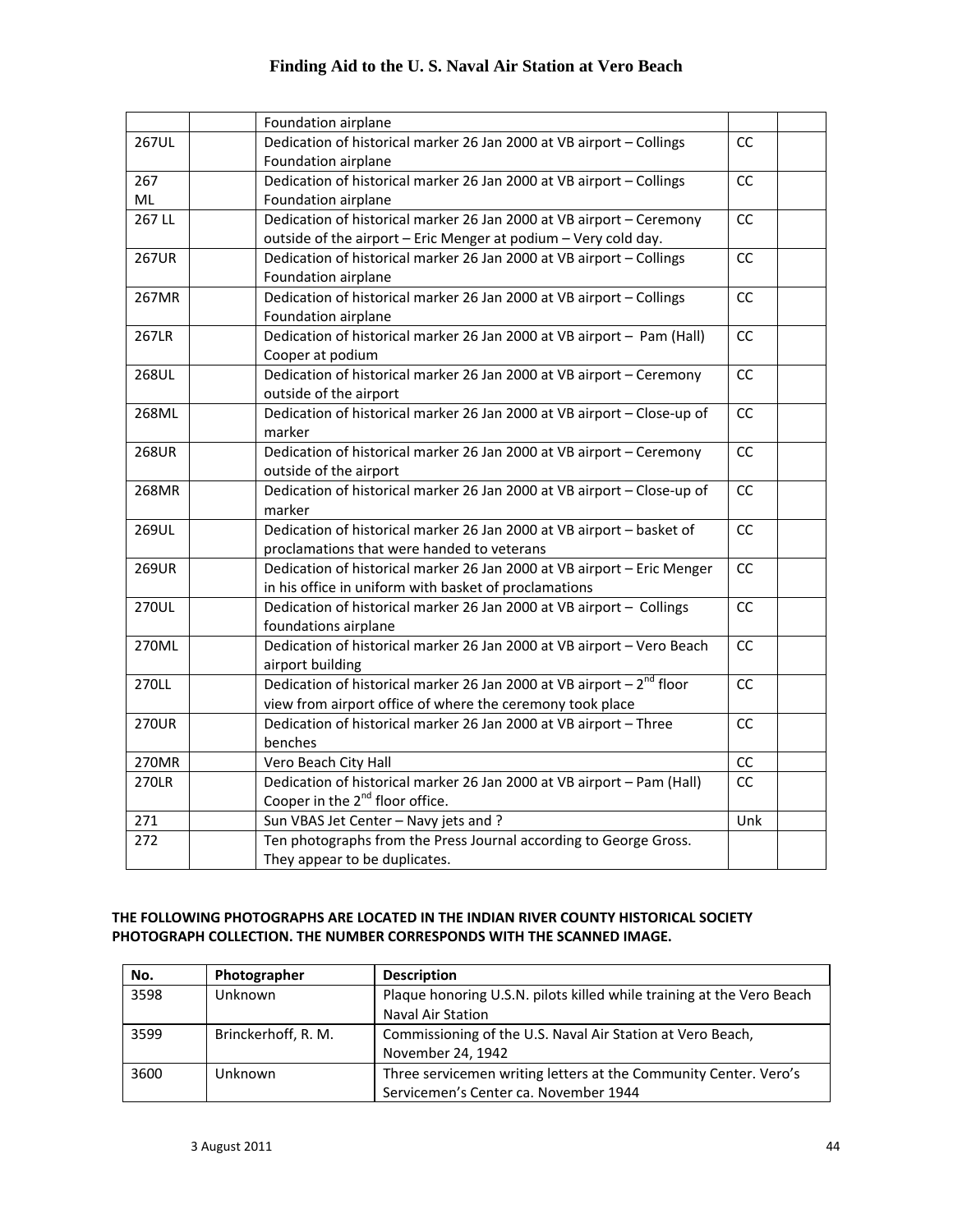| | | | | |
|---|---|---|---|---|
| | | Foundation airplane | | |
| 267UL | | Dedication of historical marker 26 Jan 2000 at VB airport – Collings Foundation airplane | CC | |
| 267 ML | | Dedication of historical marker 26 Jan 2000 at VB airport – Collings Foundation airplane | CC | |
| 267 LL | | Dedication of historical marker 26 Jan 2000 at VB airport – Ceremony outside of the airport – Eric Menger at podium – Very cold day. | CC | |
| 267UR | | Dedication of historical marker 26 Jan 2000 at VB airport – Collings Foundation airplane | CC | |
| 267MR | | Dedication of historical marker 26 Jan 2000 at VB airport – Collings Foundation airplane | CC | |
| 267LR | | Dedication of historical marker 26 Jan 2000 at VB airport – Pam (Hall) Cooper at podium | CC | |
| 268UL | | Dedication of historical marker 26 Jan 2000 at VB airport – Ceremony outside of the airport | CC | |
| 268ML | | Dedication of historical marker 26 Jan 2000 at VB airport – Close-up of marker | CC | |
| 268UR | | Dedication of historical marker 26 Jan 2000 at VB airport – Ceremony outside of the airport | CC | |
| 268MR | | Dedication of historical marker 26 Jan 2000 at VB airport – Close-up of marker | CC | |
| 269UL | | Dedication of historical marker 26 Jan 2000 at VB airport – basket of proclamations that were handed to veterans | CC | |
| 269UR | | Dedication of historical marker 26 Jan 2000 at VB airport – Eric Menger in his office in uniform with basket of proclamations | CC | |
| 270UL | | Dedication of historical marker 26 Jan 2000 at VB airport – Collings foundations airplane | CC | |
| 270ML | | Dedication of historical marker 26 Jan 2000 at VB airport – Vero Beach airport building | CC | |
| 270LL | | Dedication of historical marker 26 Jan 2000 at VB airport – 2nd floor view from airport office of where the ceremony took place | CC | |
| 270UR | | Dedication of historical marker 26 Jan 2000 at VB airport – Three benches | CC | |
| 270MR | | Vero Beach City Hall | CC | |
| 270LR | | Dedication of historical marker 26 Jan 2000 at VB airport – Pam (Hall) Cooper in the 2nd floor office. | CC | |
| 271 | | Sun VBAS Jet Center – Navy jets and ? | Unk | |
| 272 | | Ten photographs from the Press Journal according to George Gross. They appear to be duplicates. | | |

**THE FOLLOWING PHOTOGRAPHS ARE LOCATED IN THE INDIAN RIVER COUNTY HISTORICAL SOCIETY PHOTOGRAPH COLLECTION. THE NUMBER CORRESPONDS WITH THE SCANNED IMAGE.**

| No. | Photographer | Description |
|---|---|---|
| 3598 | Unknown | Plaque honoring U.S.N. pilots killed while training at the Vero Beach Naval Air Station |
| 3599 | Brinckerhoff, R. M. | Commissioning of the U.S. Naval Air Station at Vero Beach, November 24, 1942 |
| 3600 | Unknown | Three servicemen writing letters at the Community Center. Vero's Servicemen's Center ca. November 1944 |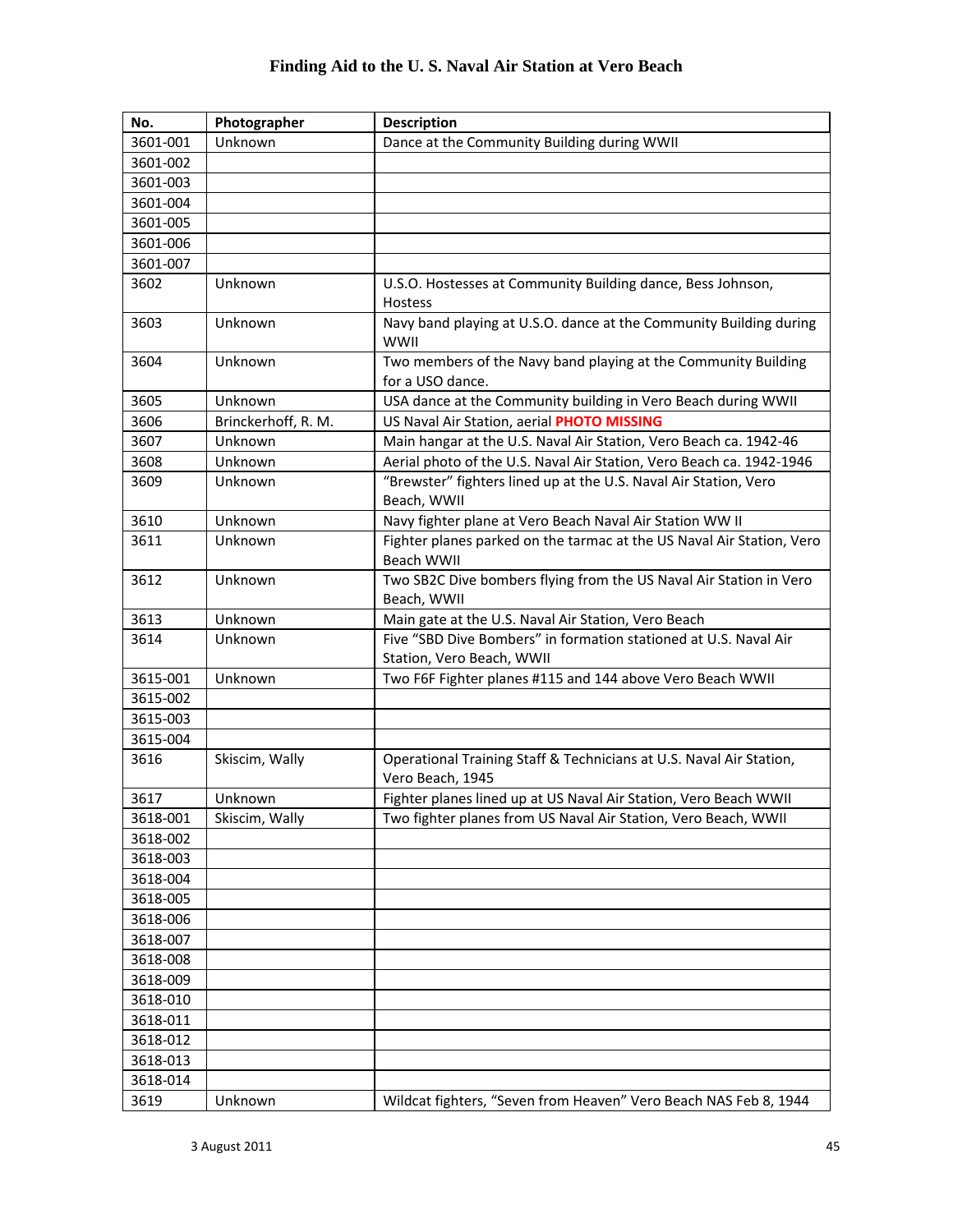# Finding Aid to the U. S. Naval Air Station at Vero Beach

| No. | Photographer | Description |
|---|---|---|
| 3601-001 | Unknown | Dance at the Community Building during WWII |
| 3601-002 | | |
| 3601-003 | | |
| 3601-004 | | |
| 3601-005 | | |
| 3601-006 | | |
| 3601-007 | | |
| 3602 | Unknown | U.S.O. Hostesses at Community Building dance, Bess Johnson, Hostess |
| 3603 | Unknown | Navy band playing at U.S.O. dance at the Community Building during WWII |
| 3604 | Unknown | Two members of the Navy band playing at the Community Building for a USO dance. |
| 3605 | Unknown | USA dance at the Community building in Vero Beach during WWII |
| 3606 | Brinckerhoff, R. M. | US Naval Air Station, aerial **PHOTO MISSING** |
| 3607 | Unknown | Main hangar at the U.S. Naval Air Station, Vero Beach ca. 1942-46 |
| 3608 | Unknown | Aerial photo of the U.S. Naval Air Station, Vero Beach ca. 1942-1946 |
| 3609 | Unknown | "Brewster" fighters lined up at the U.S. Naval Air Station, Vero Beach, WWII |
| 3610 | Unknown | Navy fighter plane at Vero Beach Naval Air Station WW II |
| 3611 | Unknown | Fighter planes parked on the tarmac at the US Naval Air Station, Vero Beach WWII |
| 3612 | Unknown | Two SB2C Dive bombers flying from the US Naval Air Station in Vero Beach, WWII |
| 3613 | Unknown | Main gate at the U.S. Naval Air Station, Vero Beach |
| 3614 | Unknown | Five "SBD Dive Bombers" in formation stationed at U.S. Naval Air Station, Vero Beach, WWII |
| 3615-001 | Unknown | Two F6F Fighter planes #115 and 144 above Vero Beach WWII |
| 3615-002 | | |
| 3615-003 | | |
| 3615-004 | | |
| 3616 | Skiscim, Wally | Operational Training Staff & Technicians at U.S. Naval Air Station, Vero Beach, 1945 |
| 3617 | Unknown | Fighter planes lined up at US Naval Air Station, Vero Beach WWII |
| 3618-001 | Skiscim, Wally | Two fighter planes from US Naval Air Station, Vero Beach, WWII |
| 3618-002 | | |
| 3618-003 | | |
| 3618-004 | | |
| 3618-005 | | |
| 3618-006 | | |
| 3618-007 | | |
| 3618-008 | | |
| 3618-009 | | |
| 3618-010 | | |
| 3618-011 | | |
| 3618-012 | | |
| 3618-013 | | |
| 3618-014 | | |
| 3619 | Unknown | Wildcat fighters, "Seven from Heaven" Vero Beach NAS Feb 8, 1944 |

3 August 2011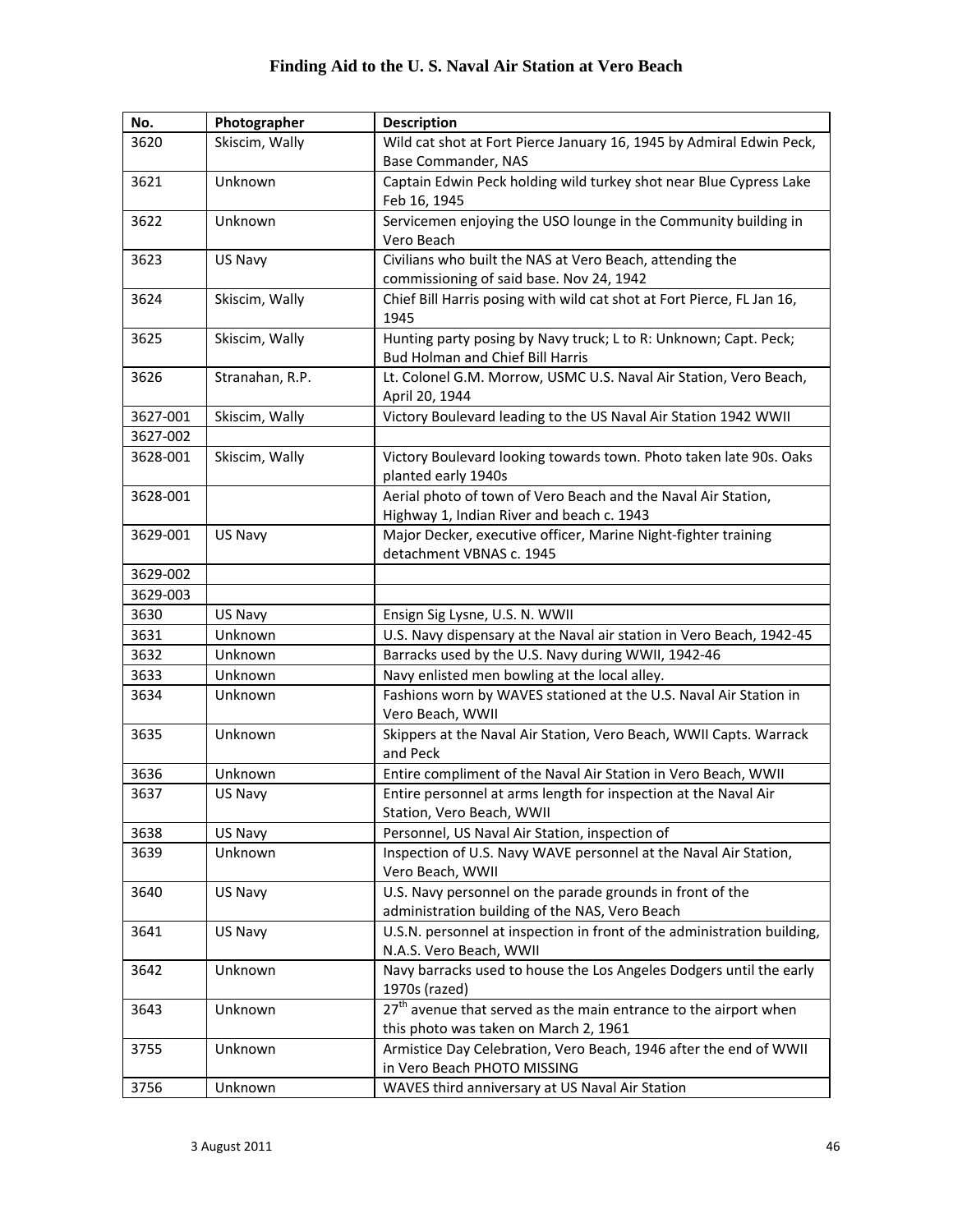| No. | Photographer | Description |
|---|---|---|
| 3620 | Skiscim, Wally | Wild cat shot at Fort Pierce January 16, 1945 by Admiral Edwin Peck, Base Commander, NAS |
| 3621 | Unknown | Captain Edwin Peck holding wild turkey shot near Blue Cypress Lake Feb 16, 1945 |
| 3622 | Unknown | Servicemen enjoying the USO lounge in the Community building in Vero Beach |
| 3623 | US Navy | Civilians who built the NAS at Vero Beach, attending the commissioning of said base. Nov 24, 1942 |
| 3624 | Skiscim, Wally | Chief Bill Harris posing with wild cat shot at Fort Pierce, FL Jan 16, 1945 |
| 3625 | Skiscim, Wally | Hunting party posing by Navy truck; L to R: Unknown; Capt. Peck; Bud Holman and Chief Bill Harris |
| 3626 | Stranahan, R.P. | Lt. Colonel G.M. Morrow, USMC U.S. Naval Air Station, Vero Beach, April 20, 1944 |
| 3627-001 | Skiscim, Wally | Victory Boulevard leading to the US Naval Air Station 1942 WWII |
| 3627-002 | | |
| 3628-001 | Skiscim, Wally | Victory Boulevard looking towards town. Photo taken late 90s. Oaks planted early 1940s |
| 3628-001 | | Aerial photo of town of Vero Beach and the Naval Air Station, Highway 1, Indian River and beach c. 1943 |
| 3629-001 | US Navy | Major Decker, executive officer, Marine Night-fighter training detachment VBNAS c. 1945 |
| 3629-002 | | |
| 3629-003 | | |
| 3630 | US Navy | Ensign Sig Lysne, U.S. N. WWII |
| 3631 | Unknown | U.S. Navy dispensary at the Naval air station in Vero Beach, 1942-45 |
| 3632 | Unknown | Barracks used by the U.S. Navy during WWII, 1942-46 |
| 3633 | Unknown | Navy enlisted men bowling at the local alley. |
| 3634 | Unknown | Fashions worn by WAVES stationed at the U.S. Naval Air Station in Vero Beach, WWII |
| 3635 | Unknown | Skippers at the Naval Air Station, Vero Beach, WWII Capts. Warrack and Peck |
| 3636 | Unknown | Entire compliment of the Naval Air Station in Vero Beach, WWII |
| 3637 | US Navy | Entire personnel at arms length for inspection at the Naval Air Station, Vero Beach, WWII |
| 3638 | US Navy | Personnel, US Naval Air Station, inspection of |
| 3639 | Unknown | Inspection of U.S. Navy WAVE personnel at the Naval Air Station, Vero Beach, WWII |
| 3640 | US Navy | U.S. Navy personnel on the parade grounds in front of the administration building of the NAS, Vero Beach |
| 3641 | US Navy | U.S.N. personnel at inspection in front of the administration building, N.A.S. Vero Beach, WWII |
| 3642 | Unknown | Navy barracks used to house the Los Angeles Dodgers until the early 1970s (razed) |
| 3643 | Unknown | 27th avenue that served as the main entrance to the airport when this photo was taken on March 2, 1961 |
| 3755 | Unknown | Armistice Day Celebration, Vero Beach, 1946 after the end of WWII in Vero Beach PHOTO MISSING |
| 3756 | Unknown | WAVES third anniversary at US Naval Air Station |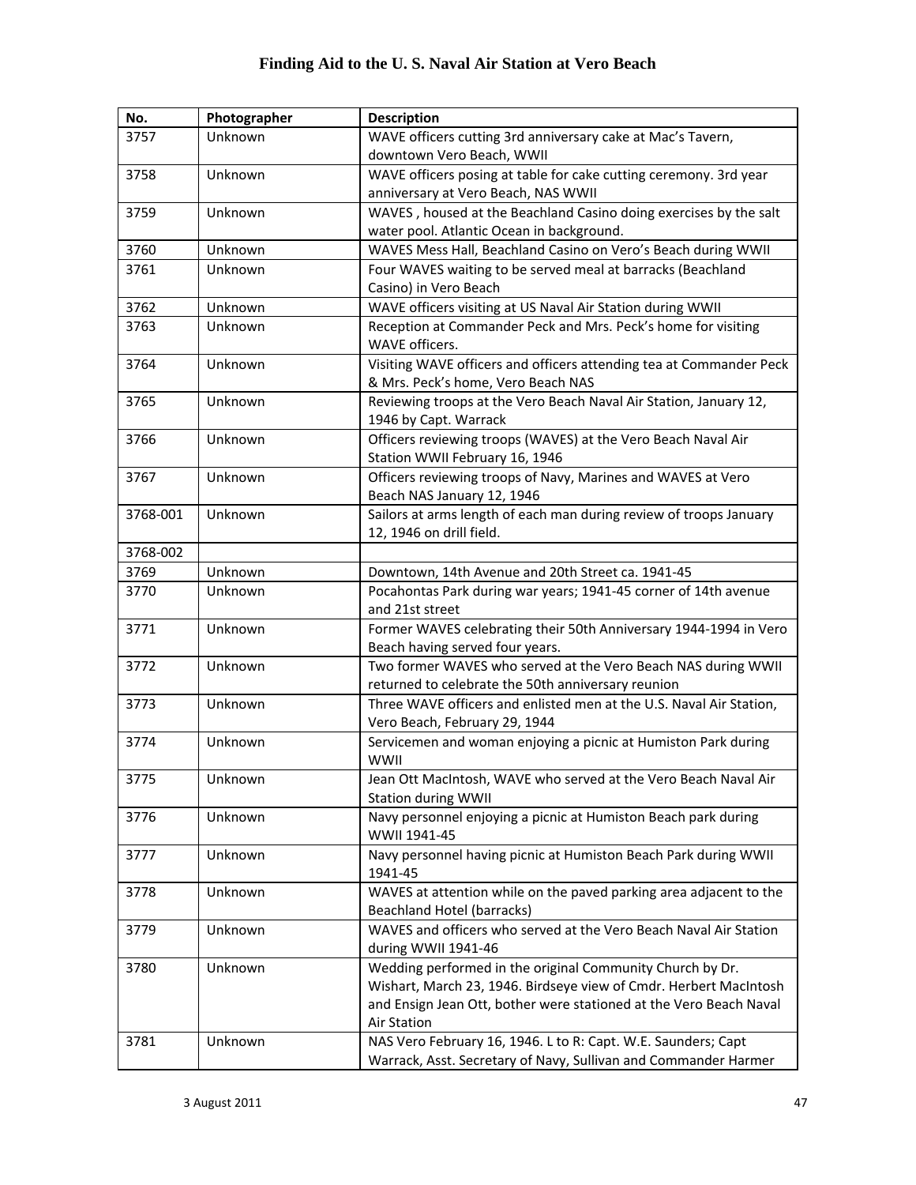# Finding Aid to the U. S. Naval Air Station at Vero Beach

| No. | Photographer | Description |
|---|---|---|
| 3757 | Unknown | WAVE officers cutting 3rd anniversary cake at Mac's Tavern, downtown Vero Beach, WWII |
| 3758 | Unknown | WAVE officers posing at table for cake cutting ceremony. 3rd year anniversary at Vero Beach, NAS WWII |
| 3759 | Unknown | WAVES , housed at the Beachland Casino doing exercises by the salt water pool. Atlantic Ocean in background. |
| 3760 | Unknown | WAVES Mess Hall, Beachland Casino on Vero's Beach during WWII |
| 3761 | Unknown | Four WAVES waiting to be served meal at barracks (Beachland Casino) in Vero Beach |
| 3762 | Unknown | WAVE officers visiting at US Naval Air Station during WWII |
| 3763 | Unknown | Reception at Commander Peck and Mrs. Peck's home for visiting WAVE officers. |
| 3764 | Unknown | Visiting WAVE officers and officers attending tea at Commander Peck & Mrs. Peck's home, Vero Beach NAS |
| 3765 | Unknown | Reviewing troops at the Vero Beach Naval Air Station, January 12, 1946 by Capt. Warrack |
| 3766 | Unknown | Officers reviewing troops (WAVES) at the Vero Beach Naval Air Station WWII February 16, 1946 |
| 3767 | Unknown | Officers reviewing troops of Navy, Marines and WAVES at Vero Beach NAS January 12, 1946 |
| 3768-001 | Unknown | Sailors at arms length of each man during review of troops January 12, 1946 on drill field. |
| 3768-002 | | |
| 3769 | Unknown | Downtown, 14th Avenue and 20th Street ca. 1941-45 |
| 3770 | Unknown | Pocahontas Park during war years; 1941-45 corner of 14th avenue and 21st street |
| 3771 | Unknown | Former WAVES celebrating their 50th Anniversary 1944-1994 in Vero Beach having served four years. |
| 3772 | Unknown | Two former WAVES who served at the Vero Beach NAS during WWII returned to celebrate the 50th anniversary reunion |
| 3773 | Unknown | Three WAVE officers and enlisted men at the U.S. Naval Air Station, Vero Beach, February 29, 1944 |
| 3774 | Unknown | Servicemen and woman enjoying a picnic at Humiston Park during WWII |
| 3775 | Unknown | Jean Ott MacIntosh, WAVE who served at the Vero Beach Naval Air Station during WWII |
| 3776 | Unknown | Navy personnel enjoying a picnic at Humiston Beach park during WWII 1941-45 |
| 3777 | Unknown | Navy personnel having picnic at Humiston Beach Park during WWII 1941-45 |
| 3778 | Unknown | WAVES at attention while on the paved parking area adjacent to the Beachland Hotel (barracks) |
| 3779 | Unknown | WAVES and officers who served at the Vero Beach Naval Air Station during WWII 1941-46 |
| 3780 | Unknown | Wedding performed in the original Community Church by Dr. Wishart, March 23, 1946. Birdseye view of Cmdr. Herbert MacIntosh and Ensign Jean Ott, bother were stationed at the Vero Beach Naval Air Station |
| 3781 | Unknown | NAS Vero February 16, 1946. L to R: Capt. W.E. Saunders; Capt Warrack, Asst. Secretary of Navy, Sullivan and Commander Harmer |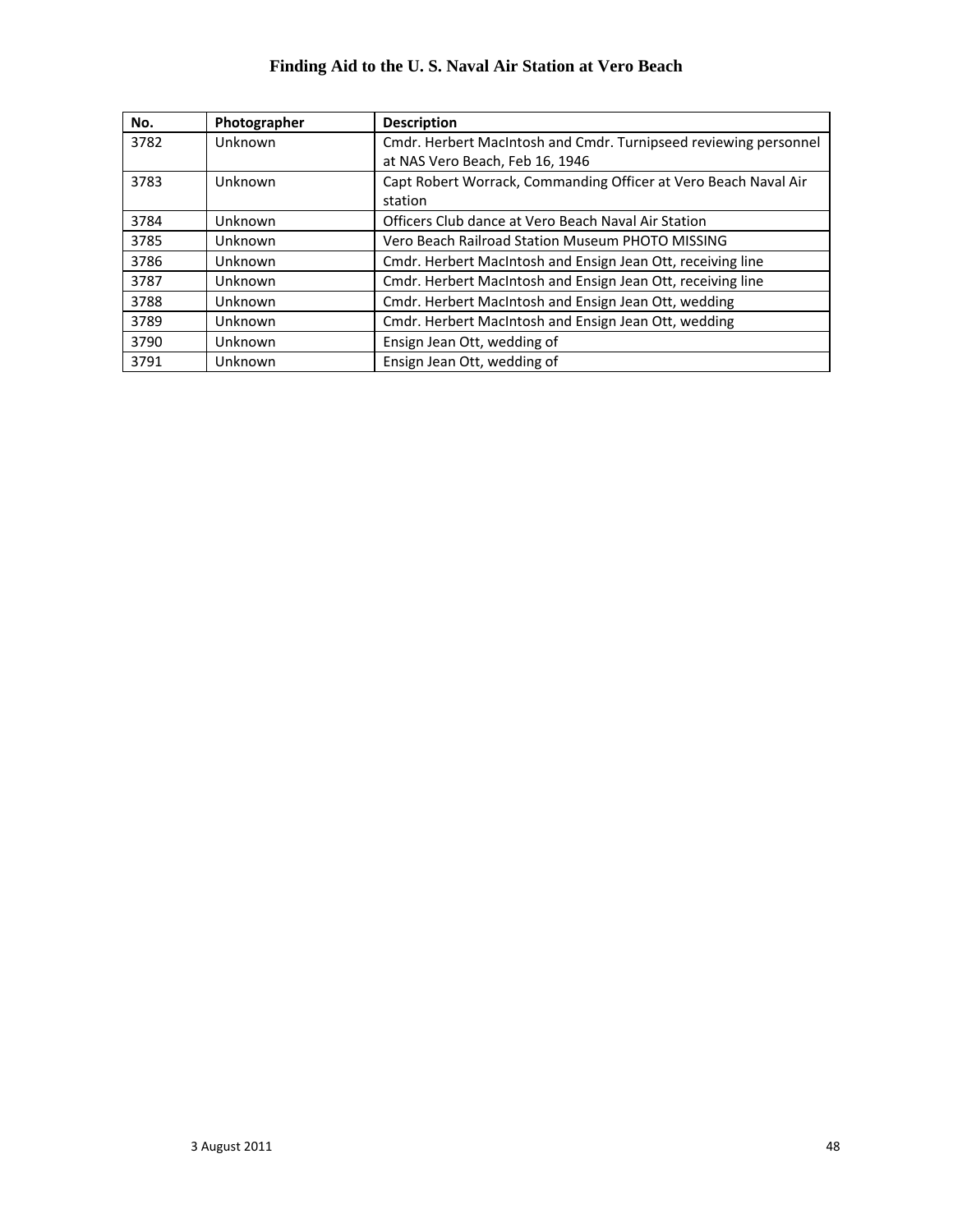| No. | Photographer | Description |
|---|---|---|
| 3782 | Unknown | Cmdr. Herbert MacIntosh and Cmdr. Turnipseed reviewing personnel at NAS Vero Beach, Feb 16, 1946 |
| 3783 | Unknown | Capt Robert Worrack, Commanding Officer at Vero Beach Naval Air station |
| 3784 | Unknown | Officers Club dance at Vero Beach Naval Air Station |
| 3785 | Unknown | Vero Beach Railroad Station Museum PHOTO MISSING |
| 3786 | Unknown | Cmdr. Herbert MacIntosh and Ensign Jean Ott, receiving line |
| 3787 | Unknown | Cmdr. Herbert MacIntosh and Ensign Jean Ott, receiving line |
| 3788 | Unknown | Cmdr. Herbert MacIntosh and Ensign Jean Ott, wedding |
| 3789 | Unknown | Cmdr. Herbert MacIntosh and Ensign Jean Ott, wedding |
| 3790 | Unknown | Ensign Jean Ott, wedding of |
| 3791 | Unknown | Ensign Jean Ott, wedding of |